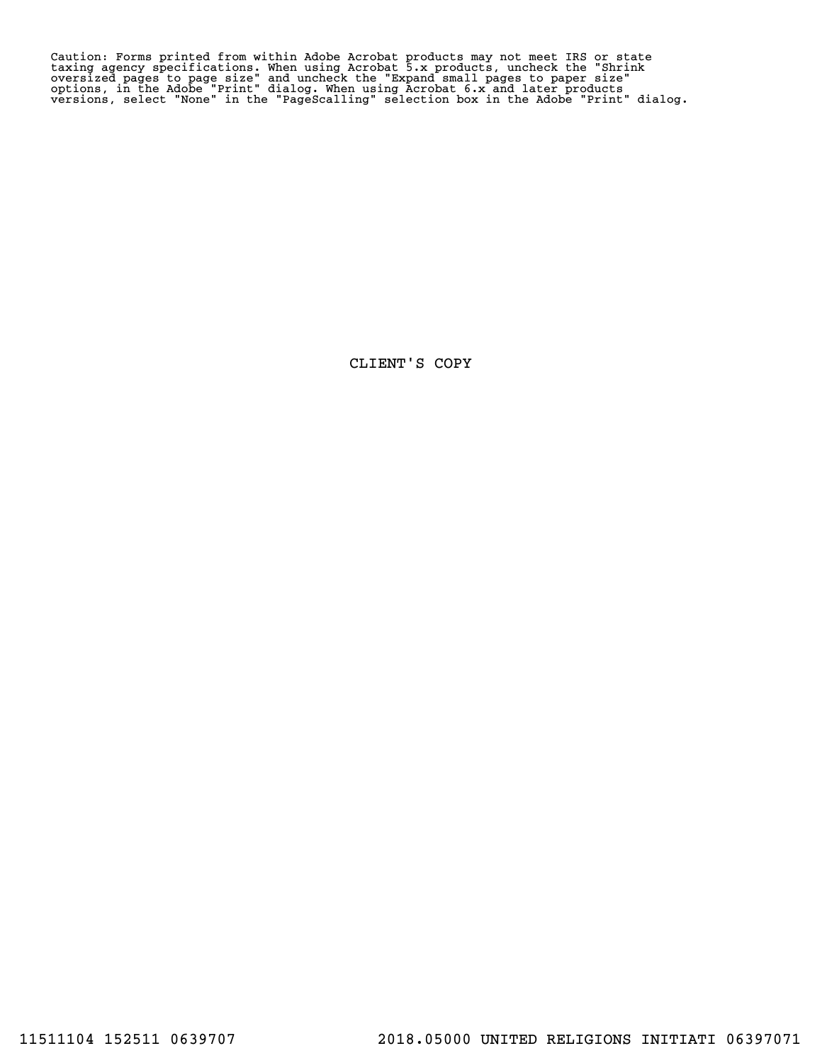Caution: Forms printed from within Adobe Acrobat products may not meet IRS or state taxing agency specifications. When using Acrobat 5.x products, uncheck the "Shrink oversized pages to page size" and uncheck the "Expand small pages to paper size" options, in the Adobe "Print" dialog. When using Acrobat 6.x and later products versions, select "None" in the "PageScalling" selection box in the Adobe "Print" dialog.

CLIENT'S COPY

11511104 152511 0639707 2018.05000 UNITED RELIGIONS INITIATI 06397071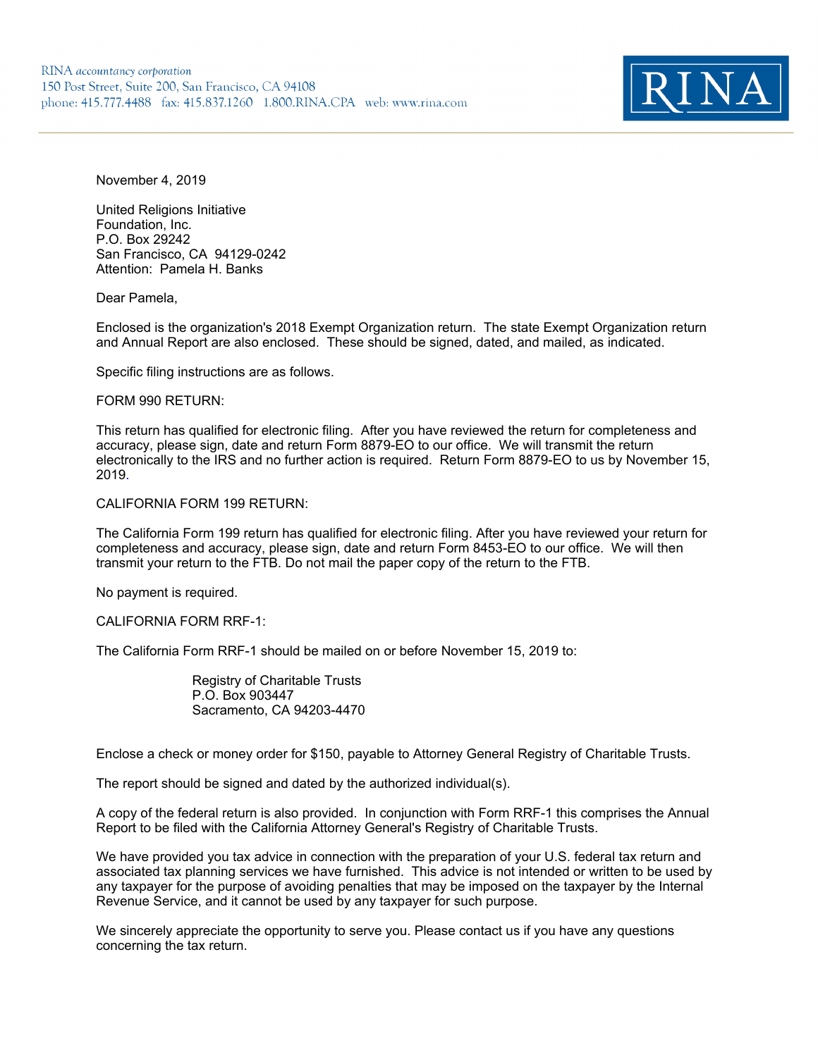RINA *accountancy corporation*
150 Post Street, Suite 200, San Francisco, CA 94108
phone: 415.777.4488 fax: 415.837.1260 1.800.RINA.CPA web: www.rina.com

RINA

November 4, 2019

United Religions Initiative
Foundation, Inc.
P.O. Box 29242
San Francisco, CA 94129-0242
Attention: Pamela H. Banks

Dear Pamela,

Enclosed is the organization's 2018 Exempt Organization return. The state Exempt Organization return and Annual Report are also enclosed. These should be signed, dated, and mailed, as indicated.

Specific filing instructions are as follows.

FORM 990 RETURN:

This return has qualified for electronic filing. After you have reviewed the return for completeness and accuracy, please sign, date and return Form 8879-EO to our office. We will transmit the return electronically to the IRS and no further action is required. Return Form 8879-EO to us by November 15, 2019.

CALIFORNIA FORM 199 RETURN:

The California Form 199 return has qualified for electronic filing. After you have reviewed your return for completeness and accuracy, please sign, date and return Form 8453-EO to our office. We will then transmit your return to the FTB. Do not mail the paper copy of the return to the FTB.

No payment is required.

CALIFORNIA FORM RRF-1:

The California Form RRF-1 should be mailed on or before November 15, 2019 to:

Registry of Charitable Trusts
P.O. Box 903447
Sacramento, CA 94203-4470

Enclose a check or money order for $150, payable to Attorney General Registry of Charitable Trusts.

The report should be signed and dated by the authorized individual(s).

A copy of the federal return is also provided. In conjunction with Form RRF-1 this comprises the Annual Report to be filed with the California Attorney General's Registry of Charitable Trusts.

We have provided you tax advice in connection with the preparation of your U.S. federal tax return and associated tax planning services we have furnished. This advice is not intended or written to be used by any taxpayer for the purpose of avoiding penalties that may be imposed on the taxpayer by the Internal Revenue Service, and it cannot be used by any taxpayer for such purpose.

We sincerely appreciate the opportunity to serve you. Please contact us if you have any questions concerning the tax return.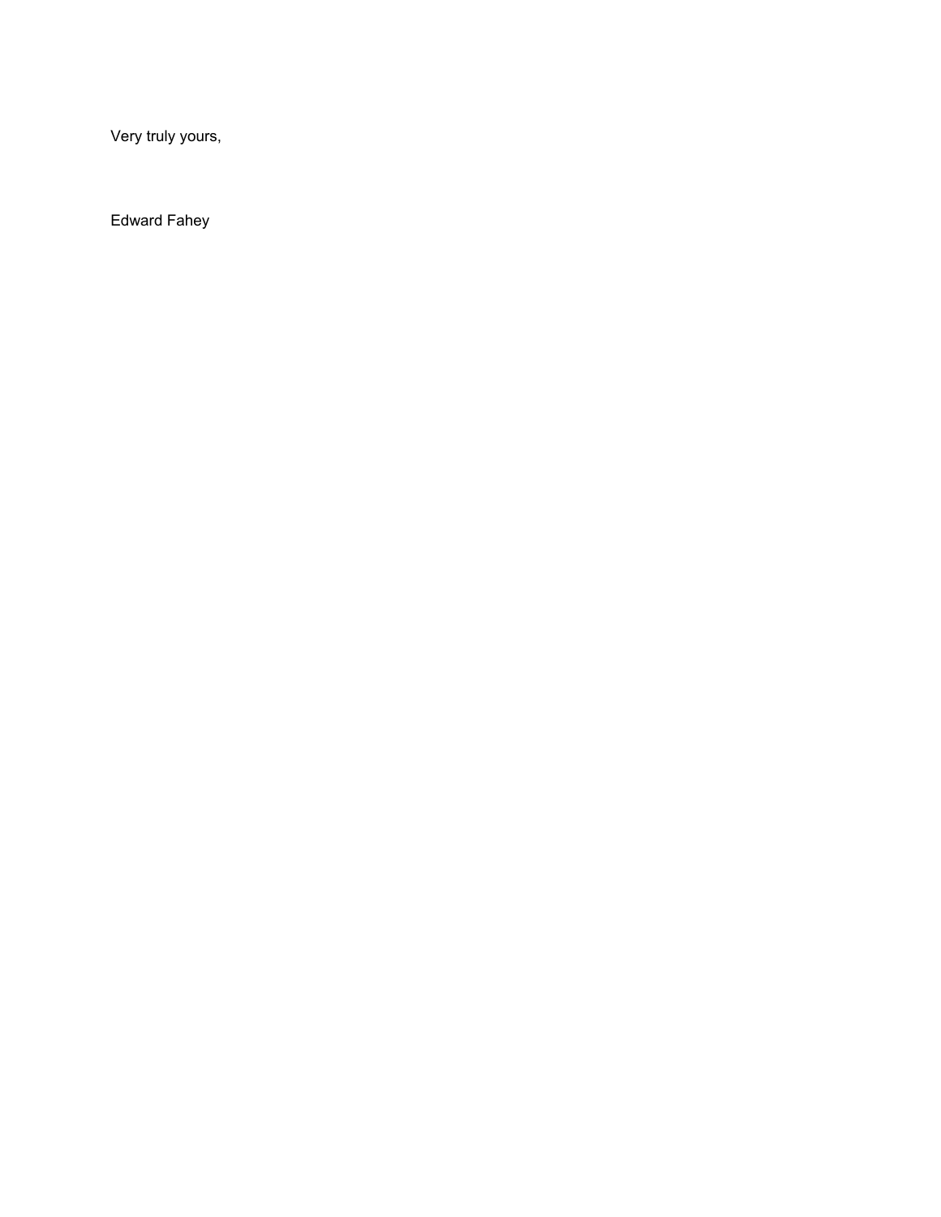Very truly yours,

Edward Fahey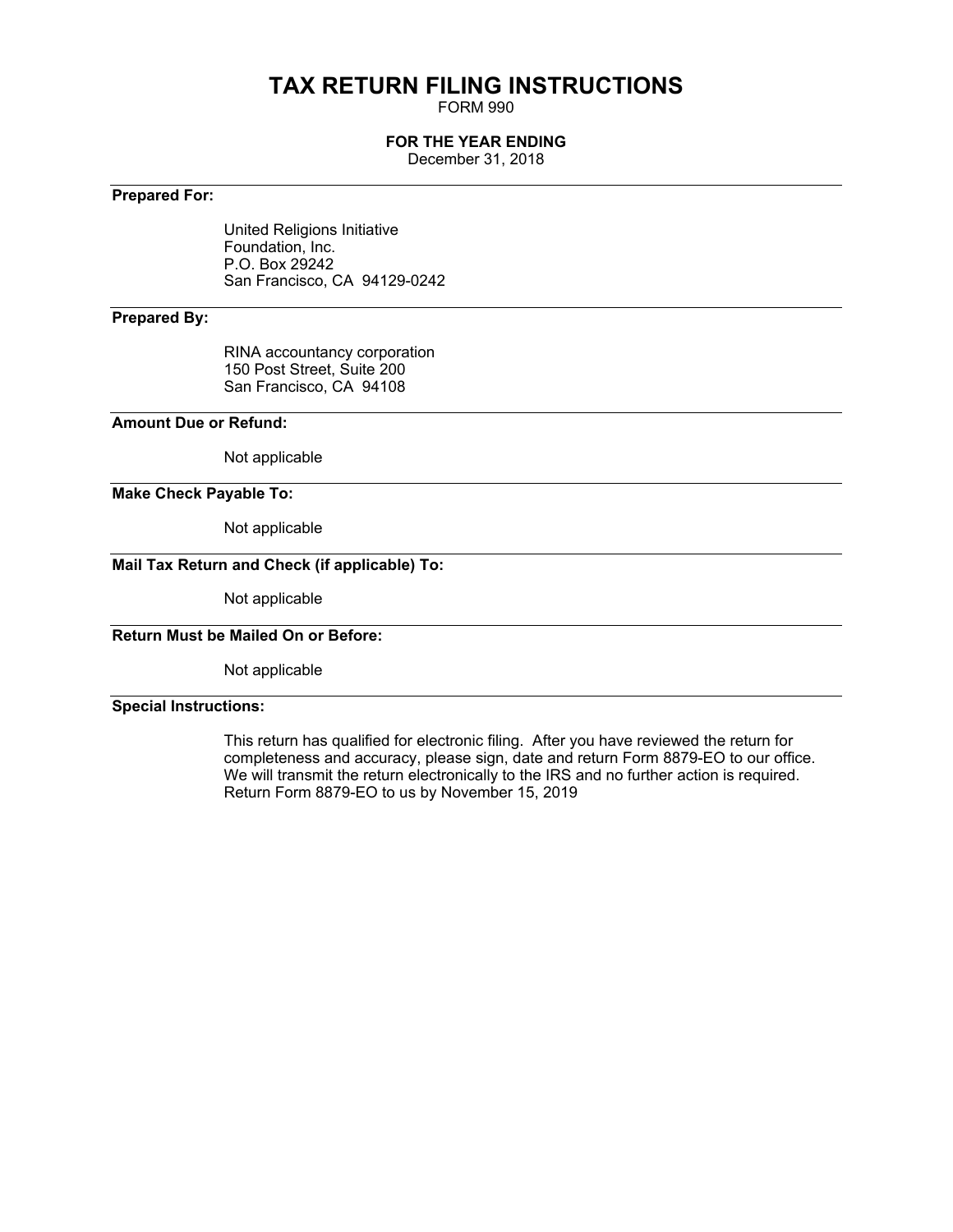# TAX RETURN FILING INSTRUCTIONS

FORM 990

**FOR THE YEAR ENDING**

December 31, 2018

---

**Prepared For:**

United Religions Initiative
Foundation, Inc.
P.O. Box 29242
San Francisco, CA 94129-0242

---

**Prepared By:**

RINA accountancy corporation
150 Post Street, Suite 200
San Francisco, CA 94108

---

**Amount Due or Refund:**

Not applicable

---

**Make Check Payable To:**

Not applicable

---

**Mail Tax Return and Check (if applicable) To:**

Not applicable

---

**Return Must be Mailed On or Before:**

Not applicable

---

**Special Instructions:**

This return has qualified for electronic filing. After you have reviewed the return for completeness and accuracy, please sign, date and return Form 8879-EO to our office. We will transmit the return electronically to the IRS and no further action is required. Return Form 8879-EO to us by November 15, 2019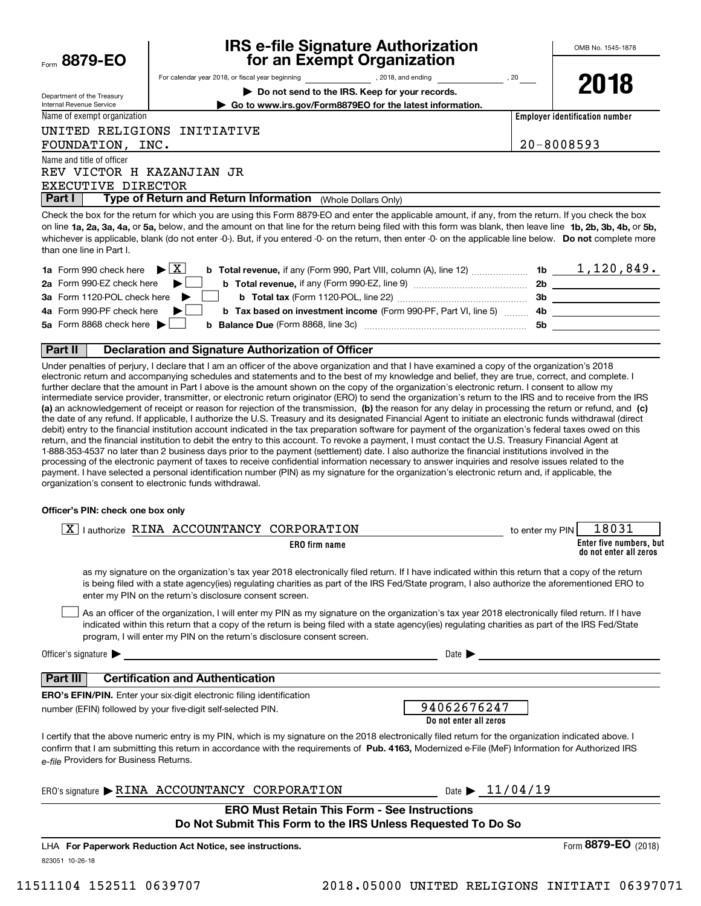Form **8879-EO**

Department of the Treasury
Internal Revenue Service

# IRS e-file Signature Authorization for an Exempt Organization

For calendar year 2018, or fiscal year beginning ____________, 2018, and ending ____________, 20___

▶ **Do not send to the IRS. Keep for your records.**

▶ **Go to www.irs.gov/Form8879EO for the latest information.**

OMB No. 1545-1878

**2018**

Name of exempt organization
UNITED RELIGIONS INITIATIVE FOUNDATION, INC.

**Employer identification number**
20-8008593

Name and title of officer
REV VICTOR H KAZANJIAN JR
EXECUTIVE DIRECTOR

## Part I — Type of Return and Return Information (Whole Dollars Only)

Check the box for the return for which you are using this Form 8879-EO and enter the applicable amount, if any, from the return. If you check the box on line **1a, 2a, 3a, 4a,** or **5a,** below, and the amount on that line for the return being filed with this form was blank, then leave line **1b, 2b, 3b, 4b,** or **5b,** whichever is applicable, blank (do not enter -0-). But, if you entered -0- on the return, then enter -0- on the applicable line below. **Do not** complete more than one line in Part I.

| | | | |
|---|---|---|---|
| **1a** Form 990 check here ▶ [X] | **b Total revenue,** if any (Form 990, Part VIII, column (A), line 12) | **1b** | 1,120,849. |
| **2a** Form 990-EZ check here ▶ [ ] | **b Total revenue,** if any (Form 990-EZ, line 9) | **2b** | |
| **3a** Form 1120-POL check here ▶ [ ] | **b Total tax** (Form 1120-POL, line 22) | **3b** | |
| **4a** Form 990-PF check here ▶ [ ] | **b Tax based on investment income** (Form 990-PF, Part VI, line 5) | **4b** | |
| **5a** Form 8868 check here ▶ [ ] | **b Balance Due** (Form 8868, line 3c) | **5b** | |

## Part II — Declaration and Signature Authorization of Officer

Under penalties of perjury, I declare that I am an officer of the above organization and that I have examined a copy of the organization's 2018 electronic return and accompanying schedules and statements and to the best of my knowledge and belief, they are true, correct, and complete. I further declare that the amount in Part I above is the amount shown on the copy of the organization's electronic return. I consent to allow my intermediate service provider, transmitter, or electronic return originator (ERO) to send the organization's return to the IRS and to receive from the IRS **(a)** an acknowledgement of receipt or reason for rejection of the transmission, **(b)** the reason for any delay in processing the return or refund, and **(c)** the date of any refund. If applicable, I authorize the U.S. Treasury and its designated Financial Agent to initiate an electronic funds withdrawal (direct debit) entry to the financial institution account indicated in the tax preparation software for payment of the organization's federal taxes owed on this return, and the financial institution to debit the entry to this account. To revoke a payment, I must contact the U.S. Treasury Financial Agent at 1-888-353-4537 no later than 2 business days prior to the payment (settlement) date. I also authorize the financial institutions involved in the processing of the electronic payment of taxes to receive confidential information necessary to answer inquiries and resolve issues related to the payment. I have selected a personal identification number (PIN) as my signature for the organization's electronic return and, if applicable, the organization's consent to electronic funds withdrawal.

**Officer's PIN: check one box only**

[X] I authorize RINA ACCOUNTANCY CORPORATION to enter my PIN 18031
**ERO firm name** — **Enter five numbers, but do not enter all zeros**

as my signature on the organization's tax year 2018 electronically filed return. If I have indicated within this return that a copy of the return is being filed with a state agency(ies) regulating charities as part of the IRS Fed/State program, I also authorize the aforementioned ERO to enter my PIN on the return's disclosure consent screen.

[ ] As an officer of the organization, I will enter my PIN as my signature on the organization's tax year 2018 electronically filed return. If I have indicated within this return that a copy of the return is being filed with a state agency(ies) regulating charities as part of the IRS Fed/State program, I will enter my PIN on the return's disclosure consent screen.

Officer's signature ▶ ____________________ Date ▶ ____________

## Part III — Certification and Authentication

**ERO's EFIN/PIN.** Enter your six-digit electronic filing identification number (EFIN) followed by your five-digit self-selected PIN.

94062676247
**Do not enter all zeros**

I certify that the above numeric entry is my PIN, which is my signature on the 2018 electronically filed return for the organization indicated above. I confirm that I am submitting this return in accordance with the requirements of **Pub. 4163,** Modernized e-File (MeF) Information for Authorized IRS *e-file* Providers for Business Returns.

ERO's signature ▶ RINA ACCOUNTANCY CORPORATION Date ▶ 11/04/19

**ERO Must Retain This Form - See Instructions**
**Do Not Submit This Form to the IRS Unless Requested To Do So**

LHA **For Paperwork Reduction Act Notice, see instructions.**

Form **8879-EO** (2018)

823051 10-26-18

11511104 152511 0639707 2018.05000 UNITED RELIGIONS INITIATI 06397071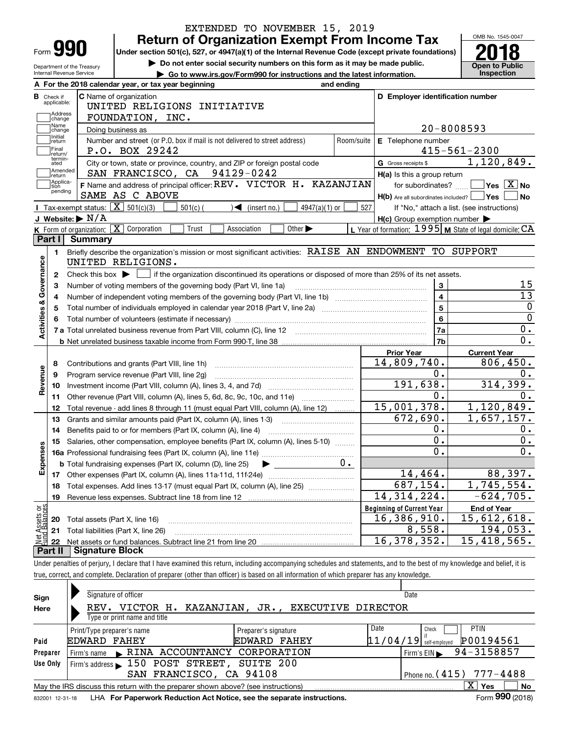EXTENDED TO NOVEMBER 15, 2019

# Form 990 Return of Organization Exempt From Income Tax

Under section 501(c), 527, or 4947(a)(1) of the Internal Revenue Code (except private foundations)

▶ Do not enter social security numbers on this form as it may be made public.

▶ Go to www.irs.gov/Form990 for instructions and the latest information.

Department of the Treasury
Internal Revenue Service

OMB No. 1545-0047

**2018**

**Open to Public Inspection**

**A** For the 2018 calendar year, or tax year beginning and ending

**B** Check if applicable: Address change, Name change, Initial return, Final return/terminated, Amended return, Application pending

**C** Name of organization: UNITED RELIGIONS INITIATIVE FOUNDATION, INC.

Doing business as

Number and street (or P.O. box if mail is not delivered to street address): P.O. BOX 29242 Room/suite

City or town, state or province, country, and ZIP or foreign postal code: SAN FRANCISCO, CA 94129-0242

**F** Name and address of principal officer: REV. VICTOR H. KAZANJIAN SAME AS C ABOVE

**D** Employer identification number: 20-8008593

**E** Telephone number: 415-561-2300

**G** Gross receipts $ 1,120,849.

**H(a)** Is this a group return for subordinates? Yes [ ] No [X]

**H(b)** Are all subordinates included? Yes [ ] No [ ]

If "No," attach a list. (see instructions)

**H(c)** Group exemption number ▶

**I** Tax-exempt status: [X] 501(c)(3) [ ] 501(c) ( ) ◀ (insert no.) [ ] 4947(a)(1) or [ ] 527

**J** Website: ▶ N/A

**K** Form of organization: [X] Corporation [ ] Trust [ ] Association [ ] Other ▶

**L** Year of formation: 1995 **M** State of legal domicile: CA

## Part I Summary

**Activities & Governance**

1 Briefly describe the organization's mission or most significant activities: RAISE AN ENDOWMENT TO SUPPORT UNITED RELIGIONS.

2 Check this box ▶ [ ] if the organization discontinued its operations or disposed of more than 25% of its net assets.

| | | | |
|---|---|---|---|
| 3 | Number of voting members of the governing body (Part VI, line 1a) | 3 | 15 |
| 4 | Number of independent voting members of the governing body (Part VI, line 1b) | 4 | 13 |
| 5 | Total number of individuals employed in calendar year 2018 (Part V, line 2a) | 5 | 0 |
| 6 | Total number of volunteers (estimate if necessary) | 6 | 0 |
| 7a | Total unrelated business revenue from Part VIII, column (C), line 12 | 7a | 0. |
| b | Net unrelated business taxable income from Form 990-T, line 38 | 7b | 0. |

| | | | Prior Year | Current Year |
|---|---|---|---|---|
| **Revenue** | 8 | Contributions and grants (Part VIII, line 1h) | 14,809,740. | 806,450. |
| | 9 | Program service revenue (Part VIII, line 2g) | 0. | 0. |
| | 10 | Investment income (Part VIII, column (A), lines 3, 4, and 7d) | 191,638. | 314,399. |
| | 11 | Other revenue (Part VIII, column (A), lines 5, 6d, 8c, 9c, 10c, and 11e) | 0. | 0. |
| | 12 | Total revenue - add lines 8 through 11 (must equal Part VIII, column (A), line 12) | 15,001,378. | 1,120,849. |
| **Expenses** | 13 | Grants and similar amounts paid (Part IX, column (A), lines 1-3) | 672,690. | 1,657,157. |
| | 14 | Benefits paid to or for members (Part IX, column (A), line 4) | 0. | 0. |
| | 15 | Salaries, other compensation, employee benefits (Part IX, column (A), lines 5-10) | 0. | 0. |
| | 16a | Professional fundraising fees (Part IX, column (A), line 11e) | 0. | 0. |
| | b | Total fundraising expenses (Part IX, column (D), line 25) ▶ 0. | | |
| | 17 | Other expenses (Part IX, column (A), lines 11a-11d, 11f-24e) | 14,464. | 88,397. |
| | 18 | Total expenses. Add lines 13-17 (must equal Part IX, column (A), line 25) | 687,154. | 1,745,554. |
| | 19 | Revenue less expenses. Subtract line 18 from line 12 | 14,314,224. | -624,705. |
| | | | **Beginning of Current Year** | **End of Year** |
| **Net Assets or Fund Balances** | 20 | Total assets (Part X, line 16) | 16,386,910. | 15,612,618. |
| | 21 | Total liabilities (Part X, line 26) | 8,558. | 194,053. |
| | 22 | Net assets or fund balances. Subtract line 21 from line 20 | 16,378,352. | 15,418,565. |

## Part II Signature Block

Under penalties of perjury, I declare that I have examined this return, including accompanying schedules and statements, and to the best of my knowledge and belief, it is true, correct, and complete. Declaration of preparer (other than officer) is based on all information of which preparer has any knowledge.

**Sign Here**

Signature of officer — Date

REV. VICTOR H. KAZANJIAN, JR., EXECUTIVE DIRECTOR

Type or print name and title

| **Paid Preparer Use Only** | Print/Type preparer's name | Preparer's signature | Date | Check [ ] if self-employed | PTIN |
|---|---|---|---|---|---|
| | EDWARD FAHEY | EDWARD FAHEY | 11/04/19 | | P00194561 |
| | Firm's name ▶ RINA ACCOUNTANCY CORPORATION | | | Firm's EIN ▶ 94-3158857 | |
| | Firm's address ▶ 150 POST STREET, SUITE 200 SAN FRANCISCO, CA 94108 | | | Phone no. (415) 777-4488 | |

May the IRS discuss this return with the preparer shown above? (see instructions) [X] Yes [ ] No

832001 12-31-18 LHA For Paperwork Reduction Act Notice, see the separate instructions. Form **990** (2018)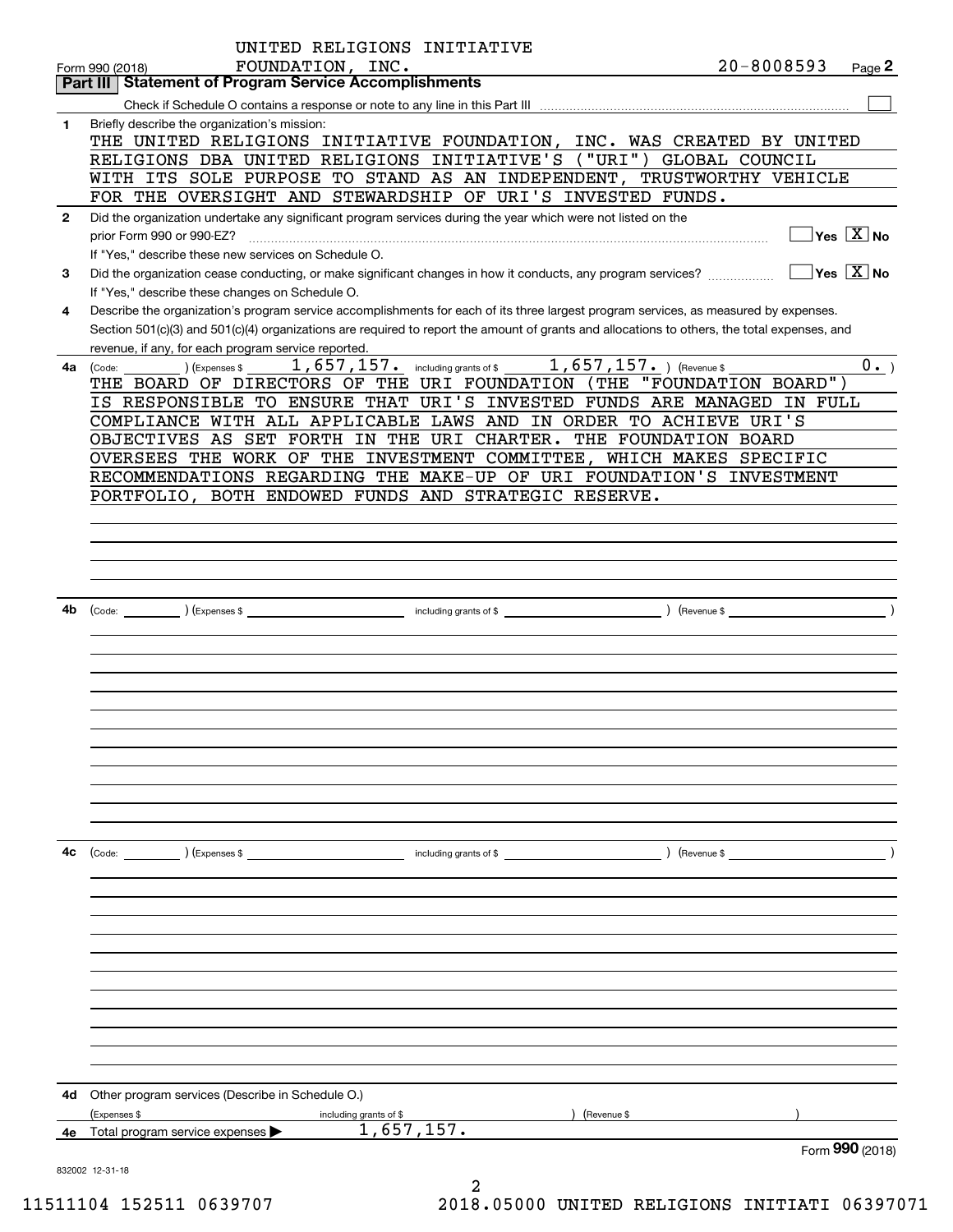UNITED RELIGIONS INITIATIVE FOUNDATION, INC. 20-8008593

Form 990 (2018) Page **2**

## Part III Statement of Program Service Accomplishments

Check if Schedule O contains a response or note to any line in this Part III ☐

**1** Briefly describe the organization's mission:

THE UNITED RELIGIONS INITIATIVE FOUNDATION, INC. WAS CREATED BY UNITED RELIGIONS DBA UNITED RELIGIONS INITIATIVE'S ("URI") GLOBAL COUNCIL WITH ITS SOLE PURPOSE TO STAND AS AN INDEPENDENT, TRUSTWORTHY VEHICLE FOR THE OVERSIGHT AND STEWARDSHIP OF URI'S INVESTED FUNDS.

**2** Did the organization undertake any significant program services during the year which were not listed on the prior Form 990 or 990-EZ? ☐ Yes ☒ No

If "Yes," describe these new services on Schedule O.

**3** Did the organization cease conducting, or make significant changes in how it conducts, any program services? ☐ Yes ☒ No

If "Yes," describe these changes on Schedule O.

**4** Describe the organization's program service accomplishments for each of its three largest program services, as measured by expenses. Section 501(c)(3) and 501(c)(4) organizations are required to report the amount of grants and allocations to others, the total expenses, and revenue, if any, for each program service reported.

**4a** (Code: ) (Expenses $ 1,657,157. including grants of $ 1,657,157. ) (Revenue $ 0. )

THE BOARD OF DIRECTORS OF THE URI FOUNDATION (THE "FOUNDATION BOARD") IS RESPONSIBLE TO ENSURE THAT URI'S INVESTED FUNDS ARE MANAGED IN FULL COMPLIANCE WITH ALL APPLICABLE LAWS AND IN ORDER TO ACHIEVE URI'S OBJECTIVES AS SET FORTH IN THE URI CHARTER. THE FOUNDATION BOARD OVERSEES THE WORK OF THE INVESTMENT COMMITTEE, WHICH MAKES SPECIFIC RECOMMENDATIONS REGARDING THE MAKE-UP OF URI FOUNDATION'S INVESTMENT PORTFOLIO, BOTH ENDOWED FUNDS AND STRATEGIC RESERVE.

**4b** (Code: ) (Expenses $ including grants of $ ) (Revenue $ )

**4c** (Code: ) (Expenses $ including grants of $ ) (Revenue $ )

**4d** Other program services (Describe in Schedule O.)

(Expenses $ including grants of $ ) (Revenue $ )

**4e** Total program service expenses ▶ 1,657,157.

Form **990** (2018)

832002 12-31-18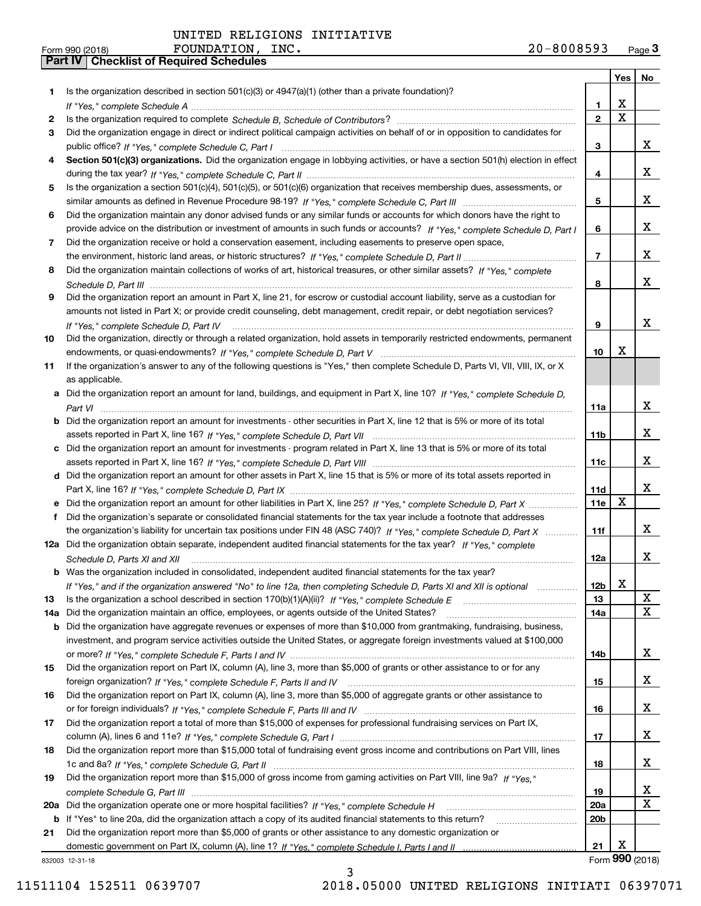UNITED RELIGIONS INITIATIVE FOUNDATION, INC. 20-8008593

Form 990 (2018)

## Part IV Checklist of Required Schedules

| | | | Yes | No |
|---|---|---|---|---|
| 1 | Is the organization described in section 501(c)(3) or 4947(a)(1) (other than a private foundation)? *If "Yes," complete Schedule A* | 1 | X | |
| 2 | Is the organization required to complete *Schedule B, Schedule of Contributors*? | 2 | X | |
| 3 | Did the organization engage in direct or indirect political campaign activities on behalf of or in opposition to candidates for public office? *If "Yes," complete Schedule C, Part I* | 3 | | X |
| 4 | **Section 501(c)(3) organizations.** Did the organization engage in lobbying activities, or have a section 501(h) election in effect during the tax year? *If "Yes," complete Schedule C, Part II* | 4 | | X |
| 5 | Is the organization a section 501(c)(4), 501(c)(5), or 501(c)(6) organization that receives membership dues, assessments, or similar amounts as defined in Revenue Procedure 98-19? *If "Yes," complete Schedule C, Part III* | 5 | | X |
| 6 | Did the organization maintain any donor advised funds or any similar funds or accounts for which donors have the right to provide advice on the distribution or investment of amounts in such funds or accounts? *If "Yes," complete Schedule D, Part I* | 6 | | X |
| 7 | Did the organization receive or hold a conservation easement, including easements to preserve open space, the environment, historic land areas, or historic structures? *If "Yes," complete Schedule D, Part II* | 7 | | X |
| 8 | Did the organization maintain collections of works of art, historical treasures, or other similar assets? *If "Yes," complete Schedule D, Part III* | 8 | | X |
| 9 | Did the organization report an amount in Part X, line 21, for escrow or custodial account liability, serve as a custodian for amounts not listed in Part X; or provide credit counseling, debt management, credit repair, or debt negotiation services? *If "Yes," complete Schedule D, Part IV* | 9 | | X |
| 10 | Did the organization, directly or through a related organization, hold assets in temporarily restricted endowments, permanent endowments, or quasi-endowments? *If "Yes," complete Schedule D, Part V* | 10 | X | |
| 11 | If the organization's answer to any of the following questions is "Yes," then complete Schedule D, Parts VI, VII, VIII, IX, or X as applicable. | | | |
| a | Did the organization report an amount for land, buildings, and equipment in Part X, line 10? *If "Yes," complete Schedule D, Part VI* | 11a | | X |
| b | Did the organization report an amount for investments - other securities in Part X, line 12 that is 5% or more of its total assets reported in Part X, line 16? *If "Yes," complete Schedule D, Part VII* | 11b | | X |
| c | Did the organization report an amount for investments - program related in Part X, line 13 that is 5% or more of its total assets reported in Part X, line 16? *If "Yes," complete Schedule D, Part VIII* | 11c | | X |
| d | Did the organization report an amount for other assets in Part X, line 15 that is 5% or more of its total assets reported in Part X, line 16? *If "Yes," complete Schedule D, Part IX* | 11d | | X |
| e | Did the organization report an amount for other liabilities in Part X, line 25? *If "Yes," complete Schedule D, Part X* | 11e | X | |
| f | Did the organization's separate or consolidated financial statements for the tax year include a footnote that addresses the organization's liability for uncertain tax positions under FIN 48 (ASC 740)? *If "Yes," complete Schedule D, Part X* | 11f | | X |
| 12a | Did the organization obtain separate, independent audited financial statements for the tax year? *If "Yes," complete Schedule D, Parts XI and XII* | 12a | | X |
| b | Was the organization included in consolidated, independent audited financial statements for the tax year? *If "Yes," and if the organization answered "No" to line 12a, then completing Schedule D, Parts XI and XII is optional* | 12b | X | |
| 13 | Is the organization a school described in section 170(b)(1)(A)(ii)? *If "Yes," complete Schedule E* | 13 | | X |
| 14a | Did the organization maintain an office, employees, or agents outside of the United States? | 14a | | X |
| b | Did the organization have aggregate revenues or expenses of more than $10,000 from grantmaking, fundraising, business, investment, and program service activities outside the United States, or aggregate foreign investments valued at $100,000 or more? *If "Yes," complete Schedule F, Parts I and IV* | 14b | | X |
| 15 | Did the organization report on Part IX, column (A), line 3, more than $5,000 of grants or other assistance to or for any foreign organization? *If "Yes," complete Schedule F, Parts II and IV* | 15 | | X |
| 16 | Did the organization report on Part IX, column (A), line 3, more than $5,000 of aggregate grants or other assistance to or for foreign individuals? *If "Yes," complete Schedule F, Parts III and IV* | 16 | | X |
| 17 | Did the organization report a total of more than $15,000 of expenses for professional fundraising services on Part IX, column (A), lines 6 and 11e? *If "Yes," complete Schedule G, Part I* | 17 | | X |
| 18 | Did the organization report more than $15,000 total of fundraising event gross income and contributions on Part VIII, lines 1c and 8a? *If "Yes," complete Schedule G, Part II* | 18 | | X |
| 19 | Did the organization report more than $15,000 of gross income from gaming activities on Part VIII, line 9a? *If "Yes," complete Schedule G, Part III* | 19 | | X |
| 20a | Did the organization operate one or more hospital facilities? *If "Yes," complete Schedule H* | 20a | | X |
| b | If "Yes" to line 20a, did the organization attach a copy of its audited financial statements to this return? | 20b | | |
| 21 | Did the organization report more than $5,000 of grants or other assistance to any domestic organization or domestic government on Part IX, column (A), line 1? *If "Yes," complete Schedule I, Parts I and II* | 21 | X | |

832003 12-31-18

Form **990** (2018)

11511104 152511 0639707 2018.05000 UNITED RELIGIONS INITIATI 06397071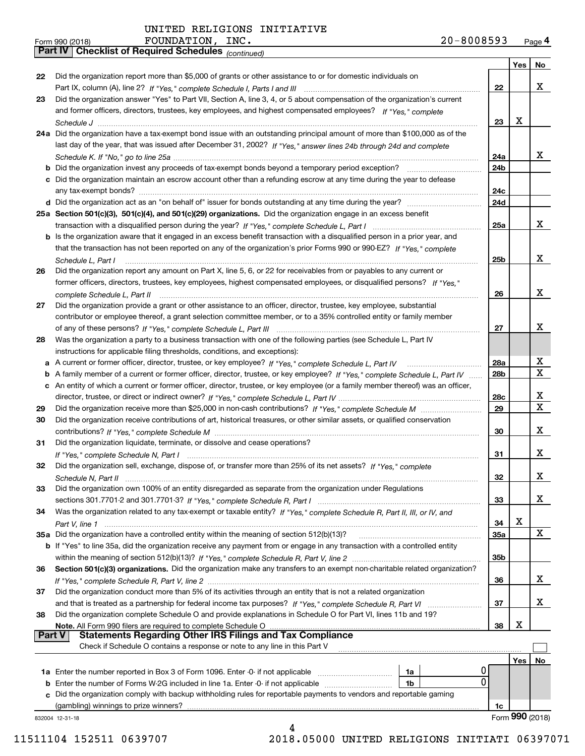UNITED RELIGIONS INITIATIVE

Form 990 (2018) FOUNDATION, INC. 20-8008593 Page 4

**Part IV | Checklist of Required Schedules** *(continued)*

| | | | Yes | No |
|---|---|---|---|---|
| 22 | Did the organization report more than $5,000 of grants or other assistance to or for domestic individuals on Part IX, column (A), line 2? *If "Yes," complete Schedule I, Parts I and III* | 22 | | X |
| 23 | Did the organization answer "Yes" to Part VII, Section A, line 3, 4, or 5 about compensation of the organization's current and former officers, directors, trustees, key employees, and highest compensated employees? *If "Yes," complete Schedule J* | 23 | X | |
| 24a | Did the organization have a tax-exempt bond issue with an outstanding principal amount of more than $100,000 as of the last day of the year, that was issued after December 31, 2002? *If "Yes," answer lines 24b through 24d and complete Schedule K. If "No," go to line 25a* | 24a | | X |
| b | Did the organization invest any proceeds of tax-exempt bonds beyond a temporary period exception? | 24b | | |
| c | Did the organization maintain an escrow account other than a refunding escrow at any time during the year to defease any tax-exempt bonds? | 24c | | |
| d | Did the organization act as an "on behalf of" issuer for bonds outstanding at any time during the year? | 24d | | |
| 25a | **Section 501(c)(3), 501(c)(4), and 501(c)(29) organizations.** Did the organization engage in an excess benefit transaction with a disqualified person during the year? *If "Yes," complete Schedule L, Part I* | 25a | | X |
| b | Is the organization aware that it engaged in an excess benefit transaction with a disqualified person in a prior year, and that the transaction has not been reported on any of the organization's prior Forms 990 or 990-EZ? *If "Yes," complete Schedule L, Part I* | 25b | | X |
| 26 | Did the organization report any amount on Part X, line 5, 6, or 22 for receivables from or payables to any current or former officers, directors, trustees, key employees, highest compensated employees, or disqualified persons? *If "Yes," complete Schedule L, Part II* | 26 | | X |
| 27 | Did the organization provide a grant or other assistance to an officer, director, trustee, key employee, substantial contributor or employee thereof, a grant selection committee member, or to a 35% controlled entity or family member of any of these persons? *If "Yes," complete Schedule L, Part III* | 27 | | X |
| 28 | Was the organization a party to a business transaction with one of the following parties (see Schedule L, Part IV instructions for applicable filing thresholds, conditions, and exceptions): | | | |
| a | A current or former officer, director, trustee, or key employee? *If "Yes," complete Schedule L, Part IV* | 28a | | X |
| b | A family member of a current or former officer, director, trustee, or key employee? *If "Yes," complete Schedule L, Part IV* | 28b | | X |
| c | An entity of which a current or former officer, director, trustee, or key employee (or a family member thereof) was an officer, director, trustee, or direct or indirect owner? *If "Yes," complete Schedule L, Part IV* | 28c | | X |
| 29 | Did the organization receive more than $25,000 in non-cash contributions? *If "Yes," complete Schedule M* | 29 | | X |
| 30 | Did the organization receive contributions of art, historical treasures, or other similar assets, or qualified conservation contributions? *If "Yes," complete Schedule M* | 30 | | X |
| 31 | Did the organization liquidate, terminate, or dissolve and cease operations? *If "Yes," complete Schedule N, Part I* | 31 | | X |
| 32 | Did the organization sell, exchange, dispose of, or transfer more than 25% of its net assets? *If "Yes," complete Schedule N, Part II* | 32 | | X |
| 33 | Did the organization own 100% of an entity disregarded as separate from the organization under Regulations sections 301.7701-2 and 301.7701-3? *If "Yes," complete Schedule R, Part I* | 33 | | X |
| 34 | Was the organization related to any tax-exempt or taxable entity? *If "Yes," complete Schedule R, Part II, III, or IV, and Part V, line 1* | 34 | X | |
| 35a | Did the organization have a controlled entity within the meaning of section 512(b)(13)? | 35a | | X |
| b | If "Yes" to line 35a, did the organization receive any payment from or engage in any transaction with a controlled entity within the meaning of section 512(b)(13)? *If "Yes," complete Schedule R, Part V, line 2* | 35b | | |
| 36 | **Section 501(c)(3) organizations.** Did the organization make any transfers to an exempt non-charitable related organization? *If "Yes," complete Schedule R, Part V, line 2* | 36 | | X |
| 37 | Did the organization conduct more than 5% of its activities through an entity that is not a related organization and that is treated as a partnership for federal income tax purposes? *If "Yes," complete Schedule R, Part VI* | 37 | | X |
| 38 | Did the organization complete Schedule O and provide explanations in Schedule O for Part VI, lines 11b and 19? **Note.** All Form 990 filers are required to complete Schedule O | 38 | X | |

**Part V | Statements Regarding Other IRS Filings and Tax Compliance**

Check if Schedule O contains a response or note to any line in this Part V ☐

| | | | | | Yes | No |
|---|---|---|---|---|---|---|
| 1a | Enter the number reported in Box 3 of Form 1096. Enter -0- if not applicable | 1a | 0 | | | |
| b | Enter the number of Forms W-2G included in line 1a. Enter -0- if not applicable | 1b | 0 | | | |
| c | Did the organization comply with backup withholding rules for reportable payments to vendors and reportable gaming (gambling) winnings to prize winners? | | | 1c | | |

832004 12-31-18 Form **990** (2018)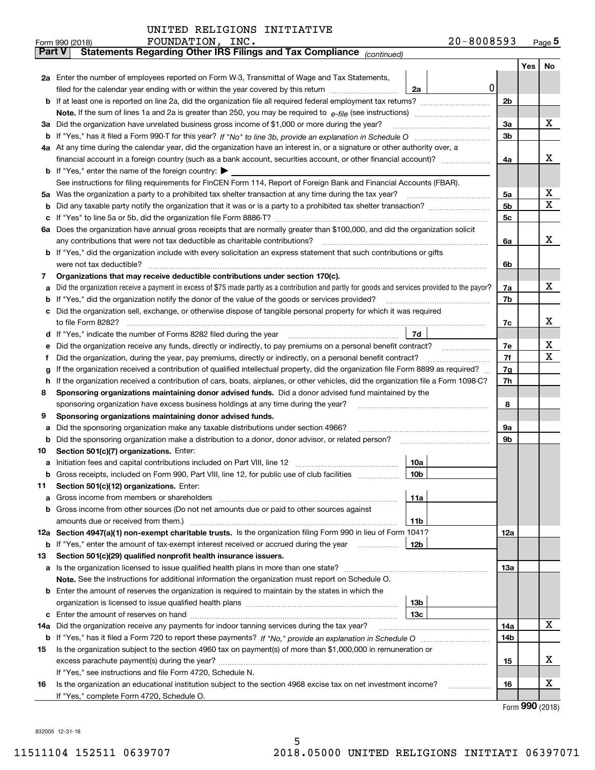UNITED RELIGIONS INITIATIVE FOUNDATION, INC.

Form 990 (2018) 20-8008593 Page 5

## Part V Statements Regarding Other IRS Filings and Tax Compliance *(continued)*

| | | | Yes | No |
|---|---|---|---|---|
| **2a** | Enter the number of employees reported on Form W-3, Transmittal of Wage and Tax Statements, filed for the calendar year ending with or within the year covered by this return ... **2a** 0 | | | |
| **b** | If at least one is reported on line 2a, did the organization file all required federal employment tax returns? | 2b | | |
| | **Note.** If the sum of lines 1a and 2a is greater than 250, you may be required to *e-file* (see instructions) | | | |
| **3a** | Did the organization have unrelated business gross income of $1,000 or more during the year? | 3a | | X |
| **b** | If "Yes," has it filed a Form 990-T for this year? *If "No" to line 3b, provide an explanation in Schedule O* | 3b | | |
| **4a** | At any time during the calendar year, did the organization have an interest in, or a signature or other authority over, a financial account in a foreign country (such as a bank account, securities account, or other financial account)? | 4a | | X |
| **b** | If "Yes," enter the name of the foreign country: ▶ | | | |
| | See instructions for filing requirements for FinCEN Form 114, Report of Foreign Bank and Financial Accounts (FBAR). | | | |
| **5a** | Was the organization a party to a prohibited tax shelter transaction at any time during the tax year? | 5a | | X |
| **b** | Did any taxable party notify the organization that it was or is a party to a prohibited tax shelter transaction? | 5b | | X |
| **c** | If "Yes" to line 5a or 5b, did the organization file Form 8886-T? | 5c | | |
| **6a** | Does the organization have annual gross receipts that are normally greater than $100,000, and did the organization solicit any contributions that were not tax deductible as charitable contributions? | 6a | | X |
| **b** | If "Yes," did the organization include with every solicitation an express statement that such contributions or gifts were not tax deductible? | 6b | | |
| **7** | **Organizations that may receive deductible contributions under section 170(c).** | | | |
| **a** | Did the organization receive a payment in excess of $75 made partly as a contribution and partly for goods and services provided to the payor? | 7a | | X |
| **b** | If "Yes," did the organization notify the donor of the value of the goods or services provided? | 7b | | |
| **c** | Did the organization sell, exchange, or otherwise dispose of tangible personal property for which it was required to file Form 8282? | 7c | | X |
| **d** | If "Yes," indicate the number of Forms 8282 filed during the year ... **7d** | | | |
| **e** | Did the organization receive any funds, directly or indirectly, to pay premiums on a personal benefit contract? | 7e | | X |
| **f** | Did the organization, during the year, pay premiums, directly or indirectly, on a personal benefit contract? | 7f | | X |
| **g** | If the organization received a contribution of qualified intellectual property, did the organization file Form 8899 as required? | 7g | | |
| **h** | If the organization received a contribution of cars, boats, airplanes, or other vehicles, did the organization file a Form 1098-C? | 7h | | |
| **8** | **Sponsoring organizations maintaining donor advised funds.** Did a donor advised fund maintained by the sponsoring organization have excess business holdings at any time during the year? | 8 | | |
| **9** | **Sponsoring organizations maintaining donor advised funds.** | | | |
| **a** | Did the sponsoring organization make any taxable distributions under section 4966? | 9a | | |
| **b** | Did the sponsoring organization make a distribution to a donor, donor advisor, or related person? | 9b | | |
| **10** | **Section 501(c)(7) organizations.** Enter: | | | |
| **a** | Initiation fees and capital contributions included on Part VIII, line 12 ... **10a** | | | |
| **b** | Gross receipts, included on Form 990, Part VIII, line 12, for public use of club facilities ... **10b** | | | |
| **11** | **Section 501(c)(12) organizations.** Enter: | | | |
| **a** | Gross income from members or shareholders ... **11a** | | | |
| **b** | Gross income from other sources (Do not net amounts due or paid to other sources against amounts due or received from them.) ... **11b** | | | |
| **12a** | **Section 4947(a)(1) non-exempt charitable trusts.** Is the organization filing Form 990 in lieu of Form 1041? | 12a | | |
| **b** | If "Yes," enter the amount of tax-exempt interest received or accrued during the year ... **12b** | | | |
| **13** | **Section 501(c)(29) qualified nonprofit health insurance issuers.** | | | |
| **a** | Is the organization licensed to issue qualified health plans in more than one state? | 13a | | |
| | **Note.** See the instructions for additional information the organization must report on Schedule O. | | | |
| **b** | Enter the amount of reserves the organization is required to maintain by the states in which the organization is licensed to issue qualified health plans ... **13b** | | | |
| **c** | Enter the amount of reserves on hand ... **13c** | | | |
| **14a** | Did the organization receive any payments for indoor tanning services during the tax year? | 14a | | X |
| **b** | If "Yes," has it filed a Form 720 to report these payments? *If "No," provide an explanation in Schedule O* | 14b | | |
| **15** | Is the organization subject to the section 4960 tax on payment(s) of more than $1,000,000 in remuneration or excess parachute payment(s) during the year? | 15 | | X |
| | If "Yes," see instructions and file Form 4720, Schedule N. | | | |
| **16** | Is the organization an educational institution subject to the section 4968 excise tax on net investment income? | 16 | | X |
| | If "Yes," complete Form 4720, Schedule O. | | | |

Form **990** (2018)

832005 12-31-18

11511104 152511 0639707 2018.05000 UNITED RELIGIONS INITIATI 06397071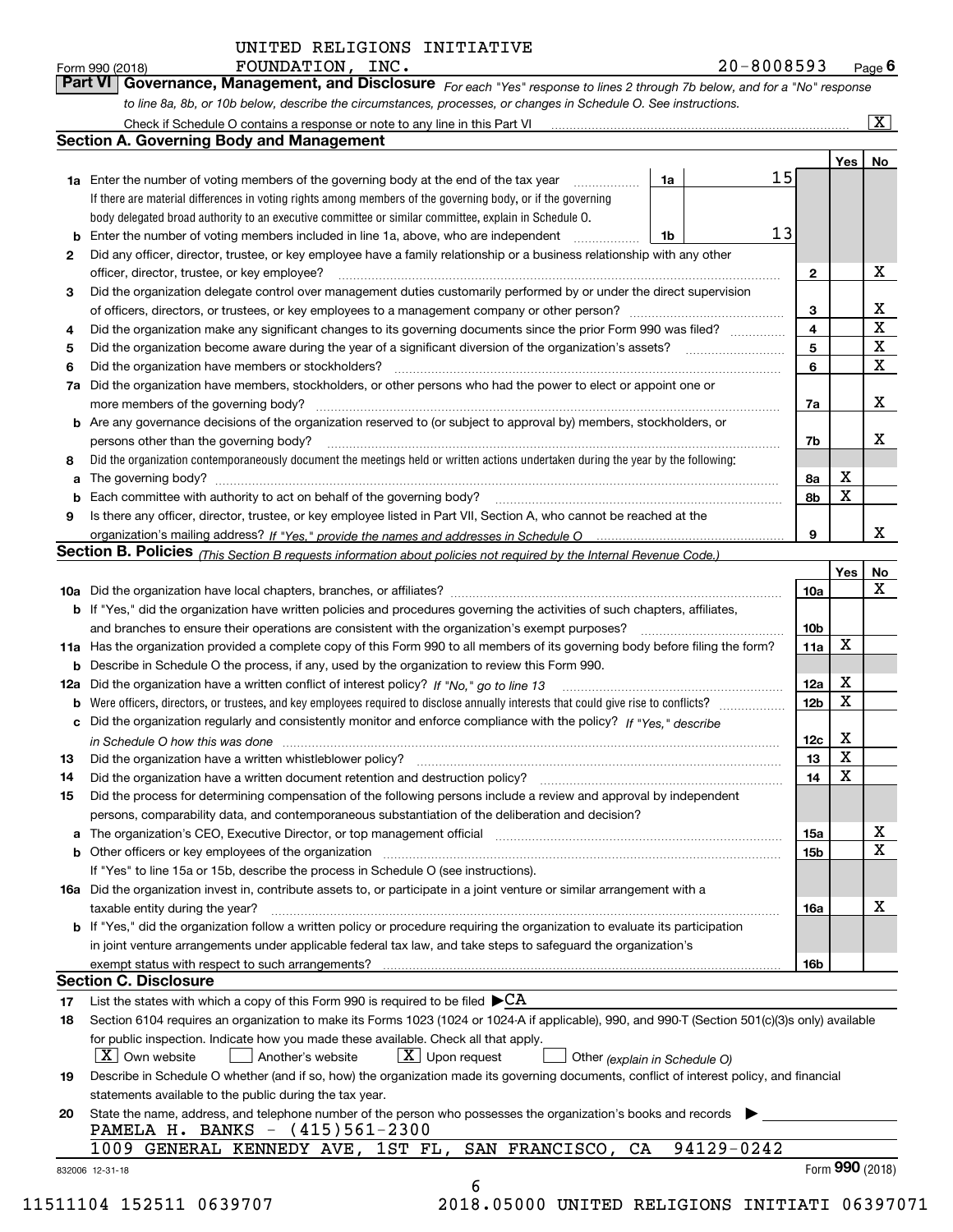UNITED RELIGIONS INITIATIVE

Form 990 (2018) FOUNDATION, INC. 20-8008593 Page 6

**Part VI | Governance, Management, and Disclosure** *For each "Yes" response to lines 2 through 7b below, and for a "No" response to line 8a, 8b, or 10b below, describe the circumstances, processes, or changes in Schedule O. See instructions.*

Check if Schedule O contains a response or note to any line in this Part VI .......... [X]

## Section A. Governing Body and Management

| | | | | | Yes | No |
|---|---|---|---|---|---|---|
| 1a | Enter the number of voting members of the governing body at the end of the tax year. If there are material differences in voting rights among members of the governing body, or if the governing body delegated broad authority to an executive committee or similar committee, explain in Schedule O. | 1a | 15 | | | |
| b | Enter the number of voting members included in line 1a, above, who are independent | 1b | 13 | | | |
| 2 | Did any officer, director, trustee, or key employee have a family relationship or a business relationship with any other officer, director, trustee, or key employee? | | | 2 | | X |
| 3 | Did the organization delegate control over management duties customarily performed by or under the direct supervision of officers, directors, or trustees, or key employees to a management company or other person? | | | 3 | | X |
| 4 | Did the organization make any significant changes to its governing documents since the prior Form 990 was filed? | | | 4 | | X |
| 5 | Did the organization become aware during the year of a significant diversion of the organization's assets? | | | 5 | | X |
| 6 | Did the organization have members or stockholders? | | | 6 | | X |
| 7a | Did the organization have members, stockholders, or other persons who had the power to elect or appoint one or more members of the governing body? | | | 7a | | X |
| b | Are any governance decisions of the organization reserved to (or subject to approval by) members, stockholders, or persons other than the governing body? | | | 7b | | X |
| 8 | Did the organization contemporaneously document the meetings held or written actions undertaken during the year by the following: | | | | | |
| a | The governing body? | | | 8a | X | |
| b | Each committee with authority to act on behalf of the governing body? | | | 8b | X | |
| 9 | Is there any officer, director, trustee, or key employee listed in Part VII, Section A, who cannot be reached at the organization's mailing address? *If "Yes," provide the names and addresses in Schedule O* | | | 9 | | X |

## Section B. Policies *(This Section B requests information about policies not required by the Internal Revenue Code.)*

| | | | Yes | No |
|---|---|---|---|---|
| 10a | Did the organization have local chapters, branches, or affiliates? | 10a | | X |
| b | If "Yes," did the organization have written policies and procedures governing the activities of such chapters, affiliates, and branches to ensure their operations are consistent with the organization's exempt purposes? | 10b | | |
| 11a | Has the organization provided a complete copy of this Form 990 to all members of its governing body before filing the form? | 11a | X | |
| b | Describe in Schedule O the process, if any, used by the organization to review this Form 990. | | | |
| 12a | Did the organization have a written conflict of interest policy? *If "No," go to line 13* | 12a | X | |
| b | Were officers, directors, or trustees, and key employees required to disclose annually interests that could give rise to conflicts? | 12b | X | |
| c | Did the organization regularly and consistently monitor and enforce compliance with the policy? *If "Yes," describe in Schedule O how this was done* | 12c | X | |
| 13 | Did the organization have a written whistleblower policy? | 13 | X | |
| 14 | Did the organization have a written document retention and destruction policy? | 14 | X | |
| 15 | Did the process for determining compensation of the following persons include a review and approval by independent persons, comparability data, and contemporaneous substantiation of the deliberation and decision? | | | |
| a | The organization's CEO, Executive Director, or top management official | 15a | | X |
| b | Other officers or key employees of the organization | 15b | | X |
| | If "Yes" to line 15a or 15b, describe the process in Schedule O (see instructions). | | | |
| 16a | Did the organization invest in, contribute assets to, or participate in a joint venture or similar arrangement with a taxable entity during the year? | 16a | | X |
| b | If "Yes," did the organization follow a written policy or procedure requiring the organization to evaluate its participation in joint venture arrangements under applicable federal tax law, and take steps to safeguard the organization's exempt status with respect to such arrangements? | 16b | | |

## Section C. Disclosure

17 List the states with which a copy of this Form 990 is required to be filed ▶CA

18 Section 6104 requires an organization to make its Forms 1023 (1024 or 1024-A if applicable), 990, and 990-T (Section 501(c)(3)s only) available for public inspection. Indicate how you made these available. Check all that apply.

[X] Own website  [ ] Another's website  [X] Upon request  [ ] Other *(explain in Schedule O)*

19 Describe in Schedule O whether (and if so, how) the organization made its governing documents, conflict of interest policy, and financial statements available to the public during the tax year.

20 State the name, address, and telephone number of the person who possesses the organization's books and records ▶

PAMELA H. BANKS - (415)561-2300

1009 GENERAL KENNEDY AVE, 1ST FL, SAN FRANCISCO, CA 94129-0242

832006 12-31-18 Form **990** (2018)

11511104 152511 0639707 2018.05000 UNITED RELIGIONS INITIATI 06397071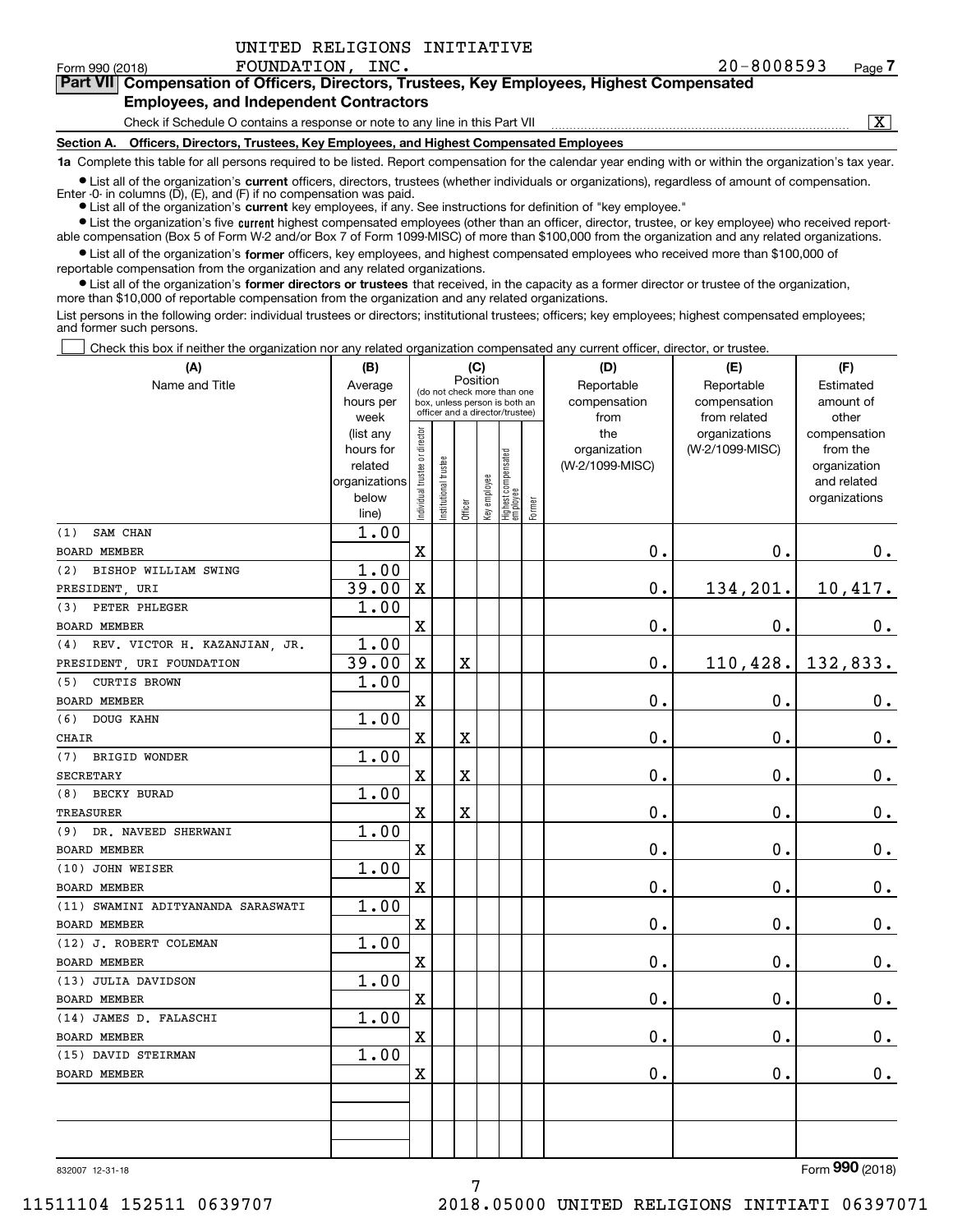UNITED RELIGIONS INITIATIVE

Form 990 (2018) FOUNDATION, INC. 20-8008593 Page 7

**Part VII Compensation of Officers, Directors, Trustees, Key Employees, Highest Compensated Employees, and Independent Contractors**

Check if Schedule O contains a response or note to any line in this Part VII [X]

**Section A. Officers, Directors, Trustees, Key Employees, and Highest Compensated Employees**

**1a** Complete this table for all persons required to be listed. Report compensation for the calendar year ending with or within the organization's tax year.

- List all of the organization's **current** officers, directors, trustees (whether individuals or organizations), regardless of amount of compensation. Enter -0- in columns (D), (E), and (F) if no compensation was paid.
- List all of the organization's **current** key employees, if any. See instructions for definition of "key employee."
- List the organization's five **current** highest compensated employees (other than an officer, director, trustee, or key employee) who received reportable compensation (Box 5 of Form W-2 and/or Box 7 of Form 1099-MISC) of more than $100,000 from the organization and any related organizations.
- List all of the organization's **former** officers, key employees, and highest compensated employees who received more than $100,000 of reportable compensation from the organization and any related organizations.
- List all of the organization's **former directors or trustees** that received, in the capacity as a former director or trustee of the organization, more than $10,000 of reportable compensation from the organization and any related organizations.

List persons in the following order: individual trustees or directors; institutional trustees; officers; key employees; highest compensated employees; and former such persons.

[ ] Check this box if neither the organization nor any related organization compensated any current officer, director, or trustee.

| (A) Name and Title | (B) Average hours per week (list any hours for related organizations below line) | (C) Position: Individual trustee or director | Institutional trustee | Officer | Key employee | Highest compensated employee | Former | (D) Reportable compensation from the organization (W-2/1099-MISC) | (E) Reportable compensation from related organizations (W-2/1099-MISC) | (F) Estimated amount of other compensation from the organization and related organizations |
|---|---|---|---|---|---|---|---|---|---|---|
| (1) SAM CHAN<br>BOARD MEMBER | 1.00 | X | | | | | | 0. | 0. | 0. |
| (2) BISHOP WILLIAM SWING<br>PRESIDENT, URI | 1.00<br>39.00 | X | | | | | | 0. | 134,201. | 10,417. |
| (3) PETER PHLEGER<br>BOARD MEMBER | 1.00 | X | | | | | | 0. | 0. | 0. |
| (4) REV. VICTOR H. KAZANJIAN, JR.<br>PRESIDENT, URI FOUNDATION | 1.00<br>39.00 | X | | X | | | | 0. | 110,428. | 132,833. |
| (5) CURTIS BROWN<br>BOARD MEMBER | 1.00 | X | | | | | | 0. | 0. | 0. |
| (6) DOUG KAHN<br>CHAIR | 1.00 | X | | X | | | | 0. | 0. | 0. |
| (7) BRIGID WONDER<br>SECRETARY | 1.00 | X | | X | | | | 0. | 0. | 0. |
| (8) BECKY BURAD<br>TREASURER | 1.00 | X | | X | | | | 0. | 0. | 0. |
| (9) DR. NAVEED SHERWANI<br>BOARD MEMBER | 1.00 | X | | | | | | 0. | 0. | 0. |
| (10) JOHN WEISER<br>BOARD MEMBER | 1.00 | X | | | | | | 0. | 0. | 0. |
| (11) SWAMINI ADITYANANDA SARASWATI<br>BOARD MEMBER | 1.00 | X | | | | | | 0. | 0. | 0. |
| (12) J. ROBERT COLEMAN<br>BOARD MEMBER | 1.00 | X | | | | | | 0. | 0. | 0. |
| (13) JULIA DAVIDSON<br>BOARD MEMBER | 1.00 | X | | | | | | 0. | 0. | 0. |
| (14) JAMES D. FALASCHI<br>BOARD MEMBER | 1.00 | X | | | | | | 0. | 0. | 0. |
| (15) DAVID STEIRMAN<br>BOARD MEMBER | 1.00 | X | | | | | | 0. | 0. | 0. |

832007 12-31-18

Form **990** (2018)

11511104 152511 0639707 2018.05000 UNITED RELIGIONS INITIATI 06397071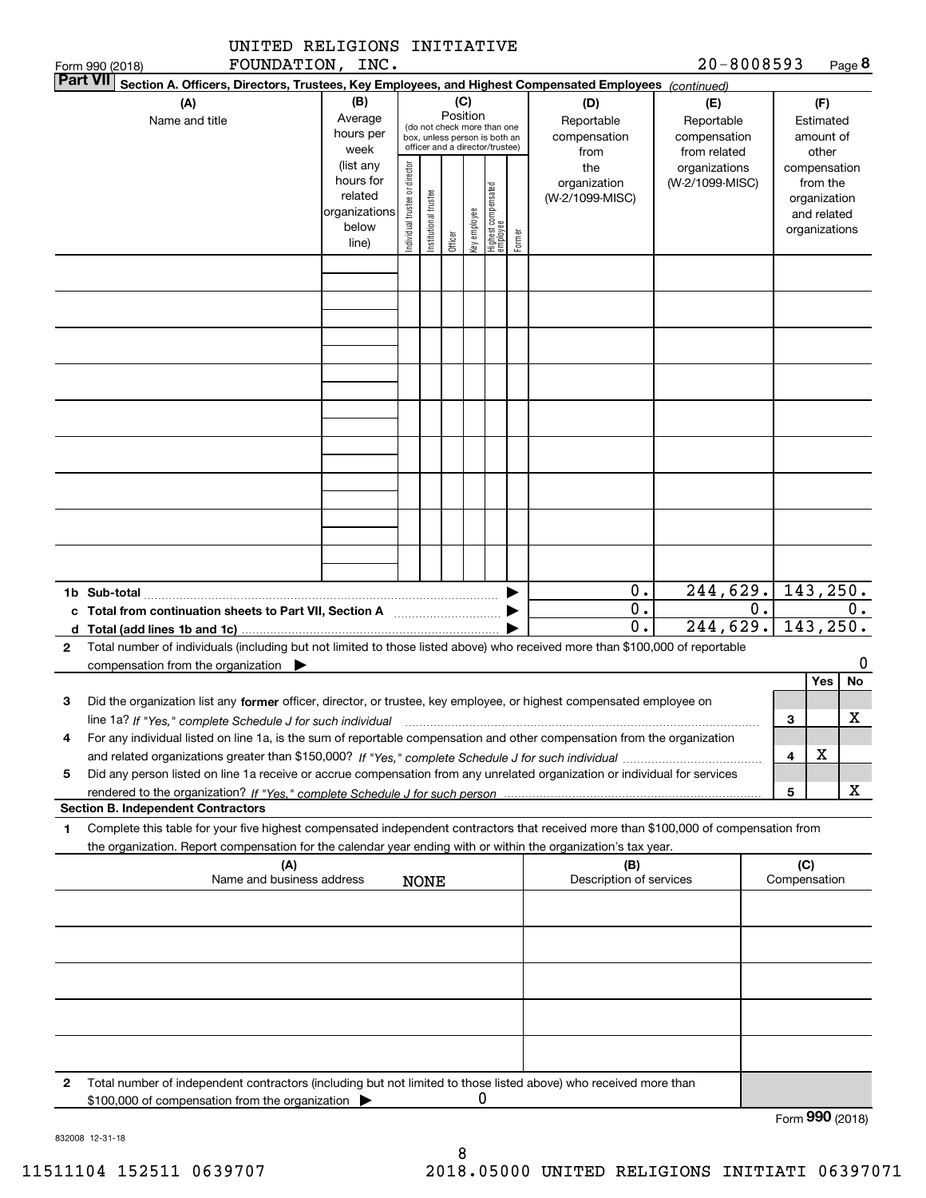UNITED RELIGIONS INITIATIVE FOUNDATION, INC. 20-8008593

Form 990 (2018) Page 8

**Part VII Section A. Officers, Directors, Trustees, Key Employees, and Highest Compensated Employees** *(continued)*

| (A) Name and title | (B) Average hours per week (list any hours for related organizations below line) | (C) Position: Individual trustee or director | Institutional trustee | Officer | Key employee | Highest compensated employee | Former | (D) Reportable compensation from the organization (W-2/1099-MISC) | (E) Reportable compensation from related organizations (W-2/1099-MISC) | (F) Estimated amount of other compensation from the organization and related organizations |
|---|---|---|---|---|---|---|---|---|---|---|
| | | | | | | | | | | |
| | | | | | | | | | | |
| | | | | | | | | | | |
| | | | | | | | | | | |
| | | | | | | | | | | |
| | | | | | | | | | | |
| | | | | | | | | | | |
| | | | | | | | | | | |
| | | | | | | | | | | |

| | (D) | (E) | (F) |
|---|---|---|---|
| 1b Sub-total | 0. | 244,629. | 143,250. |
| c Total from continuation sheets to Part VII, Section A | 0. | 0. | 0. |
| d Total (add lines 1b and 1c) | 0. | 244,629. | 143,250. |

2 Total number of individuals (including but not limited to those listed above) who received more than $100,000 of reportable compensation from the organization ▶ 0

| | | Yes | No |
|---|---|---|---|
| 3 Did the organization list any **former** officer, director, or trustee, key employee, or highest compensated employee on line 1a? *If "Yes," complete Schedule J for such individual* | 3 | | X |
| 4 For any individual listed on line 1a, is the sum of reportable compensation and other compensation from the organization and related organizations greater than $150,000? *If "Yes," complete Schedule J for such individual* | 4 | X | |
| 5 Did any person listed on line 1a receive or accrue compensation from any unrelated organization or individual for services rendered to the organization? *If "Yes," complete Schedule J for such person* | 5 | | X |

**Section B. Independent Contractors**

1 Complete this table for your five highest compensated independent contractors that received more than $100,000 of compensation from the organization. Report compensation for the calendar year ending with or within the organization's tax year.

| (A) Name and business address | (B) Description of services | (C) Compensation |
|---|---|---|
| NONE | | |
| | | |
| | | |
| | | |
| | | |

2 Total number of independent contractors (including but not limited to those listed above) who received more than $100,000 of compensation from the organization ▶ 0

Form **990** (2018)

832008 12-31-18

11511104 152511 0639707 2018.05000 UNITED RELIGIONS INITIATI 06397071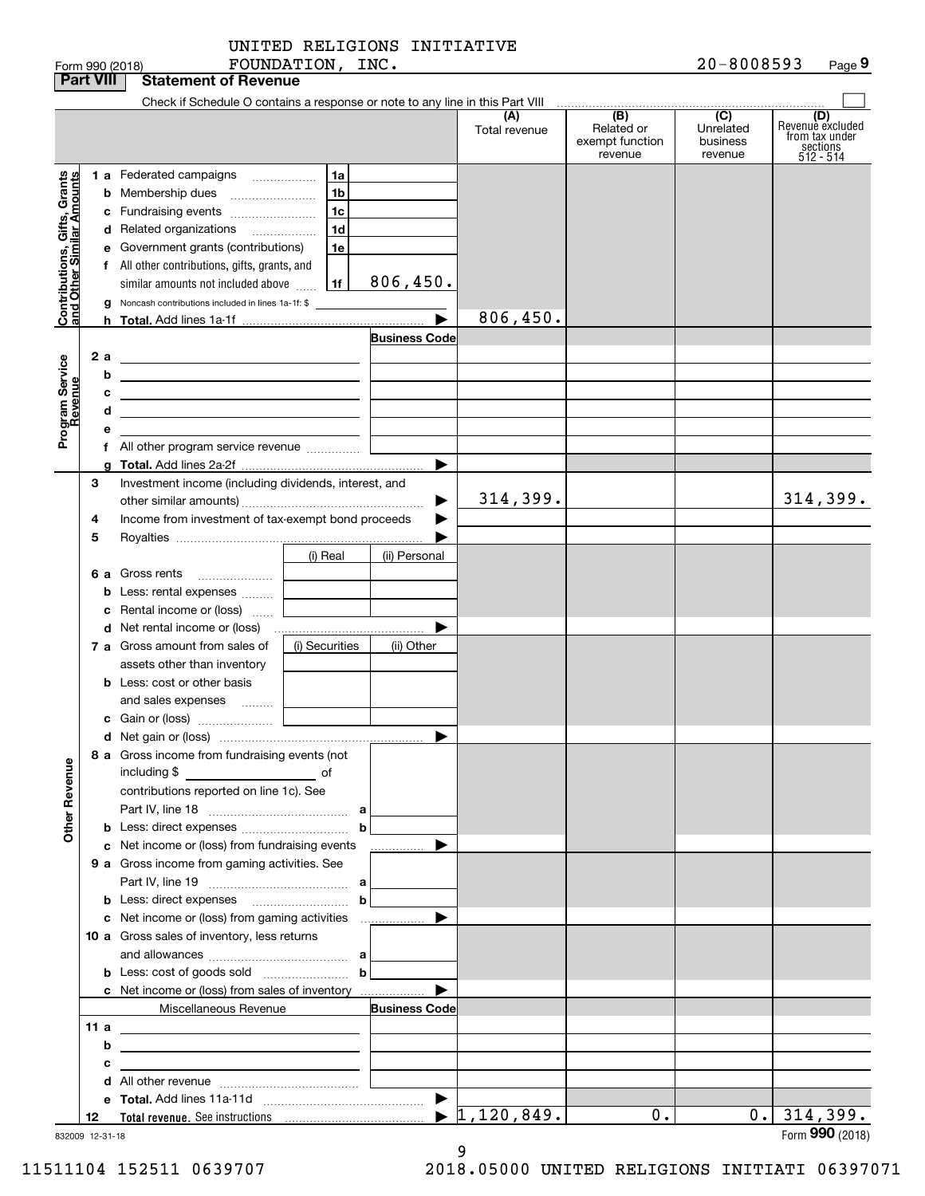UNITED RELIGIONS INITIATIVE FOUNDATION, INC. — 20-8008593

Form 990 (2018)

## Part VIII Statement of Revenue

Check if Schedule O contains a response or note to any line in this Part VIII

| | | | (A) Total revenue | (B) Related or exempt function revenue | (C) Unrelated business revenue | (D) Revenue excluded from tax under sections 512 - 514 |
|---|---|---|---|---|---|---|
| **Contributions, Gifts, Grants and Other Similar Amounts** | | | | | | |
| 1 a | Federated campaigns | 1a | | | | |
| b | Membership dues | 1b | | | | |
| c | Fundraising events | 1c | | | | |
| d | Related organizations | 1d | | | | |
| e | Government grants (contributions) | 1e | | | | |
| f | All other contributions, gifts, grants, and similar amounts not included above | 1f 806,450. | | | | |
| g | Noncash contributions included in lines 1a-1f: $ | | | | | |
| h | **Total.** Add lines 1a-1f | | 806,450. | | | |
| **Program Service Revenue** | | Business Code | | | | |
| 2 a | | | | | | |
| b | | | | | | |
| c | | | | | | |
| d | | | | | | |
| e | | | | | | |
| f | All other program service revenue | | | | | |
| g | **Total.** Add lines 2a-2f | | | | | |
| 3 | Investment income (including dividends, interest, and other similar amounts) | | 314,399. | | | 314,399. |
| 4 | Income from investment of tax-exempt bond proceeds | | | | | |
| 5 | Royalties | | | | | |
| | | (i) Real / (ii) Personal | | | | |
| 6 a | Gross rents | | | | | |
| b | Less: rental expenses | | | | | |
| c | Rental income or (loss) | | | | | |
| d | Net rental income or (loss) | | | | | |
| | | (i) Securities / (ii) Other | | | | |
| 7 a | Gross amount from sales of assets other than inventory | | | | | |
| b | Less: cost or other basis and sales expenses | | | | | |
| c | Gain or (loss) | | | | | |
| d | Net gain or (loss) | | | | | |
| **Other Revenue** | | | | | | |
| 8 a | Gross income from fundraising events (not including $ ______ of contributions reported on line 1c). See Part IV, line 18 | a | | | | |
| b | Less: direct expenses | b | | | | |
| c | Net income or (loss) from fundraising events | | | | | |
| 9 a | Gross income from gaming activities. See Part IV, line 19 | a | | | | |
| b | Less: direct expenses | b | | | | |
| c | Net income or (loss) from gaming activities | | | | | |
| 10 a | Gross sales of inventory, less returns and allowances | a | | | | |
| b | Less: cost of goods sold | b | | | | |
| c | Net income or (loss) from sales of inventory | | | | | |
| | Miscellaneous Revenue | Business Code | | | | |
| 11 a | | | | | | |
| b | | | | | | |
| c | | | | | | |
| d | All other revenue | | | | | |
| e | **Total.** Add lines 11a-11d | | | | | |
| 12 | **Total revenue.** See instructions | | 1,120,849. | 0. | 0. | 314,399. |

832009 12-31-18

Form **990** (2018)

11511104 152511 0639707 2018.05000 UNITED RELIGIONS INITIATI 06397071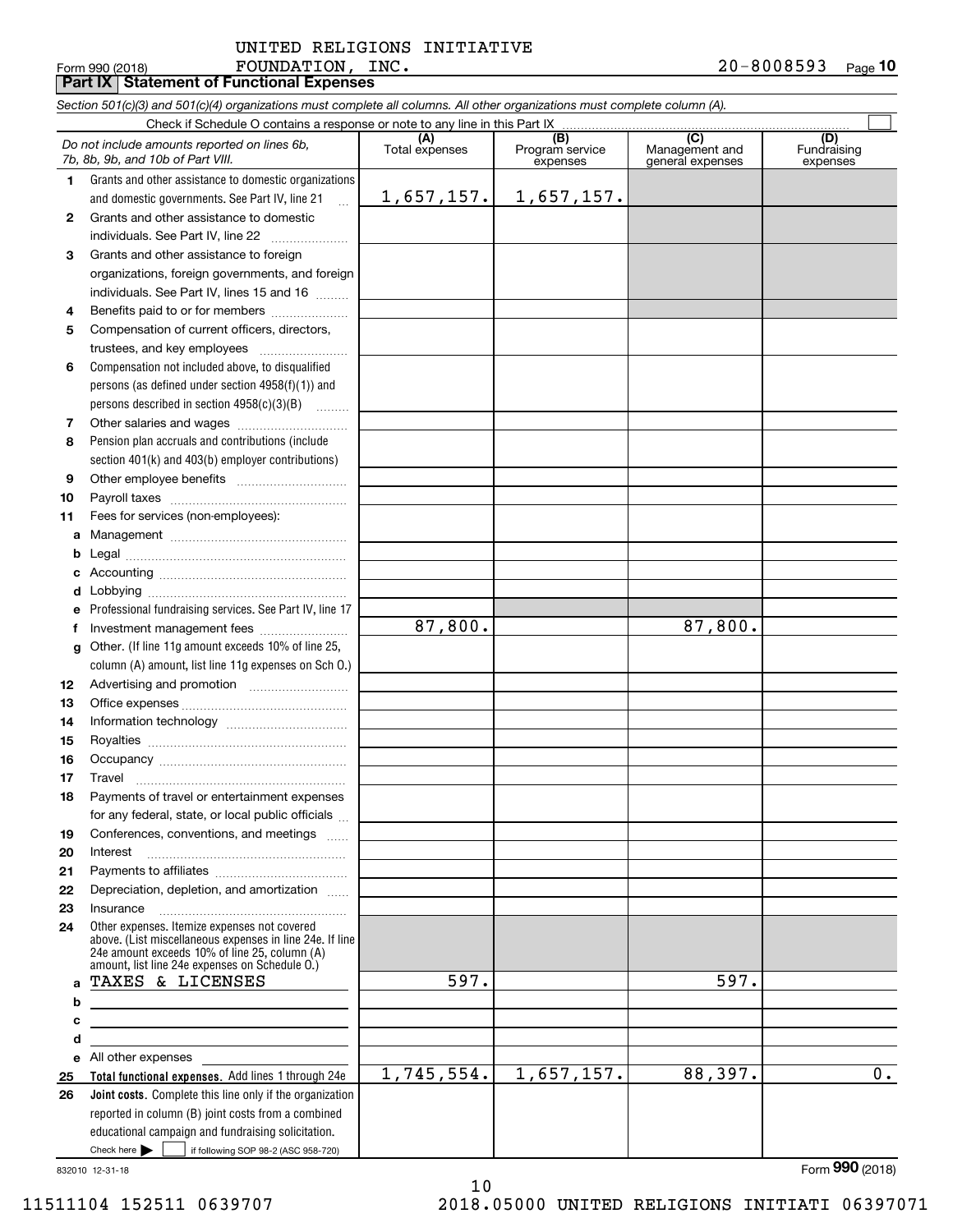UNITED RELIGIONS INITIATIVE
FOUNDATION, INC.

Form 990 (2018) 20-8008593 Page **10**

**Part IX Statement of Functional Expenses**

*Section 501(c)(3) and 501(c)(4) organizations must complete all columns. All other organizations must complete column (A).*

Check if Schedule O contains a response or note to any line in this Part IX ☐

| *Do not include amounts reported on lines 6b, 7b, 8b, 9b, and 10b of Part VIII.* | (A) Total expenses | (B) Program service expenses | (C) Management and general expenses | (D) Fundraising expenses |
|---|---|---|---|---|
| **1** Grants and other assistance to domestic organizations and domestic governments. See Part IV, line 21 | 1,657,157. | 1,657,157. | | |
| **2** Grants and other assistance to domestic individuals. See Part IV, line 22 | | | | |
| **3** Grants and other assistance to foreign organizations, foreign governments, and foreign individuals. See Part IV, lines 15 and 16 | | | | |
| **4** Benefits paid to or for members | | | | |
| **5** Compensation of current officers, directors, trustees, and key employees | | | | |
| **6** Compensation not included above, to disqualified persons (as defined under section 4958(f)(1)) and persons described in section 4958(c)(3)(B) | | | | |
| **7** Other salaries and wages | | | | |
| **8** Pension plan accruals and contributions (include section 401(k) and 403(b) employer contributions) | | | | |
| **9** Other employee benefits | | | | |
| **10** Payroll taxes | | | | |
| **11** Fees for services (non-employees): | | | | |
| **a** Management | | | | |
| **b** Legal | | | | |
| **c** Accounting | | | | |
| **d** Lobbying | | | | |
| **e** Professional fundraising services. See Part IV, line 17 | | | | |
| **f** Investment management fees | 87,800. | | 87,800. | |
| **g** Other. (If line 11g amount exceeds 10% of line 25, column (A) amount, list line 11g expenses on Sch O.) | | | | |
| **12** Advertising and promotion | | | | |
| **13** Office expenses | | | | |
| **14** Information technology | | | | |
| **15** Royalties | | | | |
| **16** Occupancy | | | | |
| **17** Travel | | | | |
| **18** Payments of travel or entertainment expenses for any federal, state, or local public officials | | | | |
| **19** Conferences, conventions, and meetings | | | | |
| **20** Interest | | | | |
| **21** Payments to affiliates | | | | |
| **22** Depreciation, depletion, and amortization | | | | |
| **23** Insurance | | | | |
| **24** Other expenses. Itemize expenses not covered above. (List miscellaneous expenses in line 24e. If line 24e amount exceeds 10% of line 25, column (A) amount, list line 24e expenses on Schedule O.) | | | | |
| **a** TAXES & LICENSES | 597. | | 597. | |
| **b** | | | | |
| **c** | | | | |
| **d** | | | | |
| **e** All other expenses | | | | |
| **25** **Total functional expenses.** Add lines 1 through 24e | 1,745,554. | 1,657,157. | 88,397. | 0. |
| **26** **Joint costs.** Complete this line only if the organization reported in column (B) joint costs from a combined educational campaign and fundraising solicitation. Check here ☐ if following SOP 98-2 (ASC 958-720) | | | | |

832010 12-31-18

Form **990** (2018)

11511104 152511 0639707 2018.05000 UNITED RELIGIONS INITIATI 06397071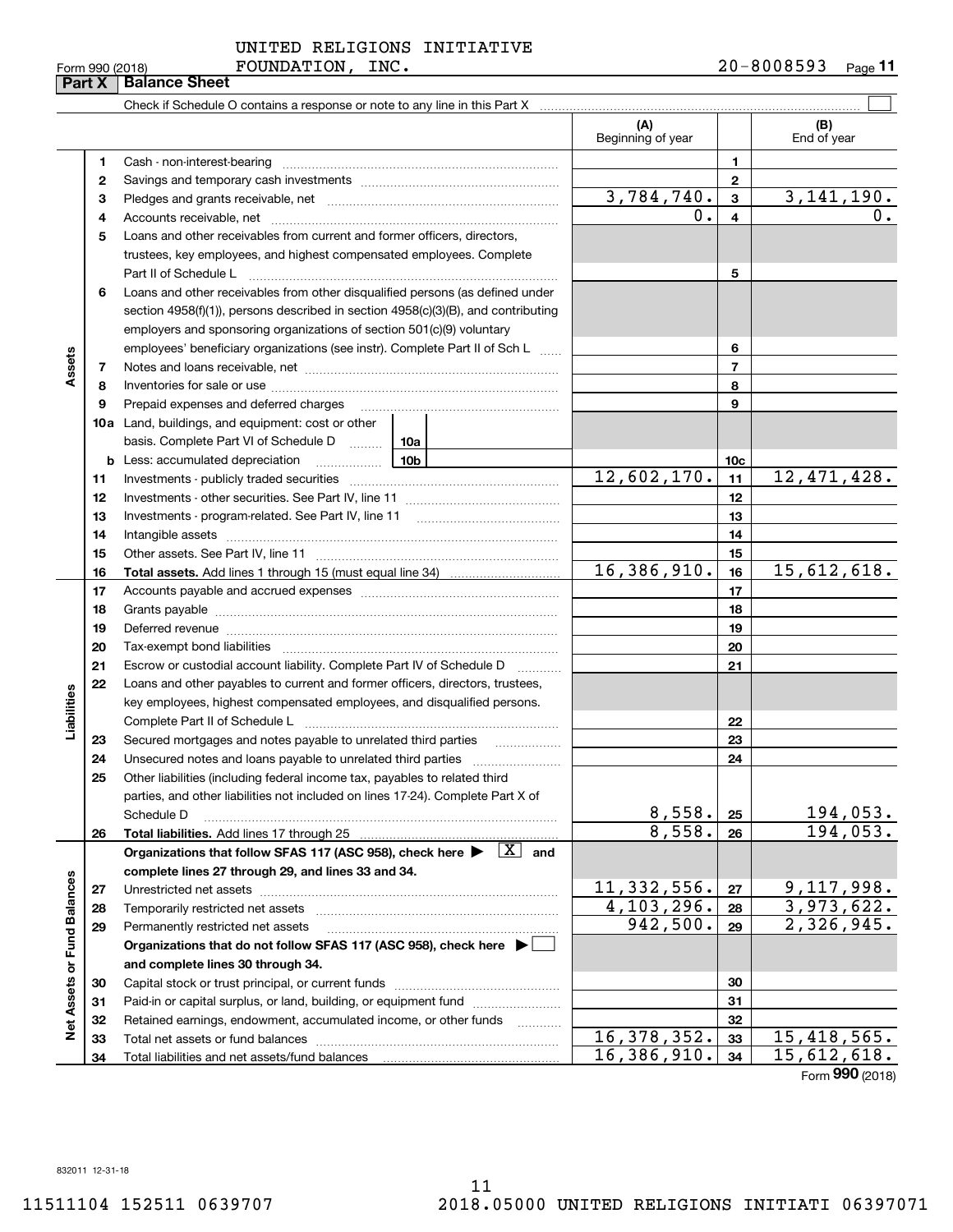UNITED RELIGIONS INITIATIVE FOUNDATION, INC. 20-8008593

Form 990 (2018)

## Part X Balance Sheet

Check if Schedule O contains a response or note to any line in this Part X

| | | | | (A) Beginning of year | | (B) End of year |
|---|---|---|---|---|---|---|
| Assets | 1 | Cash - non-interest-bearing | | | 1 | |
| | 2 | Savings and temporary cash investments | | | 2 | |
| | 3 | Pledges and grants receivable, net | | 3,784,740. | 3 | 3,141,190. |
| | 4 | Accounts receivable, net | | 0. | 4 | 0. |
| | 5 | Loans and other receivables from current and former officers, directors, trustees, key employees, and highest compensated employees. Complete Part II of Schedule L | | | 5 | |
| | 6 | Loans and other receivables from other disqualified persons (as defined under section 4958(f)(1)), persons described in section 4958(c)(3)(B), and contributing employers and sponsoring organizations of section 501(c)(9) voluntary employees' beneficiary organizations (see instr). Complete Part II of Sch L | | | 6 | |
| | 7 | Notes and loans receivable, net | | | 7 | |
| | 8 | Inventories for sale or use | | | 8 | |
| | 9 | Prepaid expenses and deferred charges | | | 9 | |
| | 10a | Land, buildings, and equipment: cost or other basis. Complete Part VI of Schedule D | 10a | | | |
| | b | Less: accumulated depreciation | 10b | | 10c | |
| | 11 | Investments - publicly traded securities | | 12,602,170. | 11 | 12,471,428. |
| | 12 | Investments - other securities. See Part IV, line 11 | | | 12 | |
| | 13 | Investments - program-related. See Part IV, line 11 | | | 13 | |
| | 14 | Intangible assets | | | 14 | |
| | 15 | Other assets. See Part IV, line 11 | | | 15 | |
| | 16 | **Total assets.** Add lines 1 through 15 (must equal line 34) | | 16,386,910. | 16 | 15,612,618. |
| Liabilities | 17 | Accounts payable and accrued expenses | | | 17 | |
| | 18 | Grants payable | | | 18 | |
| | 19 | Deferred revenue | | | 19 | |
| | 20 | Tax-exempt bond liabilities | | | 20 | |
| | 21 | Escrow or custodial account liability. Complete Part IV of Schedule D | | | 21 | |
| | 22 | Loans and other payables to current and former officers, directors, trustees, key employees, highest compensated employees, and disqualified persons. Complete Part II of Schedule L | | | 22 | |
| | 23 | Secured mortgages and notes payable to unrelated third parties | | | 23 | |
| | 24 | Unsecured notes and loans payable to unrelated third parties | | | 24 | |
| | 25 | Other liabilities (including federal income tax, payables to related third parties, and other liabilities not included on lines 17-24). Complete Part X of Schedule D | | 8,558. | 25 | 194,053. |
| | 26 | **Total liabilities.** Add lines 17 through 25 | | 8,558. | 26 | 194,053. |
| Net Assets or Fund Balances | | **Organizations that follow SFAS 117 (ASC 958), check here ▶ [X] and complete lines 27 through 29, and lines 33 and 34.** | | | | |
| | 27 | Unrestricted net assets | | 11,332,556. | 27 | 9,117,998. |
| | 28 | Temporarily restricted net assets | | 4,103,296. | 28 | 3,973,622. |
| | 29 | Permanently restricted net assets | | 942,500. | 29 | 2,326,945. |
| | | **Organizations that do not follow SFAS 117 (ASC 958), check here ▶ [ ] and complete lines 30 through 34.** | | | | |
| | 30 | Capital stock or trust principal, or current funds | | | 30 | |
| | 31 | Paid-in or capital surplus, or land, building, or equipment fund | | | 31 | |
| | 32 | Retained earnings, endowment, accumulated income, or other funds | | | 32 | |
| | 33 | Total net assets or fund balances | | 16,378,352. | 33 | 15,418,565. |
| | 34 | Total liabilities and net assets/fund balances | | 16,386,910. | 34 | 15,612,618. |

Form **990** (2018)

832011 12-31-18

11511104 152511 0639707 2018.05000 UNITED RELIGIONS INITIATI 06397071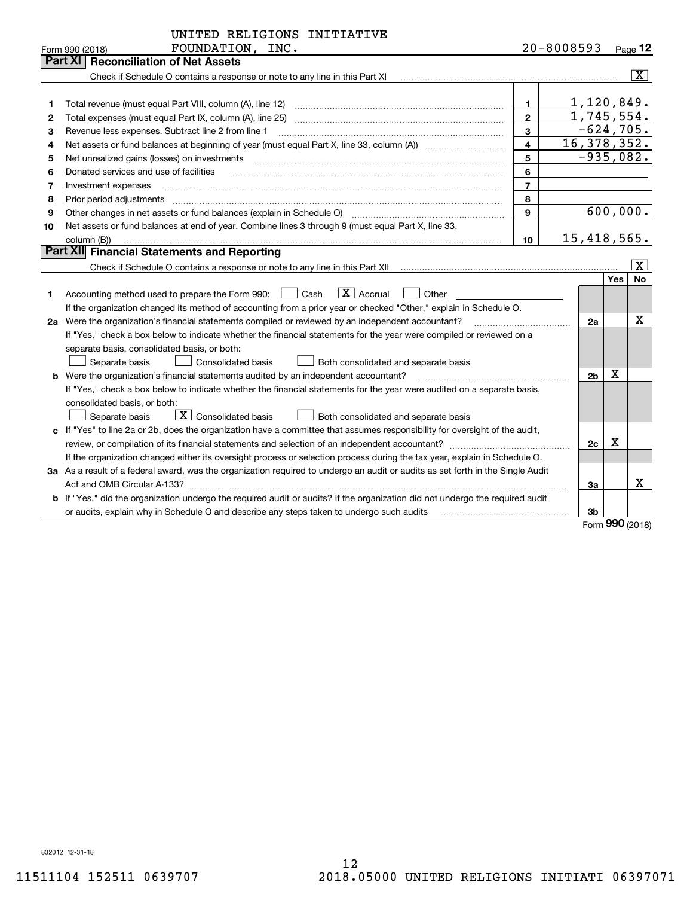UNITED RELIGIONS INITIATIVE FOUNDATION, INC. — 20-8008593

Form 990 (2018)

## Part XI Reconciliation of Net Assets

Check if Schedule O contains a response or note to any line in this Part XI ... [X]

| | | | |
|---|---|---|---|
| 1 | Total revenue (must equal Part VIII, column (A), line 12) | 1 | 1,120,849. |
| 2 | Total expenses (must equal Part IX, column (A), line 25) | 2 | 1,745,554. |
| 3 | Revenue less expenses. Subtract line 2 from line 1 | 3 | -624,705. |
| 4 | Net assets or fund balances at beginning of year (must equal Part X, line 33, column (A)) | 4 | 16,378,352. |
| 5 | Net unrealized gains (losses) on investments | 5 | -935,082. |
| 6 | Donated services and use of facilities | 6 | |
| 7 | Investment expenses | 7 | |
| 8 | Prior period adjustments | 8 | |
| 9 | Other changes in net assets or fund balances (explain in Schedule O) | 9 | 600,000. |
| 10 | Net assets or fund balances at end of year. Combine lines 3 through 9 (must equal Part X, line 33, column (B)) | 10 | 15,418,565. |

## Part XII Financial Statements and Reporting

Check if Schedule O contains a response or note to any line in this Part XII ... [X]

| | | | Yes | No |
|---|---|---|---|---|
| 1 | Accounting method used to prepare the Form 990: [ ] Cash [X] Accrual [ ] Other ______ <br> If the organization changed its method of accounting from a prior year or checked "Other," explain in Schedule O. | | | |
| 2a | Were the organization's financial statements compiled or reviewed by an independent accountant? <br> If "Yes," check a box below to indicate whether the financial statements for the year were compiled or reviewed on a separate basis, consolidated basis, or both: <br> [ ] Separate basis [ ] Consolidated basis [ ] Both consolidated and separate basis | 2a | | X |
| b | Were the organization's financial statements audited by an independent accountant? <br> If "Yes," check a box below to indicate whether the financial statements for the year were audited on a separate basis, consolidated basis, or both: <br> [ ] Separate basis [X] Consolidated basis [ ] Both consolidated and separate basis | 2b | X | |
| c | If "Yes" to line 2a or 2b, does the organization have a committee that assumes responsibility for oversight of the audit, review, or compilation of its financial statements and selection of an independent accountant? <br> If the organization changed either its oversight process or selection process during the tax year, explain in Schedule O. | 2c | X | |
| 3a | As a result of a federal award, was the organization required to undergo an audit or audits as set forth in the Single Audit Act and OMB Circular A-133? | 3a | | X |
| b | If "Yes," did the organization undergo the required audit or audits? If the organization did not undergo the required audit or audits, explain why in Schedule O and describe any steps taken to undergo such audits | 3b | | |

Form **990** (2018)

832012 12-31-18

11511104 152511 0639707 2018.05000 UNITED RELIGIONS INITIATI 06397071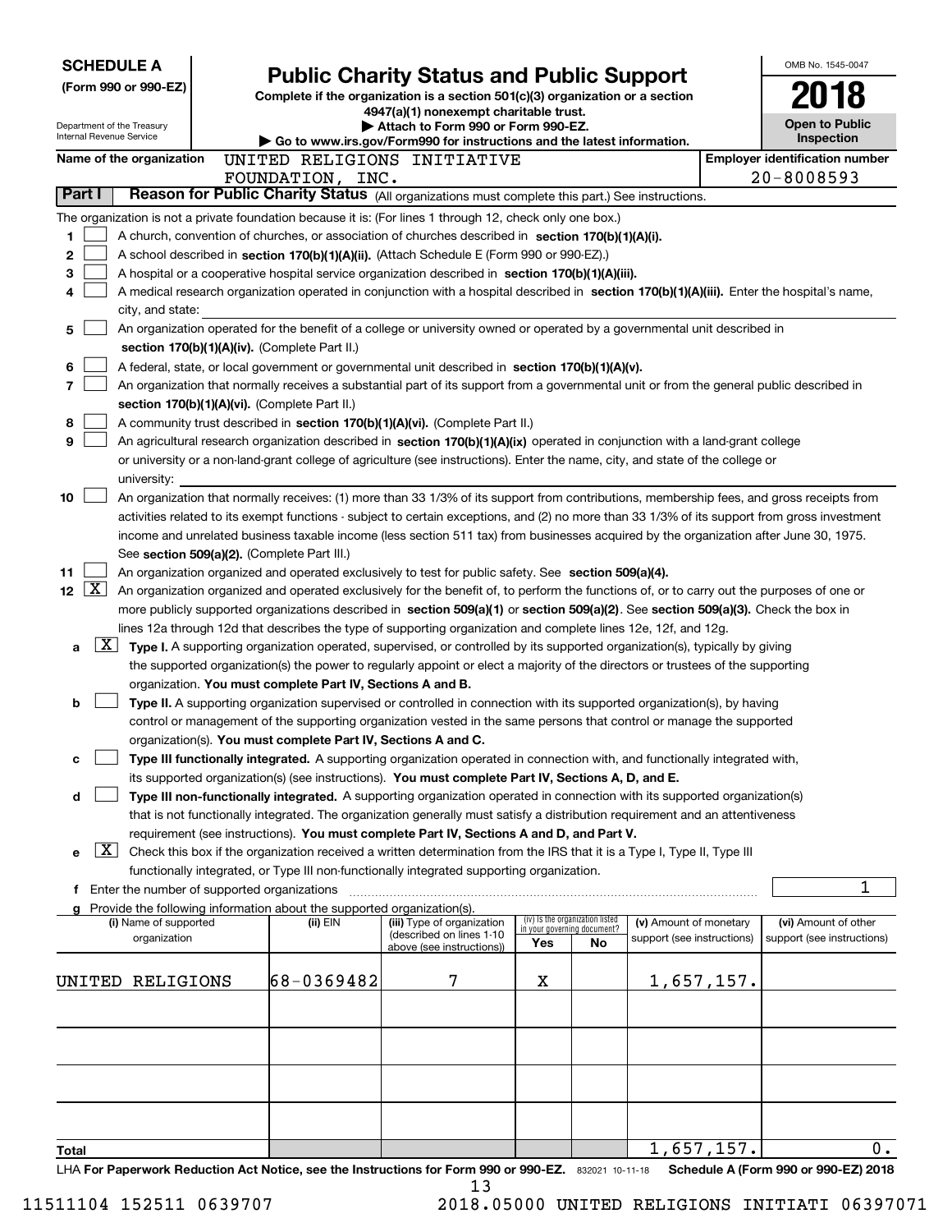**SCHEDULE A**
**(Form 990 or 990-EZ)**

Department of the Treasury
Internal Revenue Service

# Public Charity Status and Public Support

**Complete if the organization is a section 501(c)(3) organization or a section 4947(a)(1) nonexempt charitable trust.**
**▶ Attach to Form 990 or Form 990-EZ.**
**▶ Go to www.irs.gov/Form990 for instructions and the latest information.**

OMB No. 1545-0047
**2018**
**Open to Public Inspection**

**Name of the organization** UNITED RELIGIONS INITIATIVE FOUNDATION, INC.
**Employer identification number** 20-8008593

## Part I Reason for Public Charity Status (All organizations must complete this part.) See instructions.

The organization is not a private foundation because it is: (For lines 1 through 12, check only one box.)

1. [ ] A church, convention of churches, or association of churches described in **section 170(b)(1)(A)(i).**
2. [ ] A school described in **section 170(b)(1)(A)(ii).** (Attach Schedule E (Form 990 or 990-EZ).)
3. [ ] A hospital or a cooperative hospital service organization described in **section 170(b)(1)(A)(iii).**
4. [ ] A medical research organization operated in conjunction with a hospital described in **section 170(b)(1)(A)(iii).** Enter the hospital's name, city, and state:
5. [ ] An organization operated for the benefit of a college or university owned or operated by a governmental unit described in **section 170(b)(1)(A)(iv).** (Complete Part II.)
6. [ ] A federal, state, or local government or governmental unit described in **section 170(b)(1)(A)(v).**
7. [ ] An organization that normally receives a substantial part of its support from a governmental unit or from the general public described in **section 170(b)(1)(A)(vi).** (Complete Part II.)
8. [ ] A community trust described in **section 170(b)(1)(A)(vi).** (Complete Part II.)
9. [ ] An agricultural research organization described in **section 170(b)(1)(A)(ix)** operated in conjunction with a land-grant college or university or a non-land-grant college of agriculture (see instructions). Enter the name, city, and state of the college or university:
10. [ ] An organization that normally receives: (1) more than 33 1/3% of its support from contributions, membership fees, and gross receipts from activities related to its exempt functions - subject to certain exceptions, and (2) no more than 33 1/3% of its support from gross investment income and unrelated business taxable income (less section 511 tax) from businesses acquired by the organization after June 30, 1975. See **section 509(a)(2).** (Complete Part III.)
11. [ ] An organization organized and operated exclusively to test for public safety. See **section 509(a)(4).**
12. [X] An organization organized and operated exclusively for the benefit of, to perform the functions of, or to carry out the purposes of one or more publicly supported organizations described in **section 509(a)(1)** or **section 509(a)(2).** See **section 509(a)(3).** Check the box in lines 12a through 12d that describes the type of supporting organization and complete lines 12e, 12f, and 12g.
   - **a** [X] **Type I.** A supporting organization operated, supervised, or controlled by its supported organization(s), typically by giving the supported organization(s) the power to regularly appoint or elect a majority of the directors or trustees of the supporting organization. **You must complete Part IV, Sections A and B.**
   - **b** [ ] **Type II.** A supporting organization supervised or controlled in connection with its supported organization(s), by having control or management of the supporting organization vested in the same persons that control or manage the supported organization(s). **You must complete Part IV, Sections A and C.**
   - **c** [ ] **Type III functionally integrated.** A supporting organization operated in connection with, and functionally integrated with, its supported organization(s) (see instructions). **You must complete Part IV, Sections A, D, and E.**
   - **d** [ ] **Type III non-functionally integrated.** A supporting organization operated in connection with its supported organization(s) that is not functionally integrated. The organization generally must satisfy a distribution requirement and an attentiveness requirement (see instructions). **You must complete Part IV, Sections A and D, and Part V.**
   - **e** [X] Check this box if the organization received a written determination from the IRS that it is a Type I, Type II, Type III functionally integrated, or Type III non-functionally integrated supporting organization.
   - **f** Enter the number of supported organizations: 1
   - **g** Provide the following information about the supported organization(s).

| (i) Name of supported organization | (ii) EIN | (iii) Type of organization (described on lines 1-10 above (see instructions)) | (iv) Is the organization listed in your governing document? Yes | No | (v) Amount of monetary support (see instructions) | (vi) Amount of other support (see instructions) |
|---|---|---|---|---|---|---|
| UNITED RELIGIONS | 68-0369482 | 7 | X | | 1,657,157. | |
| | | | | | | |
| | | | | | | |
| | | | | | | |
| | | | | | | |
| **Total** | | | | | 1,657,157. | 0. |

LHA **For Paperwork Reduction Act Notice, see the Instructions for Form 990 or 990-EZ.** 832021 10-11-18 **Schedule A (Form 990 or 990-EZ) 2018**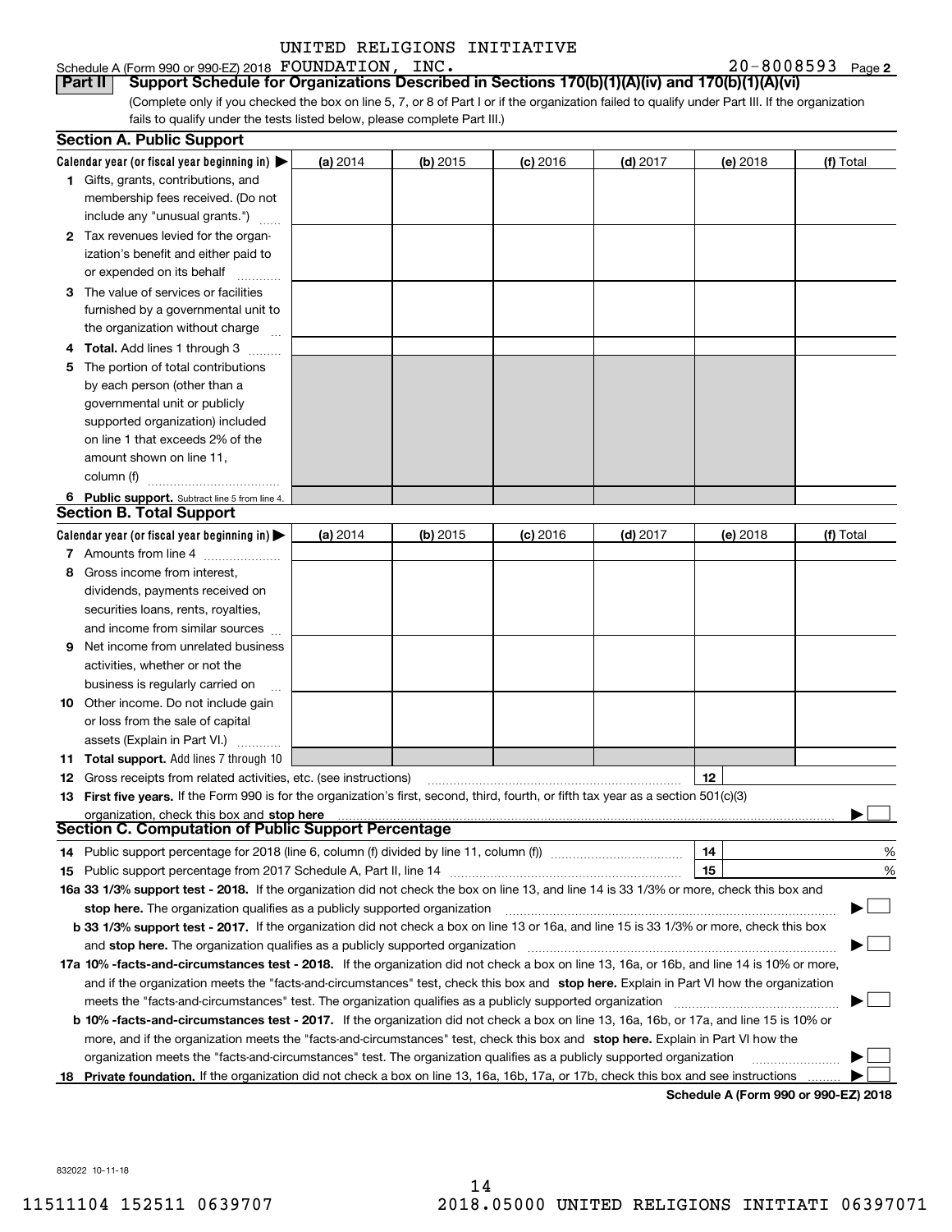UNITED RELIGIONS INITIATIVE

Schedule A (Form 990 or 990-EZ) 2018 FOUNDATION, INC. 20-8008593 Page 2

**Part II Support Schedule for Organizations Described in Sections 170(b)(1)(A)(iv) and 170(b)(1)(A)(vi)**

(Complete only if you checked the box on line 5, 7, or 8 of Part I or if the organization failed to qualify under Part III. If the organization fails to qualify under the tests listed below, please complete Part III.)

## Section A. Public Support

| Calendar year (or fiscal year beginning in) ▶ | (a) 2014 | (b) 2015 | (c) 2016 | (d) 2017 | (e) 2018 | (f) Total |
|---|---|---|---|---|---|---|
| **1** Gifts, grants, contributions, and membership fees received. (Do not include any "unusual grants.") | | | | | | |
| **2** Tax revenues levied for the organization's benefit and either paid to or expended on its behalf | | | | | | |
| **3** The value of services or facilities furnished by a governmental unit to the organization without charge | | | | | | |
| **4 Total.** Add lines 1 through 3 | | | | | | |
| **5** The portion of total contributions by each person (other than a governmental unit or publicly supported organization) included on line 1 that exceeds 2% of the amount shown on line 11, column (f) | | | | | | |
| **6 Public support.** Subtract line 5 from line 4. | | | | | | |

## Section B. Total Support

| Calendar year (or fiscal year beginning in) ▶ | (a) 2014 | (b) 2015 | (c) 2016 | (d) 2017 | (e) 2018 | (f) Total |
|---|---|---|---|---|---|---|
| **7** Amounts from line 4 | | | | | | |
| **8** Gross income from interest, dividends, payments received on securities loans, rents, royalties, and income from similar sources | | | | | | |
| **9** Net income from unrelated business activities, whether or not the business is regularly carried on | | | | | | |
| **10** Other income. Do not include gain or loss from the sale of capital assets (Explain in Part VI.) | | | | | | |
| **11 Total support.** Add lines 7 through 10 | | | | | | |

**12** Gross receipts from related activities, etc. (see instructions) | **12** |

**13 First five years.** If the Form 990 is for the organization's first, second, third, fourth, or fifth tax year as a section 501(c)(3) organization, check this box and **stop here** ▶ ☐

## Section C. Computation of Public Support Percentage

**14** Public support percentage for 2018 (line 6, column (f) divided by line 11, column (f)) | **14** | %

**15** Public support percentage from 2017 Schedule A, Part II, line 14 | **15** | %

**16a 33 1/3% support test - 2018.** If the organization did not check the box on line 13, and line 14 is 33 1/3% or more, check this box and **stop here.** The organization qualifies as a publicly supported organization ▶ ☐

**b 33 1/3% support test - 2017.** If the organization did not check a box on line 13 or 16a, and line 15 is 33 1/3% or more, check this box and **stop here.** The organization qualifies as a publicly supported organization ▶ ☐

**17a 10% -facts-and-circumstances test - 2018.** If the organization did not check a box on line 13, 16a, or 16b, and line 14 is 10% or more, and if the organization meets the "facts-and-circumstances" test, check this box and **stop here.** Explain in Part VI how the organization meets the "facts-and-circumstances" test. The organization qualifies as a publicly supported organization ▶ ☐

**b 10% -facts-and-circumstances test - 2017.** If the organization did not check a box on line 13, 16a, 16b, or 17a, and line 15 is 10% or more, and if the organization meets the "facts-and-circumstances" test, check this box and **stop here.** Explain in Part VI how the organization meets the "facts-and-circumstances" test. The organization qualifies as a publicly supported organization ▶ ☐

**18 Private foundation.** If the organization did not check a box on line 13, 16a, 16b, 17a, or 17b, check this box and see instructions ▶ ☐

**Schedule A (Form 990 or 990-EZ) 2018**

832022 10-11-18

11511104 152511 0639707 2018.05000 UNITED RELIGIONS INITIATI 06397071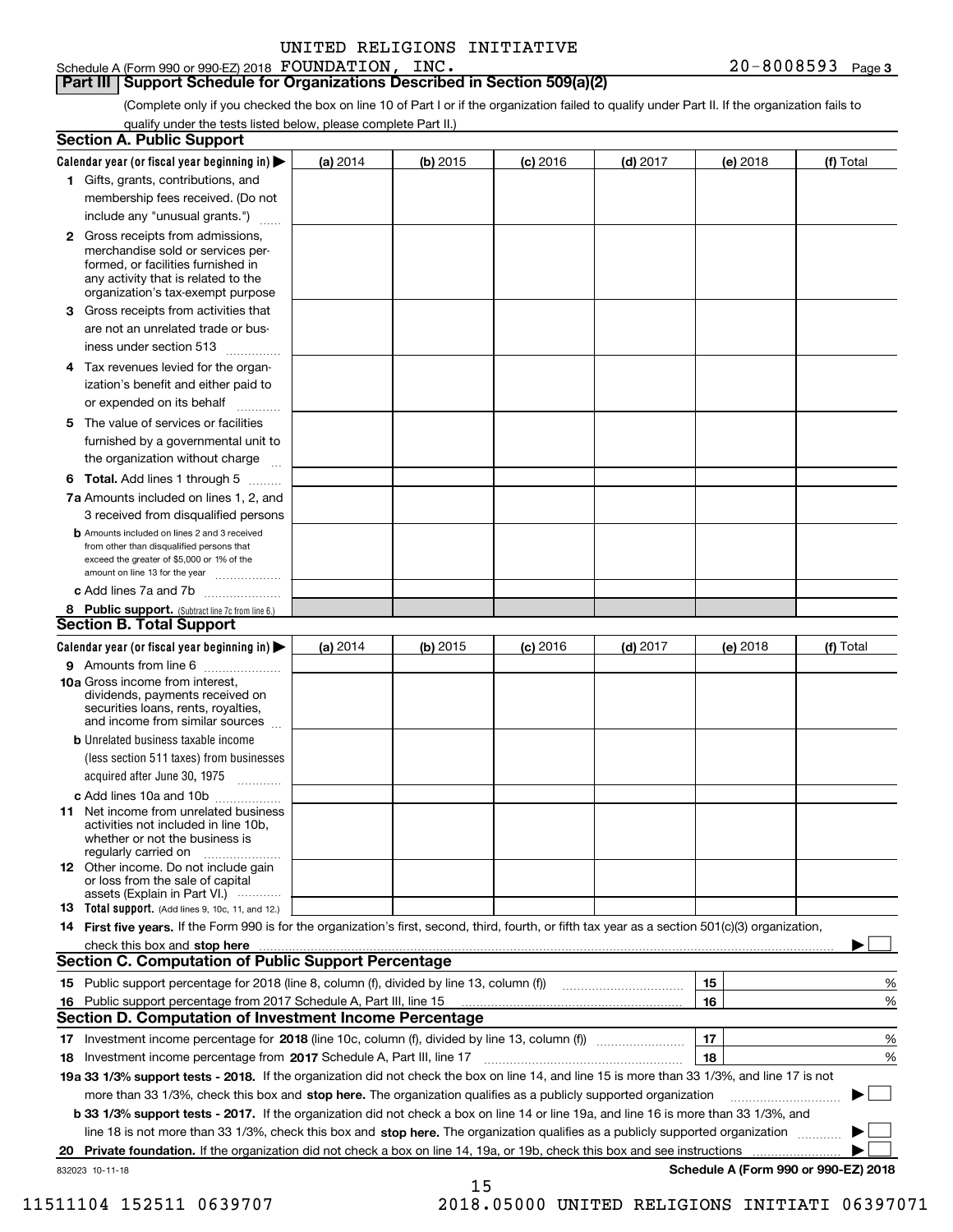Schedule A (Form 990 or 990-EZ) 2018 UNITED RELIGIONS INITIATIVE FOUNDATION, INC. 20-8008593 Page 3

## Part III Support Schedule for Organizations Described in Section 509(a)(2)

(Complete only if you checked the box on line 10 of Part I or if the organization failed to qualify under Part II. If the organization fails to qualify under the tests listed below, please complete Part II.)

### Section A. Public Support

| Calendar year (or fiscal year beginning in) ▶ | (a) 2014 | (b) 2015 | (c) 2016 | (d) 2017 | (e) 2018 | (f) Total |
|---|---|---|---|---|---|---|
| 1 Gifts, grants, contributions, and membership fees received. (Do not include any "unusual grants.") | | | | | | |
| 2 Gross receipts from admissions, merchandise sold or services performed, or facilities furnished in any activity that is related to the organization's tax-exempt purpose | | | | | | |
| 3 Gross receipts from activities that are not an unrelated trade or business under section 513 | | | | | | |
| 4 Tax revenues levied for the organization's benefit and either paid to or expended on its behalf | | | | | | |
| 5 The value of services or facilities furnished by a governmental unit to the organization without charge | | | | | | |
| 6 Total. Add lines 1 through 5 | | | | | | |
| 7a Amounts included on lines 1, 2, and 3 received from disqualified persons | | | | | | |
| b Amounts included on lines 2 and 3 received from other than disqualified persons that exceed the greater of $5,000 or 1% of the amount on line 13 for the year | | | | | | |
| c Add lines 7a and 7b | | | | | | |
| 8 Public support. (Subtract line 7c from line 6.) | | | | | | |

### Section B. Total Support

| Calendar year (or fiscal year beginning in) ▶ | (a) 2014 | (b) 2015 | (c) 2016 | (d) 2017 | (e) 2018 | (f) Total |
|---|---|---|---|---|---|---|
| 9 Amounts from line 6 | | | | | | |
| 10a Gross income from interest, dividends, payments received on securities loans, rents, royalties, and income from similar sources | | | | | | |
| b Unrelated business taxable income (less section 511 taxes) from businesses acquired after June 30, 1975 | | | | | | |
| c Add lines 10a and 10b | | | | | | |
| 11 Net income from unrelated business activities not included in line 10b, whether or not the business is regularly carried on | | | | | | |
| 12 Other income. Do not include gain or loss from the sale of capital assets (Explain in Part VI.) | | | | | | |
| 13 Total support. (Add lines 9, 10c, 11, and 12.) | | | | | | |

14 **First five years.** If the Form 990 is for the organization's first, second, third, fourth, or fifth tax year as a section 501(c)(3) organization, check this box and **stop here** ▶ ☐

### Section C. Computation of Public Support Percentage

| | | | |
|---|---|---|---|
| 15 | Public support percentage for 2018 (line 8, column (f), divided by line 13, column (f)) | 15 | % |
| 16 | Public support percentage from 2017 Schedule A, Part III, line 15 | 16 | % |

### Section D. Computation of Investment Income Percentage

| | | | |
|---|---|---|---|
| 17 | Investment income percentage for **2018** (line 10c, column (f), divided by line 13, column (f)) | 17 | % |
| 18 | Investment income percentage from **2017** Schedule A, Part III, line 17 | 18 | % |

**19a 33 1/3% support tests - 2018.** If the organization did not check the box on line 14, and line 15 is more than 33 1/3%, and line 17 is not more than 33 1/3%, check this box and **stop here.** The organization qualifies as a publicly supported organization ▶ ☐

**b 33 1/3% support tests - 2017.** If the organization did not check a box on line 14 or line 19a, and line 16 is more than 33 1/3%, and line 18 is not more than 33 1/3%, check this box and **stop here.** The organization qualifies as a publicly supported organization ▶ ☐

**20 Private foundation.** If the organization did not check a box on line 14, 19a, or 19b, check this box and see instructions ▶ ☐

832023 10-11-18

**Schedule A (Form 990 or 990-EZ) 2018**

11511104 152511 0639707 2018.05000 UNITED RELIGIONS INITIATI 06397071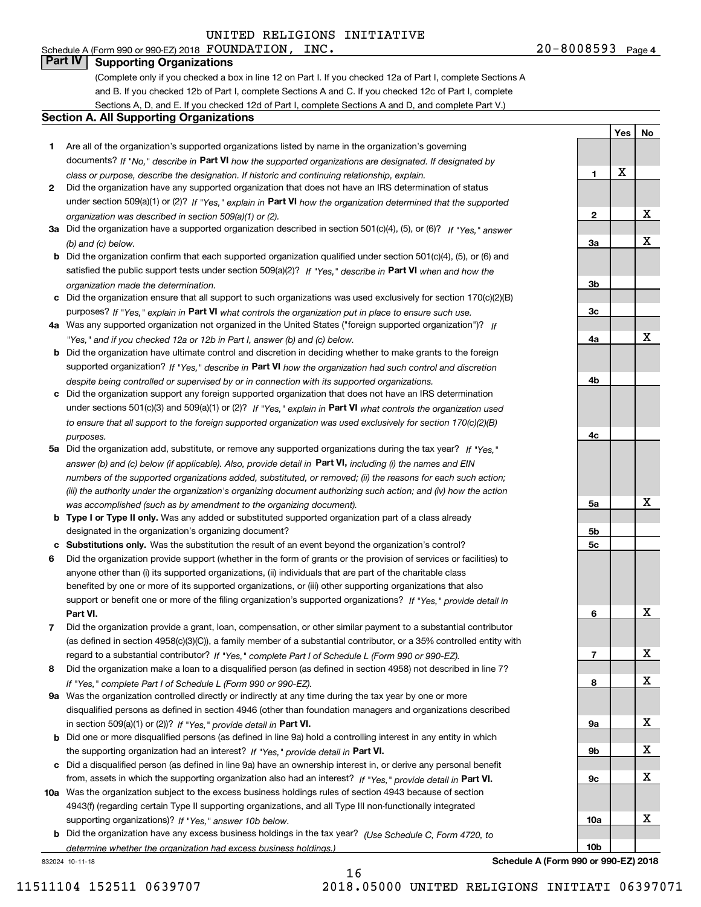Schedule A (Form 990 or 990-EZ) 2018 UNITED RELIGIONS INITIATIVE FOUNDATION, INC. 20-8008593 Page 4

## Part IV Supporting Organizations

(Complete only if you checked a box in line 12 on Part I. If you checked 12a of Part I, complete Sections A and B. If you checked 12b of Part I, complete Sections A and C. If you checked 12c of Part I, complete Sections A, D, and E. If you checked 12d of Part I, complete Sections A and D, and complete Part V.)

### Section A. All Supporting Organizations

| | | Line | Yes | No |
|---|---|---|---|---|
| 1 | Are all of the organization's supported organizations listed by name in the organization's governing documents? *If "No," describe in* **Part VI** *how the supported organizations are designated. If designated by class or purpose, describe the designation. If historic and continuing relationship, explain.* | 1 | X | |
| 2 | Did the organization have any supported organization that does not have an IRS determination of status under section 509(a)(1) or (2)? *If "Yes," explain in* **Part VI** *how the organization determined that the supported organization was described in section 509(a)(1) or (2).* | 2 | | X |
| 3a | Did the organization have a supported organization described in section 501(c)(4), (5), or (6)? *If "Yes," answer (b) and (c) below.* | 3a | | X |
| b | Did the organization confirm that each supported organization qualified under section 501(c)(4), (5), or (6) and satisfied the public support tests under section 509(a)(2)? *If "Yes," describe in* **Part VI** *when and how the organization made the determination.* | 3b | | |
| c | Did the organization ensure that all support to such organizations was used exclusively for section 170(c)(2)(B) purposes? *If "Yes," explain in* **Part VI** *what controls the organization put in place to ensure such use.* | 3c | | |
| 4a | Was any supported organization not organized in the United States ("foreign supported organization")? *If "Yes," and if you checked 12a or 12b in Part I, answer (b) and (c) below.* | 4a | | X |
| b | Did the organization have ultimate control and discretion in deciding whether to make grants to the foreign supported organization? *If "Yes," describe in* **Part VI** *how the organization had such control and discretion despite being controlled or supervised by or in connection with its supported organizations.* | 4b | | |
| c | Did the organization support any foreign supported organization that does not have an IRS determination under sections 501(c)(3) and 509(a)(1) or (2)? *If "Yes," explain in* **Part VI** *what controls the organization used to ensure that all support to the foreign supported organization was used exclusively for section 170(c)(2)(B) purposes.* | 4c | | |
| 5a | Did the organization add, substitute, or remove any supported organizations during the tax year? *If "Yes," answer (b) and (c) below (if applicable). Also, provide detail in* **Part VI,** *including (i) the names and EIN numbers of the supported organizations added, substituted, or removed; (ii) the reasons for each such action; (iii) the authority under the organization's organizing document authorizing such action; and (iv) how the action was accomplished (such as by amendment to the organizing document).* | 5a | | X |
| b | **Type I or Type II only.** Was any added or substituted supported organization part of a class already designated in the organization's organizing document? | 5b | | |
| c | **Substitutions only.** Was the substitution the result of an event beyond the organization's control? | 5c | | |
| 6 | Did the organization provide support (whether in the form of grants or the provision of services or facilities) to anyone other than (i) its supported organizations, (ii) individuals that are part of the charitable class benefited by one or more of its supported organizations, or (iii) other supporting organizations that also support or benefit one or more of the filing organization's supported organizations? *If "Yes," provide detail in* **Part VI.** | 6 | | X |
| 7 | Did the organization provide a grant, loan, compensation, or other similar payment to a substantial contributor (as defined in section 4958(c)(3)(C)), a family member of a substantial contributor, or a 35% controlled entity with regard to a substantial contributor? *If "Yes," complete Part I of Schedule L (Form 990 or 990-EZ).* | 7 | | X |
| 8 | Did the organization make a loan to a disqualified person (as defined in section 4958) not described in line 7? *If "Yes," complete Part I of Schedule L (Form 990 or 990-EZ).* | 8 | | X |
| 9a | Was the organization controlled directly or indirectly at any time during the tax year by one or more disqualified persons as defined in section 4946 (other than foundation managers and organizations described in section 509(a)(1) or (2))? *If "Yes," provide detail in* **Part VI.** | 9a | | X |
| b | Did one or more disqualified persons (as defined in line 9a) hold a controlling interest in any entity in which the supporting organization had an interest? *If "Yes," provide detail in* **Part VI.** | 9b | | X |
| c | Did a disqualified person (as defined in line 9a) have an ownership interest in, or derive any personal benefit from, assets in which the supporting organization also had an interest? *If "Yes," provide detail in* **Part VI.** | 9c | | X |
| 10a | Was the organization subject to the excess business holdings rules of section 4943 because of section 4943(f) (regarding certain Type II supporting organizations, and all Type III non-functionally integrated supporting organizations)? *If "Yes," answer 10b below.* | 10a | | X |
| b | Did the organization have any excess business holdings in the tax year? *(Use Schedule C, Form 4720, to determine whether the organization had excess business holdings.)* | 10b | | |

832024 10-11-18

**Schedule A (Form 990 or 990-EZ) 2018**

11511104 152511 0639707 2018.05000 UNITED RELIGIONS INITIATI 06397071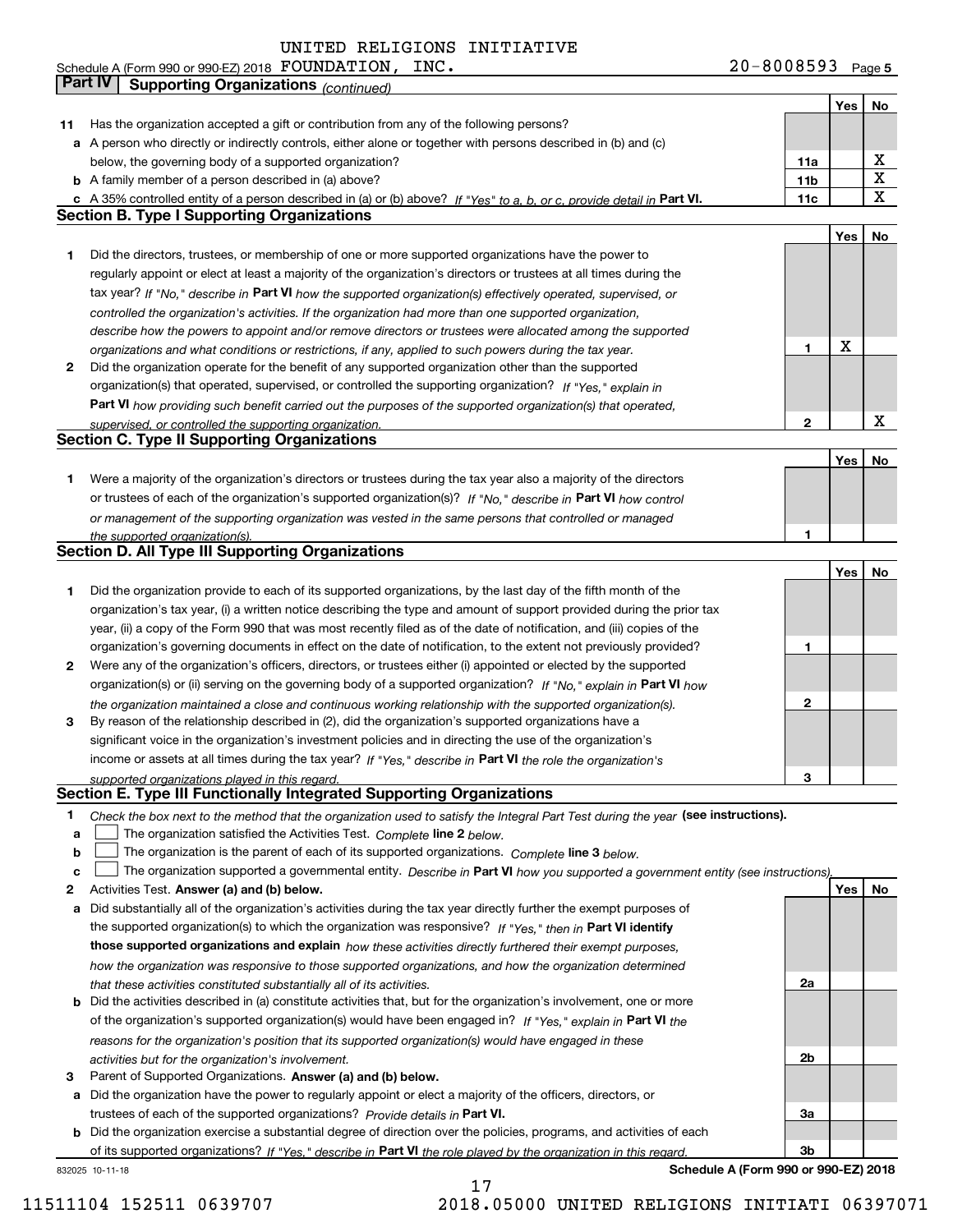UNITED RELIGIONS INITIATIVE

Schedule A (Form 990 or 990-EZ) 2018 FOUNDATION, INC. 20-8008593 Page 5

## Part IV Supporting Organizations *(continued)*

| | | | Yes | No |
|---|---|---|---|---|
| **11** | Has the organization accepted a gift or contribution from any of the following persons? | | | |
| **a** | A person who directly or indirectly controls, either alone or together with persons described in (b) and (c) below, the governing body of a supported organization? | **11a** | | X |
| **b** | A family member of a person described in (a) above? | **11b** | | X |
| **c** | A 35% controlled entity of a person described in (a) or (b) above? *If "Yes" to a, b, or c, provide detail in* **Part VI.** | **11c** | | X |

### Section B. Type I Supporting Organizations

| | | | Yes | No |
|---|---|---|---|---|
| **1** | Did the directors, trustees, or membership of one or more supported organizations have the power to regularly appoint or elect at least a majority of the organization's directors or trustees at all times during the tax year? *If "No," describe in* **Part VI** *how the supported organization(s) effectively operated, supervised, or controlled the organization's activities. If the organization had more than one supported organization, describe how the powers to appoint and/or remove directors or trustees were allocated among the supported organizations and what conditions or restrictions, if any, applied to such powers during the tax year.* | **1** | X | |
| **2** | Did the organization operate for the benefit of any supported organization other than the supported organization(s) that operated, supervised, or controlled the supporting organization? *If "Yes," explain in* **Part VI** *how providing such benefit carried out the purposes of the supported organization(s) that operated, supervised, or controlled the supporting organization.* | **2** | | X |

### Section C. Type II Supporting Organizations

| | | | Yes | No |
|---|---|---|---|---|
| **1** | Were a majority of the organization's directors or trustees during the tax year also a majority of the directors or trustees of each of the organization's supported organization(s)? *If "No," describe in* **Part VI** *how control or management of the supporting organization was vested in the same persons that controlled or managed the supported organization(s).* | **1** | | |

### Section D. All Type III Supporting Organizations

| | | | Yes | No |
|---|---|---|---|---|
| **1** | Did the organization provide to each of its supported organizations, by the last day of the fifth month of the organization's tax year, (i) a written notice describing the type and amount of support provided during the prior tax year, (ii) a copy of the Form 990 that was most recently filed as of the date of notification, and (iii) copies of the organization's governing documents in effect on the date of notification, to the extent not previously provided? | **1** | | |
| **2** | Were any of the organization's officers, directors, or trustees either (i) appointed or elected by the supported organization(s) or (ii) serving on the governing body of a supported organization? *If "No," explain in* **Part VI** *how the organization maintained a close and continuous working relationship with the supported organization(s).* | **2** | | |
| **3** | By reason of the relationship described in (2), did the organization's supported organizations have a significant voice in the organization's investment policies and in directing the use of the organization's income or assets at all times during the tax year? *If "Yes," describe in* **Part VI** *the role the organization's supported organizations played in this regard.* | **3** | | |

### Section E. Type III Functionally Integrated Supporting Organizations

**1** *Check the box next to the method that the organization used to satisfy the Integral Part Test during the year* **(see instructions).**

- **a** ☐ The organization satisfied the Activities Test. *Complete* **line 2** *below.*
- **b** ☐ The organization is the parent of each of its supported organizations. *Complete* **line 3** *below.*
- **c** ☐ The organization supported a governmental entity. *Describe in* **Part VI** *how you supported a government entity (see instructions).*

| | | | Yes | No |
|---|---|---|---|---|
| **2** | Activities Test. **Answer (a) and (b) below.** | | | |
| **a** | Did substantially all of the organization's activities during the tax year directly further the exempt purposes of the supported organization(s) to which the organization was responsive? *If "Yes," then in* **Part VI identify those supported organizations and explain** *how these activities directly furthered their exempt purposes, how the organization was responsive to those supported organizations, and how the organization determined that these activities constituted substantially all of its activities.* | **2a** | | |
| **b** | Did the activities described in (a) constitute activities that, but for the organization's involvement, one or more of the organization's supported organization(s) would have been engaged in? *If "Yes," explain in* **Part VI** *the reasons for the organization's position that its supported organization(s) would have engaged in these activities but for the organization's involvement.* | **2b** | | |
| **3** | Parent of Supported Organizations. **Answer (a) and (b) below.** | | | |
| **a** | Did the organization have the power to regularly appoint or elect a majority of the officers, directors, or trustees of each of the supported organizations? *Provide details in* **Part VI.** | **3a** | | |
| **b** | Did the organization exercise a substantial degree of direction over the policies, programs, and activities of each of its supported organizations? *If "Yes," describe in* **Part VI** *the role played by the organization in this regard.* | **3b** | | |

832025 10-11-18 **Schedule A (Form 990 or 990-EZ) 2018**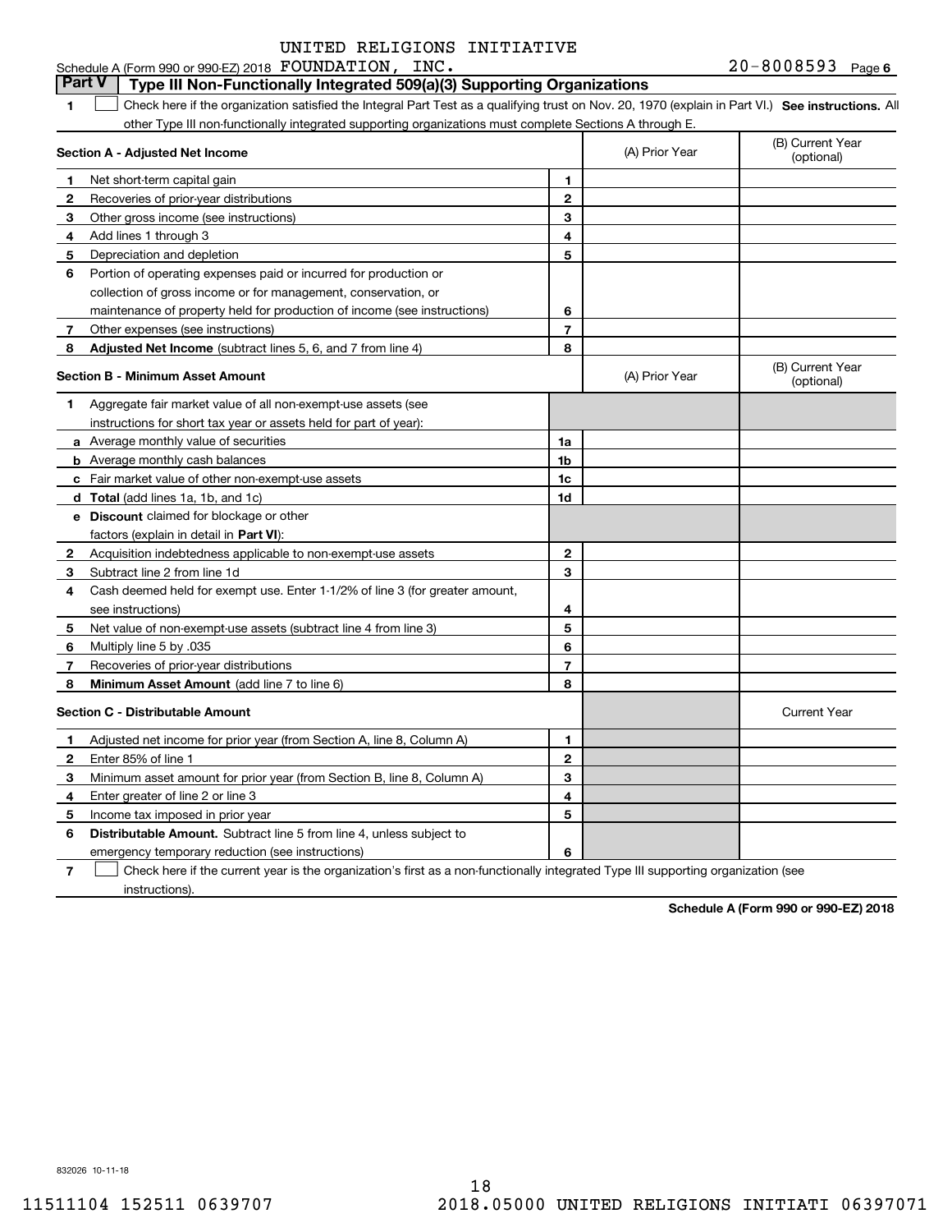UNITED RELIGIONS INITIATIVE

Schedule A (Form 990 or 990-EZ) 2018 FOUNDATION, INC. 20-8008593 Page 6

## Part V Type III Non-Functionally Integrated 509(a)(3) Supporting Organizations

1 ☐ Check here if the organization satisfied the Integral Part Test as a qualifying trust on Nov. 20, 1970 (explain in Part VI.) **See instructions.** All other Type III non-functionally integrated supporting organizations must complete Sections A through E.

| **Section A - Adjusted Net Income** | | | (A) Prior Year | (B) Current Year (optional) |
|---|---|---|---|---|
| 1 | Net short-term capital gain | 1 | | |
| 2 | Recoveries of prior-year distributions | 2 | | |
| 3 | Other gross income (see instructions) | 3 | | |
| 4 | Add lines 1 through 3 | 4 | | |
| 5 | Depreciation and depletion | 5 | | |
| 6 | Portion of operating expenses paid or incurred for production or collection of gross income or for management, conservation, or maintenance of property held for production of income (see instructions) | 6 | | |
| 7 | Other expenses (see instructions) | 7 | | |
| 8 | **Adjusted Net Income** (subtract lines 5, 6, and 7 from line 4) | 8 | | |

| **Section B - Minimum Asset Amount** | | | (A) Prior Year | (B) Current Year (optional) |
|---|---|---|---|---|
| 1 | Aggregate fair market value of all non-exempt-use assets (see instructions for short tax year or assets held for part of year): | | | |
| a | Average monthly value of securities | 1a | | |
| b | Average monthly cash balances | 1b | | |
| c | Fair market value of other non-exempt-use assets | 1c | | |
| d | **Total** (add lines 1a, 1b, and 1c) | 1d | | |
| e | **Discount** claimed for blockage or other factors (explain in detail in **Part VI**): | | | |
| 2 | Acquisition indebtedness applicable to non-exempt-use assets | 2 | | |
| 3 | Subtract line 2 from line 1d | 3 | | |
| 4 | Cash deemed held for exempt use. Enter 1-1/2% of line 3 (for greater amount, see instructions) | 4 | | |
| 5 | Net value of non-exempt-use assets (subtract line 4 from line 3) | 5 | | |
| 6 | Multiply line 5 by .035 | 6 | | |
| 7 | Recoveries of prior-year distributions | 7 | | |
| 8 | **Minimum Asset Amount** (add line 7 to line 6) | 8 | | |

| **Section C - Distributable Amount** | | | | Current Year |
|---|---|---|---|---|
| 1 | Adjusted net income for prior year (from Section A, line 8, Column A) | 1 | | |
| 2 | Enter 85% of line 1 | 2 | | |
| 3 | Minimum asset amount for prior year (from Section B, line 8, Column A) | 3 | | |
| 4 | Enter greater of line 2 or line 3 | 4 | | |
| 5 | Income tax imposed in prior year | 5 | | |
| 6 | **Distributable Amount.** Subtract line 5 from line 4, unless subject to emergency temporary reduction (see instructions) | 6 | | |

7 ☐ Check here if the current year is the organization's first as a non-functionally integrated Type III supporting organization (see instructions).

**Schedule A (Form 990 or 990-EZ) 2018**

832026 10-11-18

11511104 152511 0639707 2018.05000 UNITED RELIGIONS INITIATI 06397071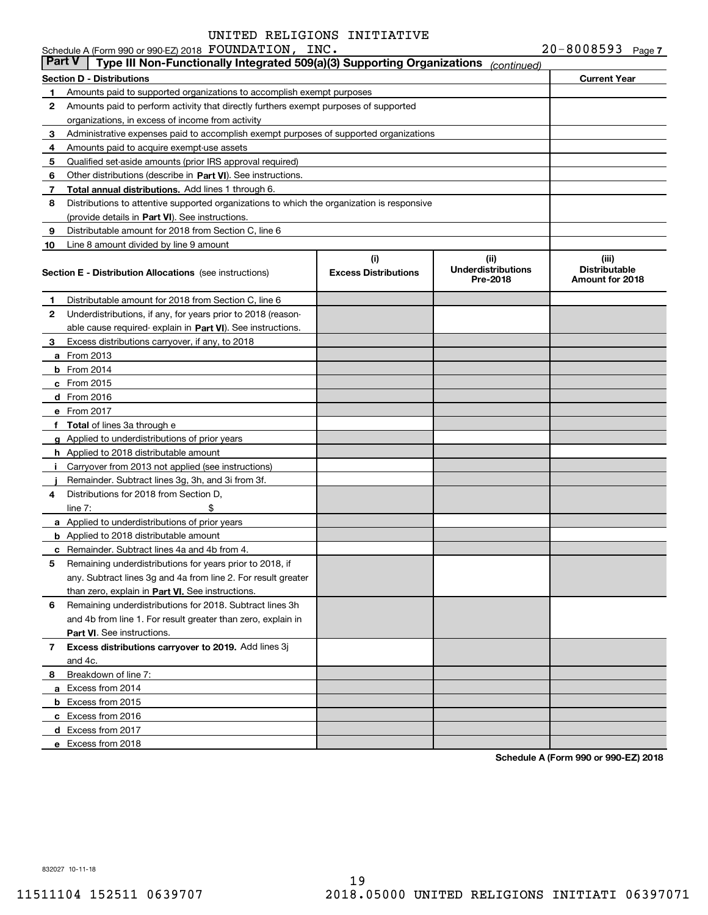UNITED RELIGIONS INITIATIVE

Schedule A (Form 990 or 990-EZ) 2018 FOUNDATION, INC. 20-8008593 Page 7

**Part V | Type III Non-Functionally Integrated 509(a)(3) Supporting Organizations** *(continued)*

| **Section D - Distributions** | | **Current Year** |
|---|---|---|
| 1 | Amounts paid to supported organizations to accomplish exempt purposes | |
| 2 | Amounts paid to perform activity that directly furthers exempt purposes of supported organizations, in excess of income from activity | |
| 3 | Administrative expenses paid to accomplish exempt purposes of supported organizations | |
| 4 | Amounts paid to acquire exempt-use assets | |
| 5 | Qualified set-aside amounts (prior IRS approval required) | |
| 6 | Other distributions (describe in **Part VI**). See instructions. | |
| 7 | **Total annual distributions.** Add lines 1 through 6. | |
| 8 | Distributions to attentive supported organizations to which the organization is responsive (provide details in **Part VI**). See instructions. | |
| 9 | Distributable amount for 2018 from Section C, line 6 | |
| 10 | Line 8 amount divided by line 9 amount | |

| **Section E - Distribution Allocations** (see instructions) | (i) **Excess Distributions** | (ii) **Underdistributions Pre-2018** | (iii) **Distributable Amount for 2018** |
|---|---|---|---|
| **1** Distributable amount for 2018 from Section C, line 6 | | | |
| **2** Underdistributions, if any, for years prior to 2018 (reasonable cause required- explain in **Part VI**). See instructions. | | | |
| **3** Excess distributions carryover, if any, to 2018 | | | |
| **a** From 2013 | | | |
| **b** From 2014 | | | |
| **c** From 2015 | | | |
| **d** From 2016 | | | |
| **e** From 2017 | | | |
| **f Total** of lines 3a through e | | | |
| **g** Applied to underdistributions of prior years | | | |
| **h** Applied to 2018 distributable amount | | | |
| **i** Carryover from 2013 not applied (see instructions) | | | |
| **j** Remainder. Subtract lines 3g, 3h, and 3i from 3f. | | | |
| **4** Distributions for 2018 from Section D, line 7: $ | | | |
| **a** Applied to underdistributions of prior years | | | |
| **b** Applied to 2018 distributable amount | | | |
| **c** Remainder. Subtract lines 4a and 4b from 4. | | | |
| **5** Remaining underdistributions for years prior to 2018, if any. Subtract lines 3g and 4a from line 2. For result greater than zero, explain in **Part VI.** See instructions. | | | |
| **6** Remaining underdistributions for 2018. Subtract lines 3h and 4b from line 1. For result greater than zero, explain in **Part VI**. See instructions. | | | |
| **7 Excess distributions carryover to 2019.** Add lines 3j and 4c. | | | |
| **8** Breakdown of line 7: | | | |
| **a** Excess from 2014 | | | |
| **b** Excess from 2015 | | | |
| **c** Excess from 2016 | | | |
| **d** Excess from 2017 | | | |
| **e** Excess from 2018 | | | |

**Schedule A (Form 990 or 990-EZ) 2018**

832027 10-11-18

11511104 152511 0639707 2018.05000 UNITED RELIGIONS INITIATI 06397071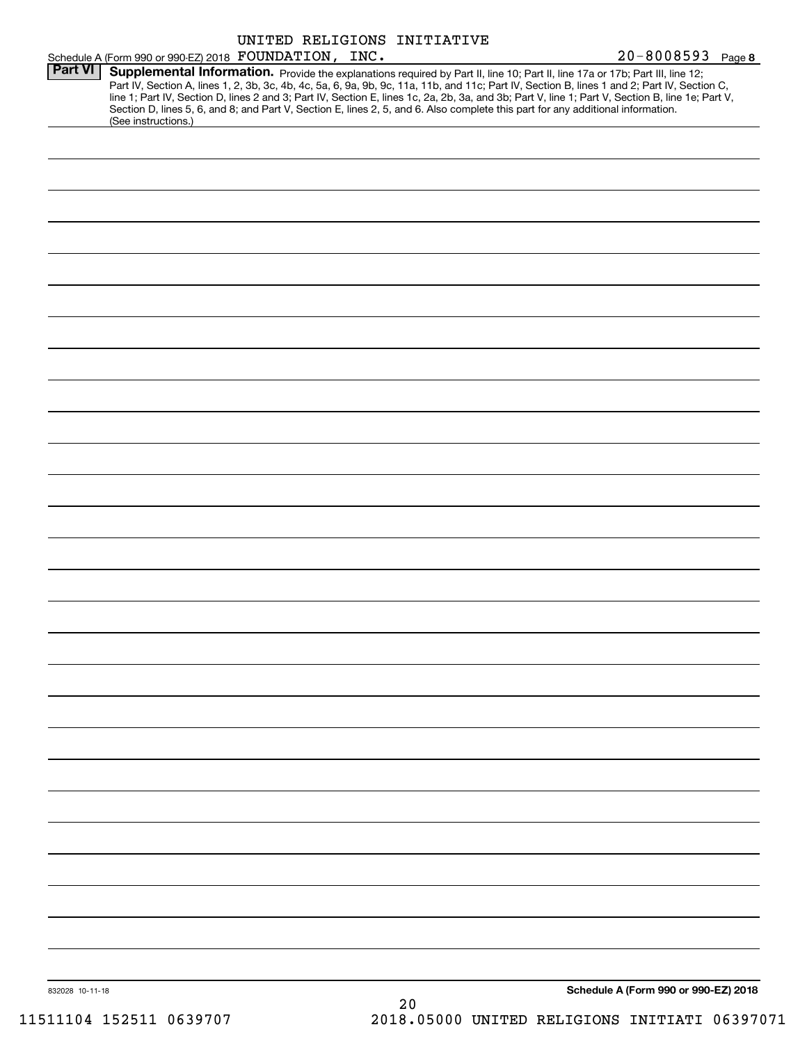Schedule A (Form 990 or 990-EZ) 2018 UNITED RELIGIONS INITIATIVE FOUNDATION, INC. 20-8008593 Page 8

**Part VI** **Supplemental Information.** Provide the explanations required by Part II, line 10; Part II, line 17a or 17b; Part III, line 12; Part IV, Section A, lines 1, 2, 3b, 3c, 4b, 4c, 5a, 6, 9a, 9b, 9c, 11a, 11b, and 11c; Part IV, Section B, lines 1 and 2; Part IV, Section C, line 1; Part IV, Section D, lines 2 and 3; Part IV, Section E, lines 1c, 2a, 2b, 3a, and 3b; Part V, line 1; Part V, Section B, line 1e; Part V, Section D, lines 5, 6, and 8; and Part V, Section E, lines 2, 5, and 6. Also complete this part for any additional information. (See instructions.)

832028 10-11-18

**Schedule A (Form 990 or 990-EZ) 2018**

11511104 152511 0639707 2018.05000 UNITED RELIGIONS INITIATI 06397071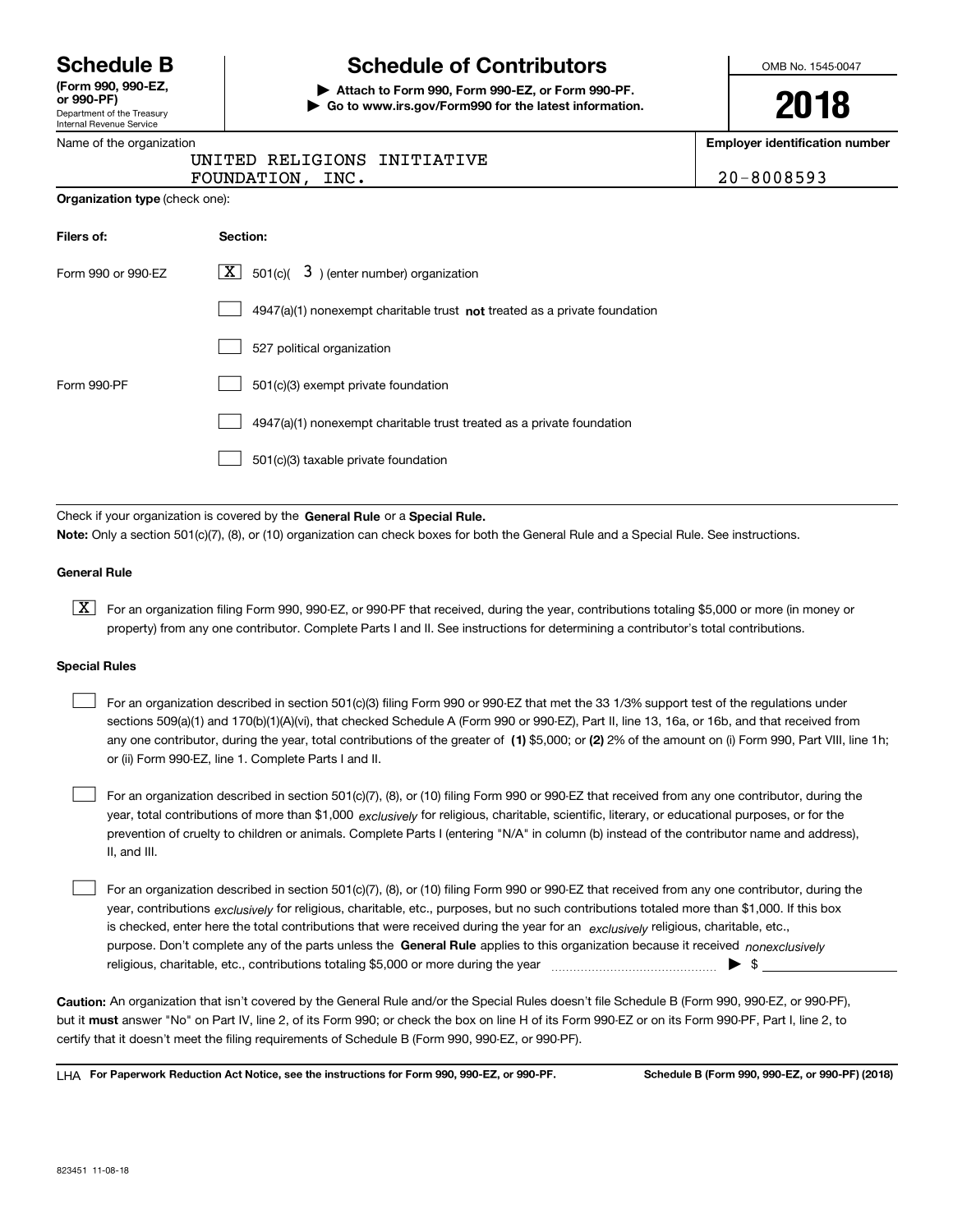# Schedule B

**(Form 990, 990-EZ, or 990-PF)**
Department of the Treasury
Internal Revenue Service

# Schedule of Contributors

▶ **Attach to Form 990, Form 990-EZ, or Form 990-PF.**
▶ **Go to www.irs.gov/Form990 for the latest information.**

OMB No. 1545-0047

**2018**

Name of the organization: UNITED RELIGIONS INITIATIVE FOUNDATION, INC.

**Employer identification number:** 20-8008593

**Organization type** (check one):

| **Filers of:** | **Section:** |
|---|---|
| Form 990 or 990-EZ | [X] 501(c)( 3 ) (enter number) organization |
| | [ ] 4947(a)(1) nonexempt charitable trust **not** treated as a private foundation |
| | [ ] 527 political organization |
| Form 990-PF | [ ] 501(c)(3) exempt private foundation |
| | [ ] 4947(a)(1) nonexempt charitable trust treated as a private foundation |
| | [ ] 501(c)(3) taxable private foundation |

Check if your organization is covered by the **General Rule** or a **Special Rule.**

**Note:** Only a section 501(c)(7), (8), or (10) organization can check boxes for both the General Rule and a Special Rule. See instructions.

### General Rule

[X] For an organization filing Form 990, 990-EZ, or 990-PF that received, during the year, contributions totaling $5,000 or more (in money or property) from any one contributor. Complete Parts I and II. See instructions for determining a contributor's total contributions.

### Special Rules

[ ] For an organization described in section 501(c)(3) filing Form 990 or 990-EZ that met the 33 1/3% support test of the regulations under sections 509(a)(1) and 170(b)(1)(A)(vi), that checked Schedule A (Form 990 or 990-EZ), Part II, line 13, 16a, or 16b, and that received from any one contributor, during the year, total contributions of the greater of **(1)** $5,000; or **(2)** 2% of the amount on (i) Form 990, Part VIII, line 1h; or (ii) Form 990-EZ, line 1. Complete Parts I and II.

[ ] For an organization described in section 501(c)(7), (8), or (10) filing Form 990 or 990-EZ that received from any one contributor, during the year, total contributions of more than $1,000 *exclusively* for religious, charitable, scientific, literary, or educational purposes, or for the prevention of cruelty to children or animals. Complete Parts I (entering "N/A" in column (b) instead of the contributor name and address), II, and III.

[ ] For an organization described in section 501(c)(7), (8), or (10) filing Form 990 or 990-EZ that received from any one contributor, during the year, contributions *exclusively* for religious, charitable, etc., purposes, but no such contributions totaled more than $1,000. If this box is checked, enter here the total contributions that were received during the year for an *exclusively* religious, charitable, etc., purpose. Don't complete any of the parts unless the **General Rule** applies to this organization because it received *nonexclusively* religious, charitable, etc., contributions totaling $5,000 or more during the year ▶ $ ____________

**Caution:** An organization that isn't covered by the General Rule and/or the Special Rules doesn't file Schedule B (Form 990, 990-EZ, or 990-PF), but it **must** answer "No" on Part IV, line 2, of its Form 990; or check the box on line H of its Form 990-EZ or on its Form 990-PF, Part I, line 2, to certify that it doesn't meet the filing requirements of Schedule B (Form 990, 990-EZ, or 990-PF).

LHA **For Paperwork Reduction Act Notice, see the instructions for Form 990, 990-EZ, or 990-PF.** **Schedule B (Form 990, 990-EZ, or 990-PF) (2018)**

823451 11-08-18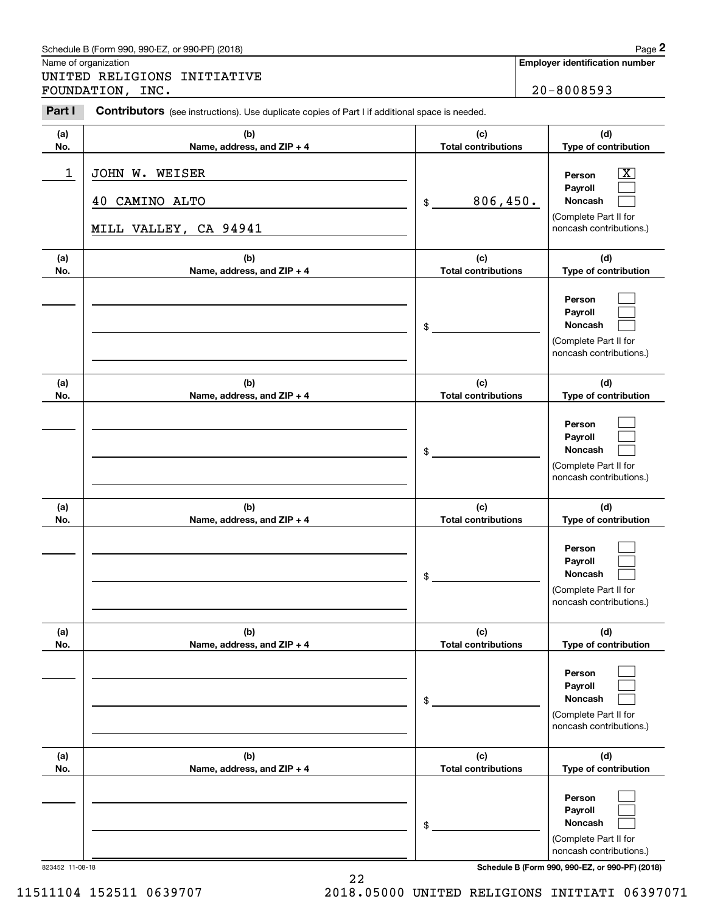Schedule B (Form 990, 990-EZ, or 990-PF) (2018)

Name of organization: UNITED RELIGIONS INITIATIVE FOUNDATION, INC.

**Employer identification number:** 20-8008593

**Part I** **Contributors** (see instructions). Use duplicate copies of Part I if additional space is needed.

| (a) No. | (b) Name, address, and ZIP + 4 | (c) Total contributions | (d) Type of contribution |
|---|---|---|---|
| 1 | JOHN W. WEISER<br>40 CAMINO ALTO<br>MILL VALLEY, CA 94941 | $ 806,450. | Person [X]<br>Payroll [ ]<br>Noncash [ ]<br>(Complete Part II for noncash contributions.) |
| | | $ | Person [ ]<br>Payroll [ ]<br>Noncash [ ]<br>(Complete Part II for noncash contributions.) |
| | | $ | Person [ ]<br>Payroll [ ]<br>Noncash [ ]<br>(Complete Part II for noncash contributions.) |
| | | $ | Person [ ]<br>Payroll [ ]<br>Noncash [ ]<br>(Complete Part II for noncash contributions.) |
| | | $ | Person [ ]<br>Payroll [ ]<br>Noncash [ ]<br>(Complete Part II for noncash contributions.) |
| | | $ | Person [ ]<br>Payroll [ ]<br>Noncash [ ]<br>(Complete Part II for noncash contributions.) |

823452 11-08-18

Schedule B (Form 990, 990-EZ, or 990-PF) (2018)

11511104 152511 0639707 2018.05000 UNITED RELIGIONS INITIATI 06397071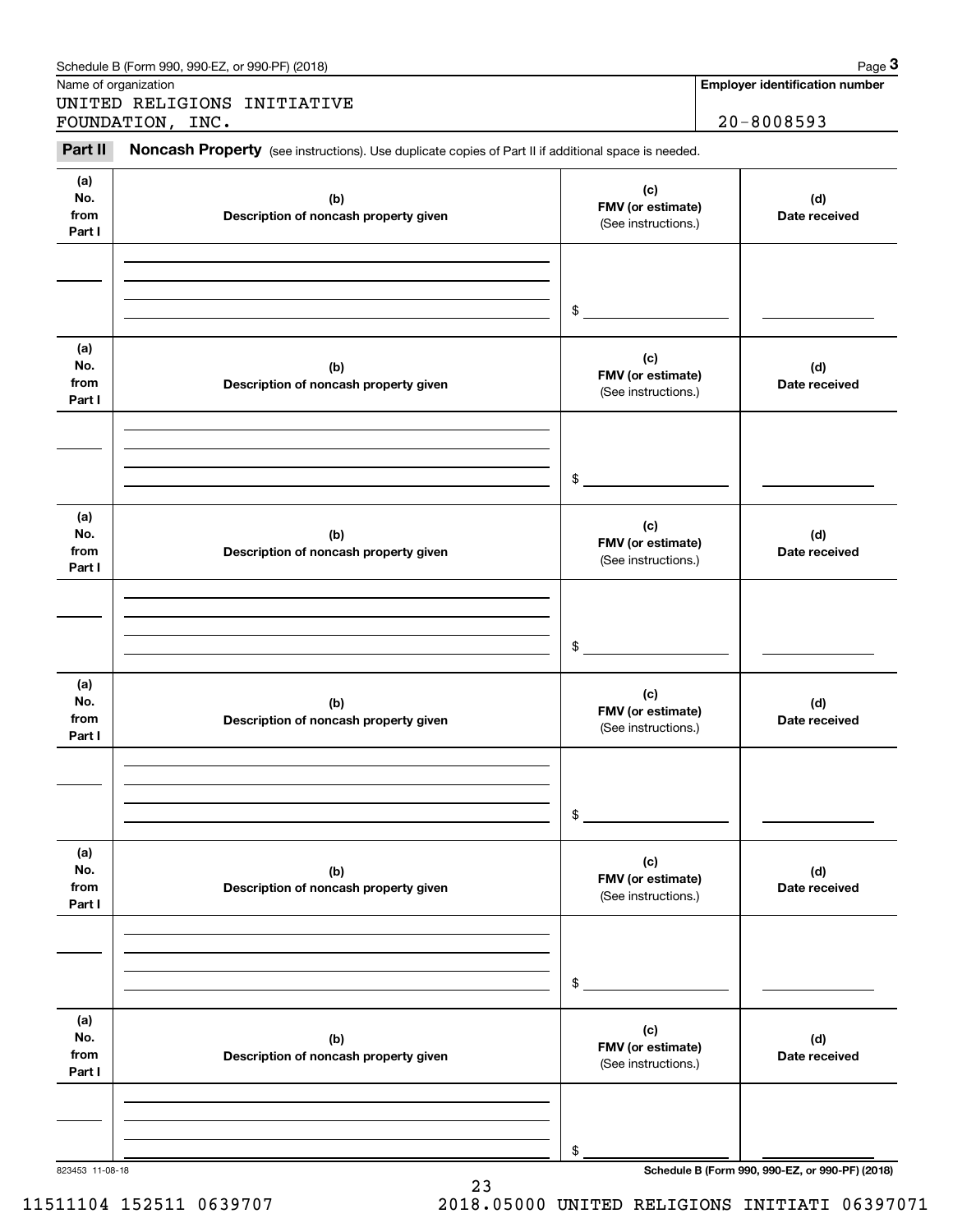Schedule B (Form 990, 990-EZ, or 990-PF) (2018)

Name of organization

UNITED RELIGIONS INITIATIVE FOUNDATION, INC.

**Employer identification number**

20-8008593

## Part II Noncash Property

(see instructions). Use duplicate copies of Part II if additional space is needed.

| (a) No. from Part I | (b) Description of noncash property given | (c) FMV (or estimate) (See instructions.) | (d) Date received |
|---|---|---|---|
| | | $ | |

| (a) No. from Part I | (b) Description of noncash property given | (c) FMV (or estimate) (See instructions.) | (d) Date received |
|---|---|---|---|
| | | $ | |

| (a) No. from Part I | (b) Description of noncash property given | (c) FMV (or estimate) (See instructions.) | (d) Date received |
|---|---|---|---|
| | | $ | |

| (a) No. from Part I | (b) Description of noncash property given | (c) FMV (or estimate) (See instructions.) | (d) Date received |
|---|---|---|---|
| | | $ | |

| (a) No. from Part I | (b) Description of noncash property given | (c) FMV (or estimate) (See instructions.) | (d) Date received |
|---|---|---|---|
| | | $ | |

| (a) No. from Part I | (b) Description of noncash property given | (c) FMV (or estimate) (See instructions.) | (d) Date received |
|---|---|---|---|
| | | $ | |

823453 11-08-18

**Schedule B (Form 990, 990-EZ, or 990-PF) (2018)**

11511104 152511 0639707 2018.05000 UNITED RELIGIONS INITIATI 06397071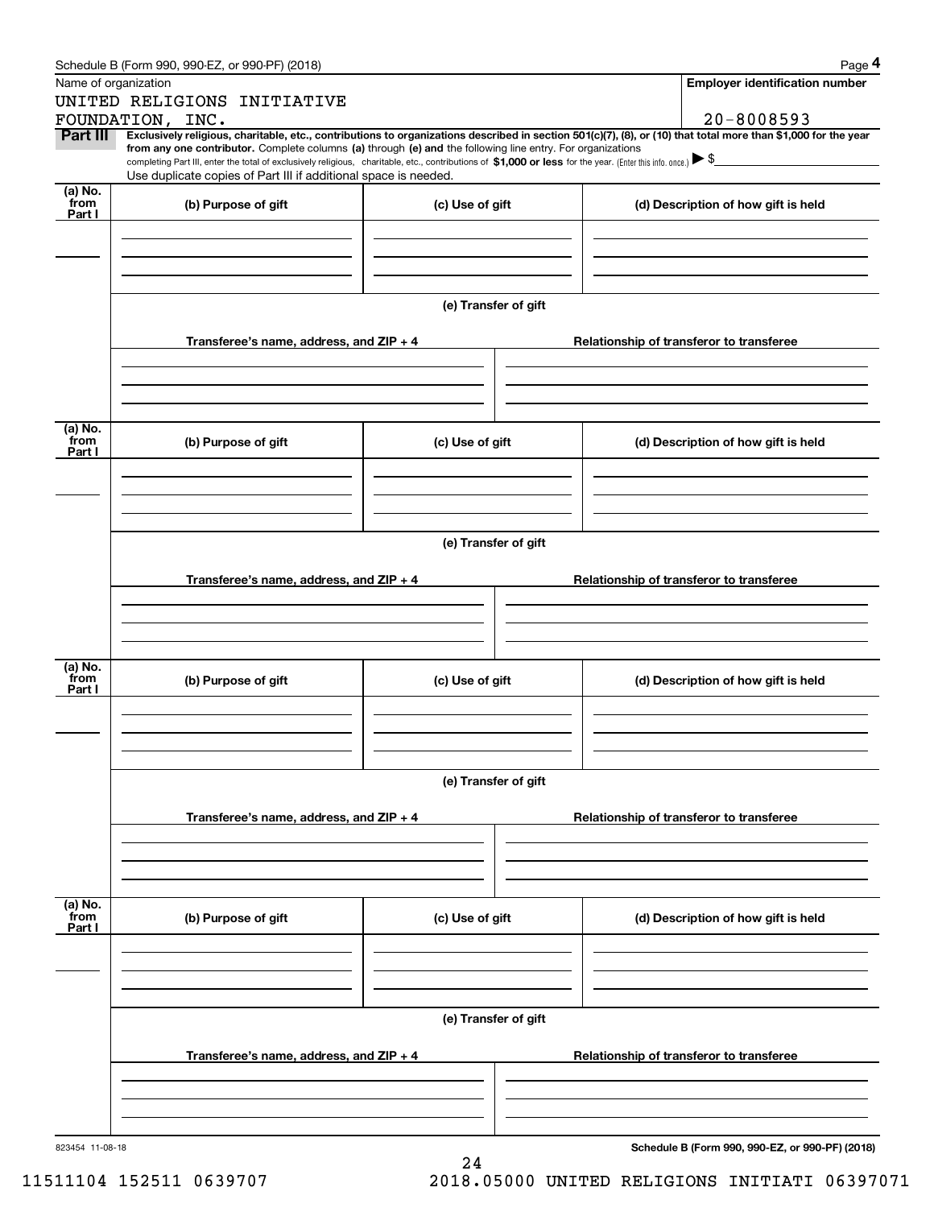Schedule B (Form 990, 990-EZ, or 990-PF) (2018)

Name of organization: UNITED RELIGIONS INITIATIVE FOUNDATION, INC.

Employer identification number: 20-8008593

**Part III** **Exclusively religious, charitable, etc., contributions to organizations described in section 501(c)(7), (8), or (10) that total more than $1,000 for the year from any one contributor.** Complete columns **(a)** through **(e)** and the following line entry. For organizations completing Part III, enter the total of exclusively religious, charitable, etc., contributions of **$1,000 or less** for the year. (Enter this info. once.) ▶ $

Use duplicate copies of Part III if additional space is needed.

| (a) No. from Part I | (b) Purpose of gift | (c) Use of gift | (d) Description of how gift is held |
| --- | --- | --- | --- |
| | | | |

**(e) Transfer of gift**

| Transferee's name, address, and ZIP + 4 | Relationship of transferor to transferee |
| --- | --- |
| | |

| (a) No. from Part I | (b) Purpose of gift | (c) Use of gift | (d) Description of how gift is held |
| --- | --- | --- | --- |
| | | | |

**(e) Transfer of gift**

| Transferee's name, address, and ZIP + 4 | Relationship of transferor to transferee |
| --- | --- |
| | |

| (a) No. from Part I | (b) Purpose of gift | (c) Use of gift | (d) Description of how gift is held |
| --- | --- | --- | --- |
| | | | |

**(e) Transfer of gift**

| Transferee's name, address, and ZIP + 4 | Relationship of transferor to transferee |
| --- | --- |
| | |

| (a) No. from Part I | (b) Purpose of gift | (c) Use of gift | (d) Description of how gift is held |
| --- | --- | --- | --- |
| | | | |

**(e) Transfer of gift**

| Transferee's name, address, and ZIP + 4 | Relationship of transferor to transferee |
| --- | --- |
| | |

823454 11-08-18

**Schedule B (Form 990, 990-EZ, or 990-PF) (2018)**

11511104 152511 0639707 2018.05000 UNITED RELIGIONS INITIATI 06397071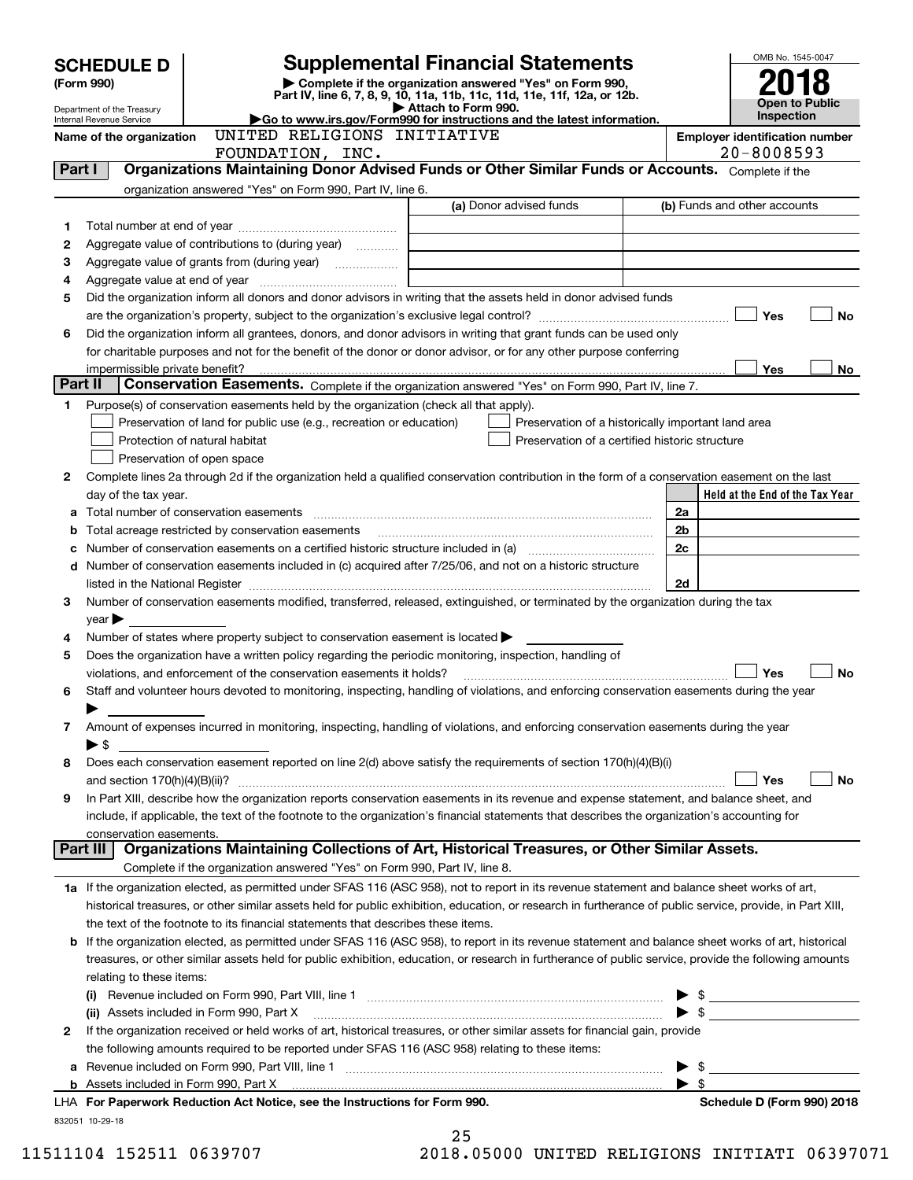# SCHEDULE D (Form 990)

Department of the Treasury
Internal Revenue Service

## Supplemental Financial Statements

▶ Complete if the organization answered "Yes" on Form 990, Part IV, line 6, 7, 8, 9, 10, 11a, 11b, 11c, 11d, 11e, 11f, 12a, or 12b.
▶ Attach to Form 990.
▶Go to www.irs.gov/Form990 for instructions and the latest information.

OMB No. 1545-0047

**2018**

**Open to Public Inspection**

Name of the organization: UNITED RELIGIONS INITIATIVE FOUNDATION, INC.

Employer identification number: 20-8008593

### Part I — Organizations Maintaining Donor Advised Funds or Other Similar Funds or Accounts.
Complete if the organization answered "Yes" on Form 990, Part IV, line 6.

| | | (a) Donor advised funds | (b) Funds and other accounts |
|---|---|---|---|
| 1 | Total number at end of year | | |
| 2 | Aggregate value of contributions to (during year) | | |
| 3 | Aggregate value of grants from (during year) | | |
| 4 | Aggregate value at end of year | | |

5 Did the organization inform all donors and donor advisors in writing that the assets held in donor advised funds are the organization's property, subject to the organization's exclusive legal control? ☐ Yes ☐ No

6 Did the organization inform all grantees, donors, and donor advisors in writing that grant funds can be used only for charitable purposes and not for the benefit of the donor or donor advisor, or for any other purpose conferring impermissible private benefit? ☐ Yes ☐ No

### Part II — Conservation Easements.
Complete if the organization answered "Yes" on Form 990, Part IV, line 7.

1 Purpose(s) of conservation easements held by the organization (check all that apply).

- ☐ Preservation of land for public use (e.g., recreation or education)
- ☐ Protection of natural habitat
- ☐ Preservation of open space
- ☐ Preservation of a historically important land area
- ☐ Preservation of a certified historic structure

2 Complete lines 2a through 2d if the organization held a qualified conservation contribution in the form of a conservation easement on the last day of the tax year.

| | | | Held at the End of the Tax Year |
|---|---|---|---|
| a | Total number of conservation easements | 2a | |
| b | Total acreage restricted by conservation easements | 2b | |
| c | Number of conservation easements on a certified historic structure included in (a) | 2c | |
| d | Number of conservation easements included in (c) acquired after 7/25/06, and not on a historic structure listed in the National Register | 2d | |

3 Number of conservation easements modified, transferred, released, extinguished, or terminated by the organization during the tax year ▶

4 Number of states where property subject to conservation easement is located ▶

5 Does the organization have a written policy regarding the periodic monitoring, inspection, handling of violations, and enforcement of the conservation easements it holds? ☐ Yes ☐ No

6 Staff and volunteer hours devoted to monitoring, inspecting, handling of violations, and enforcing conservation easements during the year ▶

7 Amount of expenses incurred in monitoring, inspecting, handling of violations, and enforcing conservation easements during the year ▶ $

8 Does each conservation easement reported on line 2(d) above satisfy the requirements of section 170(h)(4)(B)(i) and section 170(h)(4)(B)(ii)? ☐ Yes ☐ No

9 In Part XIII, describe how the organization reports conservation easements in its revenue and expense statement, and balance sheet, and include, if applicable, the text of the footnote to the organization's financial statements that describes the organization's accounting for conservation easements.

### Part III — Organizations Maintaining Collections of Art, Historical Treasures, or Other Similar Assets.
Complete if the organization answered "Yes" on Form 990, Part IV, line 8.

1a If the organization elected, as permitted under SFAS 116 (ASC 958), not to report in its revenue statement and balance sheet works of art, historical treasures, or other similar assets held for public exhibition, education, or research in furtherance of public service, provide, in Part XIII, the text of the footnote to its financial statements that describes these items.

b If the organization elected, as permitted under SFAS 116 (ASC 958), to report in its revenue statement and balance sheet works of art, historical treasures, or other similar assets held for public exhibition, education, or research in furtherance of public service, provide the following amounts relating to these items:

(i) Revenue included on Form 990, Part VIII, line 1 ▶ $

(ii) Assets included in Form 990, Part X ▶ $

2 If the organization received or held works of art, historical treasures, or other similar assets for financial gain, provide the following amounts required to be reported under SFAS 116 (ASC 958) relating to these items:

a Revenue included on Form 990, Part VIII, line 1 ▶ $

b Assets included in Form 990, Part X ▶ $

LHA For Paperwork Reduction Act Notice, see the Instructions for Form 990. Schedule D (Form 990) 2018

832051 10-29-18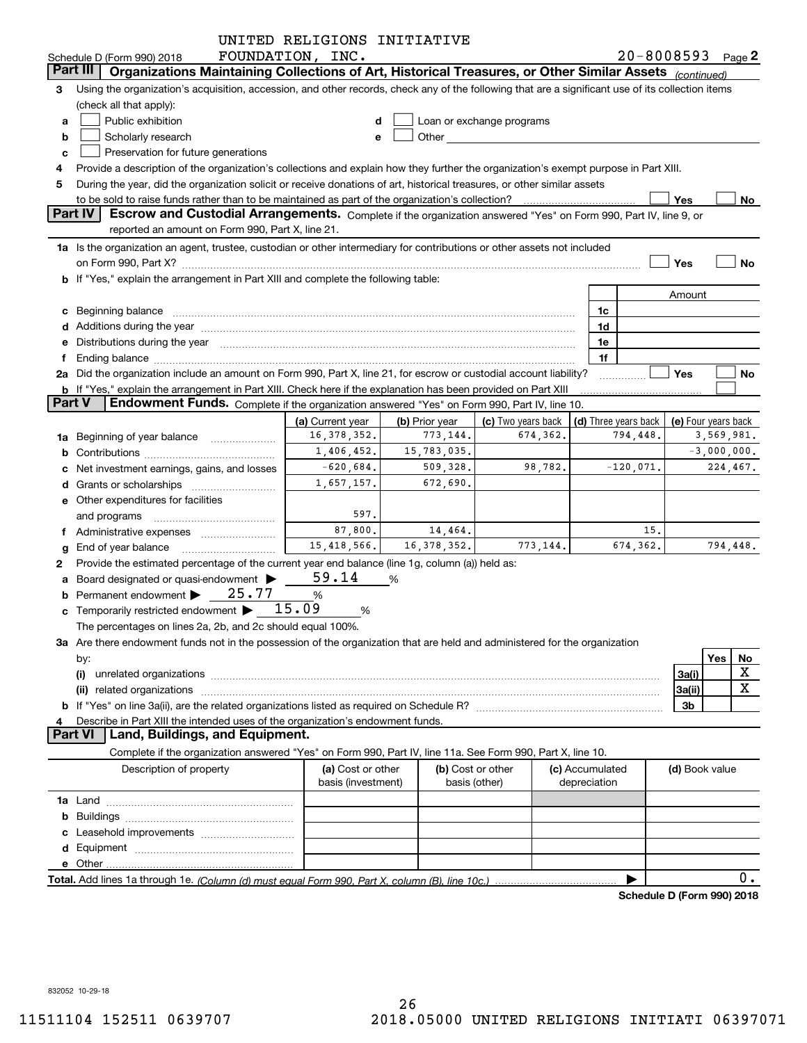UNITED RELIGIONS INITIATIVE FOUNDATION, INC. 20-8008593

Schedule D (Form 990) 2018 Page 2

## Part III Organizations Maintaining Collections of Art, Historical Treasures, or Other Similar Assets *(continued)*

3 Using the organization's acquisition, accession, and other records, check any of the following that are a significant use of its collection items (check all that apply):

a ☐ Public exhibition
b ☐ Scholarly research
c ☐ Preservation for future generations
d ☐ Loan or exchange programs
e ☐ Other

4 Provide a description of the organization's collections and explain how they further the organization's exempt purpose in Part XIII.

5 During the year, did the organization solicit or receive donations of art, historical treasures, or other similar assets to be sold to raise funds rather than to be maintained as part of the organization's collection? ☐ Yes ☐ No

## Part IV Escrow and Custodial Arrangements.

Complete if the organization answered "Yes" on Form 990, Part IV, line 9, or reported an amount on Form 990, Part X, line 21.

1a Is the organization an agent, trustee, custodian or other intermediary for contributions or other assets not included on Form 990, Part X? ☐ Yes ☐ No

b If "Yes," explain the arrangement in Part XIII and complete the following table:

| | | Amount |
|---|---|---|
| c Beginning balance | 1c | |
| d Additions during the year | 1d | |
| e Distributions during the year | 1e | |
| f Ending balance | 1f | |

2a Did the organization include an amount on Form 990, Part X, line 21, for escrow or custodial account liability? ☐ Yes ☐ No

b If "Yes," explain the arrangement in Part XIII. Check here if the explanation has been provided on Part XIII ☐

## Part V Endowment Funds.

Complete if the organization answered "Yes" on Form 990, Part IV, line 10.

| | (a) Current year | (b) Prior year | (c) Two years back | (d) Three years back | (e) Four years back |
|---|---|---|---|---|---|
| 1a Beginning of year balance | 16,378,352. | 773,144. | 674,362. | 794,448. | 3,569,981. |
| b Contributions | 1,406,452. | 15,783,035. | | | -3,000,000. |
| c Net investment earnings, gains, and losses | -620,684. | 509,328. | 98,782. | -120,071. | 224,467. |
| d Grants or scholarships | 1,657,157. | 672,690. | | | |
| e Other expenditures for facilities and programs | 597. | | | | |
| f Administrative expenses | 87,800. | 14,464. | | 15. | |
| g End of year balance | 15,418,566. | 16,378,352. | 773,144. | 674,362. | 794,448. |

2 Provide the estimated percentage of the current year end balance (line 1g, column (a)) held as:

a Board designated or quasi-endowment ▶ 59.14 %

b Permanent endowment ▶ 25.77 %

c Temporarily restricted endowment ▶ 15.09 %

The percentages on lines 2a, 2b, and 2c should equal 100%.

3a Are there endowment funds not in the possession of the organization that are held and administered for the organization by:

| | | Yes | No |
|---|---|---|---|
| (i) unrelated organizations | 3a(i) | | X |
| (ii) related organizations | 3a(ii) | | X |
| b If "Yes" on line 3a(ii), are the related organizations listed as required on Schedule R? | 3b | | |

4 Describe in Part XIII the intended uses of the organization's endowment funds.

## Part VI Land, Buildings, and Equipment.

Complete if the organization answered "Yes" on Form 990, Part IV, line 11a. See Form 990, Part X, line 10.

| Description of property | (a) Cost or other basis (investment) | (b) Cost or other basis (other) | (c) Accumulated depreciation | (d) Book value |
|---|---|---|---|---|
| 1a Land | | | | |
| b Buildings | | | | |
| c Leasehold improvements | | | | |
| d Equipment | | | | |
| e Other | | | | |
| **Total.** Add lines 1a through 1e. *(Column (d) must equal Form 990, Part X, column (B), line 10c.)* | | | | 0. |

**Schedule D (Form 990) 2018**

832052 10-29-18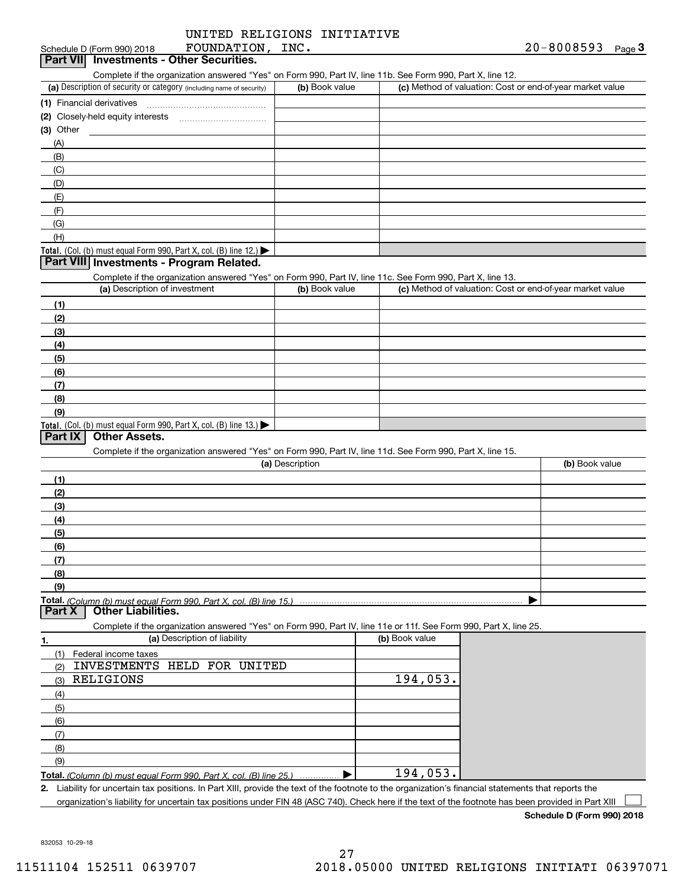Schedule D (Form 990) 2018 — UNITED RELIGIONS INITIATIVE FOUNDATION, INC. — 20-8008593 — Page 3

## Part VII Investments - Other Securities.

Complete if the organization answered "Yes" on Form 990, Part IV, line 11b. See Form 990, Part X, line 12.

| (a) Description of security or category (including name of security) | (b) Book value | (c) Method of valuation: Cost or end-of-year market value |
|---|---|---|
| (1) Financial derivatives | | |
| (2) Closely-held equity interests | | |
| (3) Other | | |
| (A) | | |
| (B) | | |
| (C) | | |
| (D) | | |
| (E) | | |
| (F) | | |
| (G) | | |
| (H) | | |
| **Total.** (Col. (b) must equal Form 990, Part X, col. (B) line 12.) ▶ | | |

## Part VIII Investments - Program Related.

Complete if the organization answered "Yes" on Form 990, Part IV, line 11c. See Form 990, Part X, line 13.

| (a) Description of investment | (b) Book value | (c) Method of valuation: Cost or end-of-year market value |
|---|---|---|
| (1) | | |
| (2) | | |
| (3) | | |
| (4) | | |
| (5) | | |
| (6) | | |
| (7) | | |
| (8) | | |
| (9) | | |
| **Total.** (Col. (b) must equal Form 990, Part X, col. (B) line 13.) ▶ | | |

## Part IX Other Assets.

Complete if the organization answered "Yes" on Form 990, Part IV, line 11d. See Form 990, Part X, line 15.

| (a) Description | (b) Book value |
|---|---|
| (1) | |
| (2) | |
| (3) | |
| (4) | |
| (5) | |
| (6) | |
| (7) | |
| (8) | |
| (9) | |
| **Total.** *(Column (b) must equal Form 990, Part X, col. (B) line 15.)* ▶ | |

## Part X Other Liabilities.

Complete if the organization answered "Yes" on Form 990, Part IV, line 11e or 11f. See Form 990, Part X, line 25.

| 1. (a) Description of liability | (b) Book value |
|---|---|
| (1) Federal income taxes | |
| (2) INVESTMENTS HELD FOR UNITED | |
| (3) RELIGIONS | 194,053. |
| (4) | |
| (5) | |
| (6) | |
| (7) | |
| (8) | |
| (9) | |
| **Total.** *(Column (b) must equal Form 990, Part X, col. (B) line 25.)* ▶ | 194,053. |

**2.** Liability for uncertain tax positions. In Part XIII, provide the text of the footnote to the organization's financial statements that reports the organization's liability for uncertain tax positions under FIN 48 (ASC 740). Check here if the text of the footnote has been provided in Part XIII ☐

**Schedule D (Form 990) 2018**

832053 10-29-18

11511104 152511 0639707 2018.05000 UNITED RELIGIONS INITIATI 06397071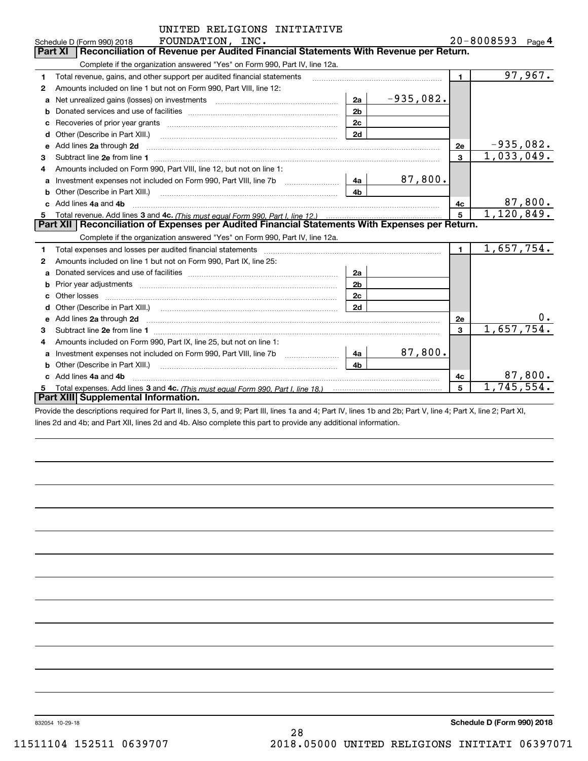UNITED RELIGIONS INITIATIVE FOUNDATION, INC.

Schedule D (Form 990) 2018 — 20-8008593 Page 4

## Part XI Reconciliation of Revenue per Audited Financial Statements With Revenue per Return.

Complete if the organization answered "Yes" on Form 990, Part IV, line 12a.

| | | | | | |
|---|---|---|---|---|---|
| 1 | Total revenue, gains, and other support per audited financial statements | | | 1 | 97,967. |
| 2 | Amounts included on line 1 but not on Form 990, Part VIII, line 12: | | | | |
| a | Net unrealized gains (losses) on investments | 2a | -935,082. | | |
| b | Donated services and use of facilities | 2b | | | |
| c | Recoveries of prior year grants | 2c | | | |
| d | Other (Describe in Part XIII.) | 2d | | | |
| e | Add lines 2a through 2d | | | 2e | -935,082. |
| 3 | Subtract line 2e from line 1 | | | 3 | 1,033,049. |
| 4 | Amounts included on Form 990, Part VIII, line 12, but not on line 1: | | | | |
| a | Investment expenses not included on Form 990, Part VIII, line 7b | 4a | 87,800. | | |
| b | Other (Describe in Part XIII.) | 4b | | | |
| c | Add lines 4a and 4b | | | 4c | 87,800. |
| 5 | Total revenue. Add lines 3 and 4c. *(This must equal Form 990, Part I, line 12.)* | | | 5 | 1,120,849. |

## Part XII Reconciliation of Expenses per Audited Financial Statements With Expenses per Return.

Complete if the organization answered "Yes" on Form 990, Part IV, line 12a.

| | | | | | |
|---|---|---|---|---|---|
| 1 | Total expenses and losses per audited financial statements | | | 1 | 1,657,754. |
| 2 | Amounts included on line 1 but not on Form 990, Part IX, line 25: | | | | |
| a | Donated services and use of facilities | 2a | | | |
| b | Prior year adjustments | 2b | | | |
| c | Other losses | 2c | | | |
| d | Other (Describe in Part XIII.) | 2d | | | |
| e | Add lines 2a through 2d | | | 2e | 0. |
| 3 | Subtract line 2e from line 1 | | | 3 | 1,657,754. |
| 4 | Amounts included on Form 990, Part IX, line 25, but not on line 1: | | | | |
| a | Investment expenses not included on Form 990, Part VIII, line 7b | 4a | 87,800. | | |
| b | Other (Describe in Part XIII.) | 4b | | | |
| c | Add lines 4a and 4b | | | 4c | 87,800. |
| 5 | Total expenses. Add lines 3 and 4c. *(This must equal Form 990, Part I, line 18.)* | | | 5 | 1,745,554. |

## Part XIII Supplemental Information.

Provide the descriptions required for Part II, lines 3, 5, and 9; Part III, lines 1a and 4; Part IV, lines 1b and 2b; Part V, line 4; Part X, line 2; Part XI, lines 2d and 4b; and Part XII, lines 2d and 4b. Also complete this part to provide any additional information.

832054 10-29-18

**Schedule D (Form 990) 2018**

11511104 152511 0639707 2018.05000 UNITED RELIGIONS INITIATI 06397071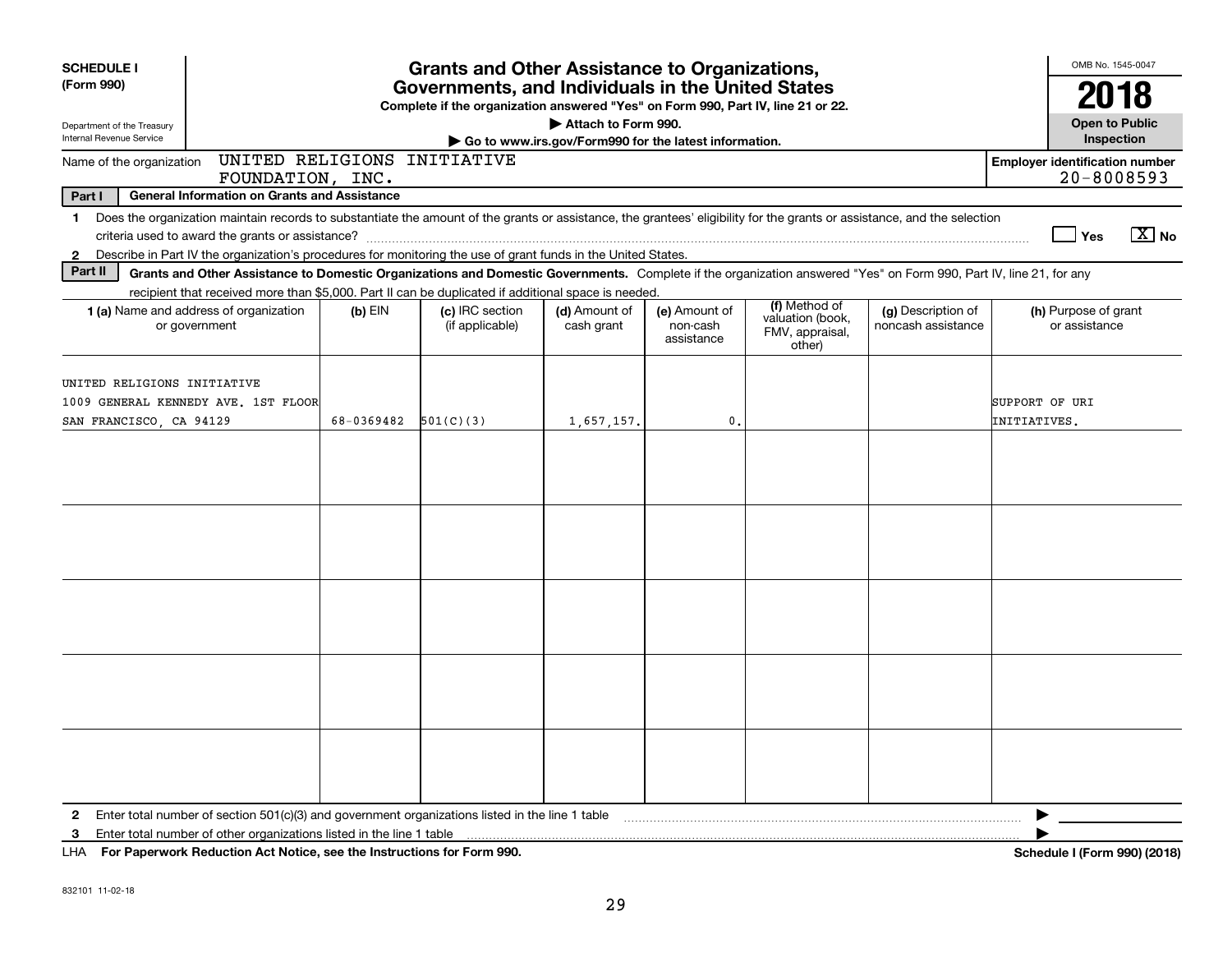**SCHEDULE I**
**(Form 990)**

Department of the Treasury
Internal Revenue Service

# Grants and Other Assistance to Organizations, Governments, and Individuals in the United States

**Complete if the organization answered "Yes" on Form 990, Part IV, line 21 or 22.**
**▶ Attach to Form 990.**
**▶ Go to www.irs.gov/Form990 for the latest information.**

OMB No. 1545-0047
**2018**
**Open to Public Inspection**

Name of the organization: UNITED RELIGIONS INITIATIVE FOUNDATION, INC.

**Employer identification number:** 20-8008593

**Part I — General Information on Grants and Assistance**

1 Does the organization maintain records to substantiate the amount of the grants or assistance, the grantees' eligibility for the grants or assistance, and the selection criteria used to award the grants or assistance? ☐ Yes ☒ No

2 Describe in Part IV the organization's procedures for monitoring the use of grant funds in the United States.

**Part II — Grants and Other Assistance to Domestic Organizations and Domestic Governments.** Complete if the organization answered "Yes" on Form 990, Part IV, line 21, for any recipient that received more than $5,000. Part II can be duplicated if additional space is needed.

| 1 (a) Name and address of organization or government | (b) EIN | (c) IRC section (if applicable) | (d) Amount of cash grant | (e) Amount of non-cash assistance | (f) Method of valuation (book, FMV, appraisal, other) | (g) Description of noncash assistance | (h) Purpose of grant or assistance |
|---|---|---|---|---|---|---|---|
| UNITED RELIGIONS INITIATIVE<br>1009 GENERAL KENNEDY AVE. 1ST FLOOR<br>SAN FRANCISCO, CA 94129 | 68-0369482 | 501(C)(3) | 1,657,157. | 0. | | | SUPPORT OF URI INITIATIVES. |
| | | | | | | | |
| | | | | | | | |
| | | | | | | | |
| | | | | | | | |
| | | | | | | | |

2 Enter total number of section 501(c)(3) and government organizations listed in the line 1 table ▶

3 Enter total number of other organizations listed in the line 1 table ▶

LHA **For Paperwork Reduction Act Notice, see the Instructions for Form 990.** **Schedule I (Form 990) (2018)**

832101 11-02-18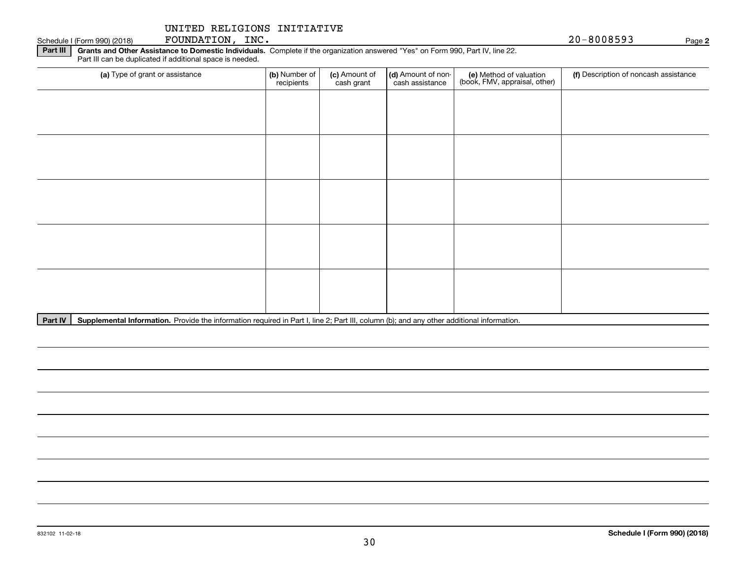Schedule I (Form 990) (2018) UNITED RELIGIONS INITIATIVE FOUNDATION, INC. 20-8008593 Page 2

**Part III** **Grants and Other Assistance to Domestic Individuals.** Complete if the organization answered "Yes" on Form 990, Part IV, line 22. Part III can be duplicated if additional space is needed.

| (a) Type of grant or assistance | (b) Number of recipients | (c) Amount of cash grant | (d) Amount of non-cash assistance | (e) Method of valuation (book, FMV, appraisal, other) | (f) Description of noncash assistance |
|---|---|---|---|---|---|
| | | | | | |
| | | | | | |
| | | | | | |
| | | | | | |
| | | | | | |

**Part IV** **Supplemental Information.** Provide the information required in Part I, line 2; Part III, column (b); and any other additional information.

832102 11-02-18

**Schedule I (Form 990) (2018)**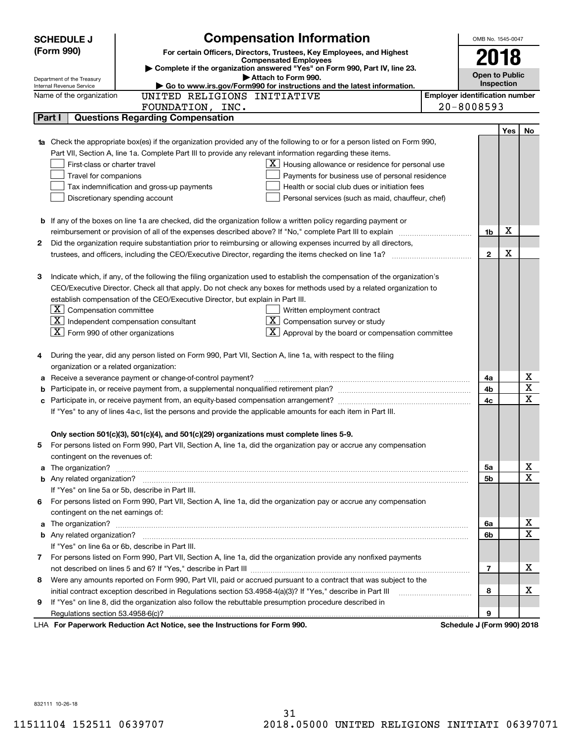# SCHEDULE J (Form 990)

## Compensation Information

**For certain Officers, Directors, Trustees, Key Employees, and Highest Compensated Employees**

▶ Complete if the organization answered "Yes" on Form 990, Part IV, line 23.

▶ Attach to Form 990.

▶ Go to www.irs.gov/Form990 for instructions and the latest information.

Department of the Treasury
Internal Revenue Service

OMB No. 1545-0047

**2018**

**Open to Public Inspection**

Name of the organization: UNITED RELIGIONS INITIATIVE FOUNDATION, INC.

Employer identification number: 20-8008593

## Part I Questions Regarding Compensation

| | | | Yes | No |
|---|---|---|---|---|
| **1a** | Check the appropriate box(es) if the organization provided any of the following to or for a person listed on Form 990, Part VII, Section A, line 1a. Complete Part III to provide any relevant information regarding these items.<br>☐ First-class or charter travel ☒ Housing allowance or residence for personal use<br>☐ Travel for companions ☐ Payments for business use of personal residence<br>☐ Tax indemnification and gross-up payments ☐ Health or social club dues or initiation fees<br>☐ Discretionary spending account ☐ Personal services (such as maid, chauffeur, chef) | | | |
| **b** | If any of the boxes on line 1a are checked, did the organization follow a written policy regarding payment or reimbursement or provision of all of the expenses described above? If "No," complete Part III to explain | 1b | X | |
| **2** | Did the organization require substantiation prior to reimbursing or allowing expenses incurred by all directors, trustees, and officers, including the CEO/Executive Director, regarding the items checked on line 1a? | 2 | X | |
| **3** | Indicate which, if any, of the following the filing organization used to establish the compensation of the organization's CEO/Executive Director. Check all that apply. Do not check any boxes for methods used by a related organization to establish compensation of the CEO/Executive Director, but explain in Part III.<br>☒ Compensation committee ☐ Written employment contract<br>☒ Independent compensation consultant ☒ Compensation survey or study<br>☒ Form 990 of other organizations ☒ Approval by the board or compensation committee | | | |
| **4** | During the year, did any person listed on Form 990, Part VII, Section A, line 1a, with respect to the filing organization or a related organization: | | | |
| **a** | Receive a severance payment or change-of-control payment? | 4a | | X |
| **b** | Participate in, or receive payment from, a supplemental nonqualified retirement plan? | 4b | | X |
| **c** | Participate in, or receive payment from, an equity-based compensation arrangement? | 4c | | X |
| | If "Yes" to any of lines 4a-c, list the persons and provide the applicable amounts for each item in Part III. | | | |
| | **Only section 501(c)(3), 501(c)(4), and 501(c)(29) organizations must complete lines 5-9.** | | | |
| **5** | For persons listed on Form 990, Part VII, Section A, line 1a, did the organization pay or accrue any compensation contingent on the revenues of: | | | |
| **a** | The organization? | 5a | | X |
| **b** | Any related organization? | 5b | | X |
| | If "Yes" on line 5a or 5b, describe in Part III. | | | |
| **6** | For persons listed on Form 990, Part VII, Section A, line 1a, did the organization pay or accrue any compensation contingent on the net earnings of: | | | |
| **a** | The organization? | 6a | | X |
| **b** | Any related organization? | 6b | | X |
| | If "Yes" on line 6a or 6b, describe in Part III. | | | |
| **7** | For persons listed on Form 990, Part VII, Section A, line 1a, did the organization provide any nonfixed payments not described on lines 5 and 6? If "Yes," describe in Part III | 7 | | X |
| **8** | Were any amounts reported on Form 990, Part VII, paid or accrued pursuant to a contract that was subject to the initial contract exception described in Regulations section 53.4958-4(a)(3)? If "Yes," describe in Part III | 8 | | X |
| **9** | If "Yes" on line 8, did the organization also follow the rebuttable presumption procedure described in Regulations section 53.4958-6(c)? | 9 | | |

LHA **For Paperwork Reduction Act Notice, see the Instructions for Form 990.** **Schedule J (Form 990) 2018**

832111 10-26-18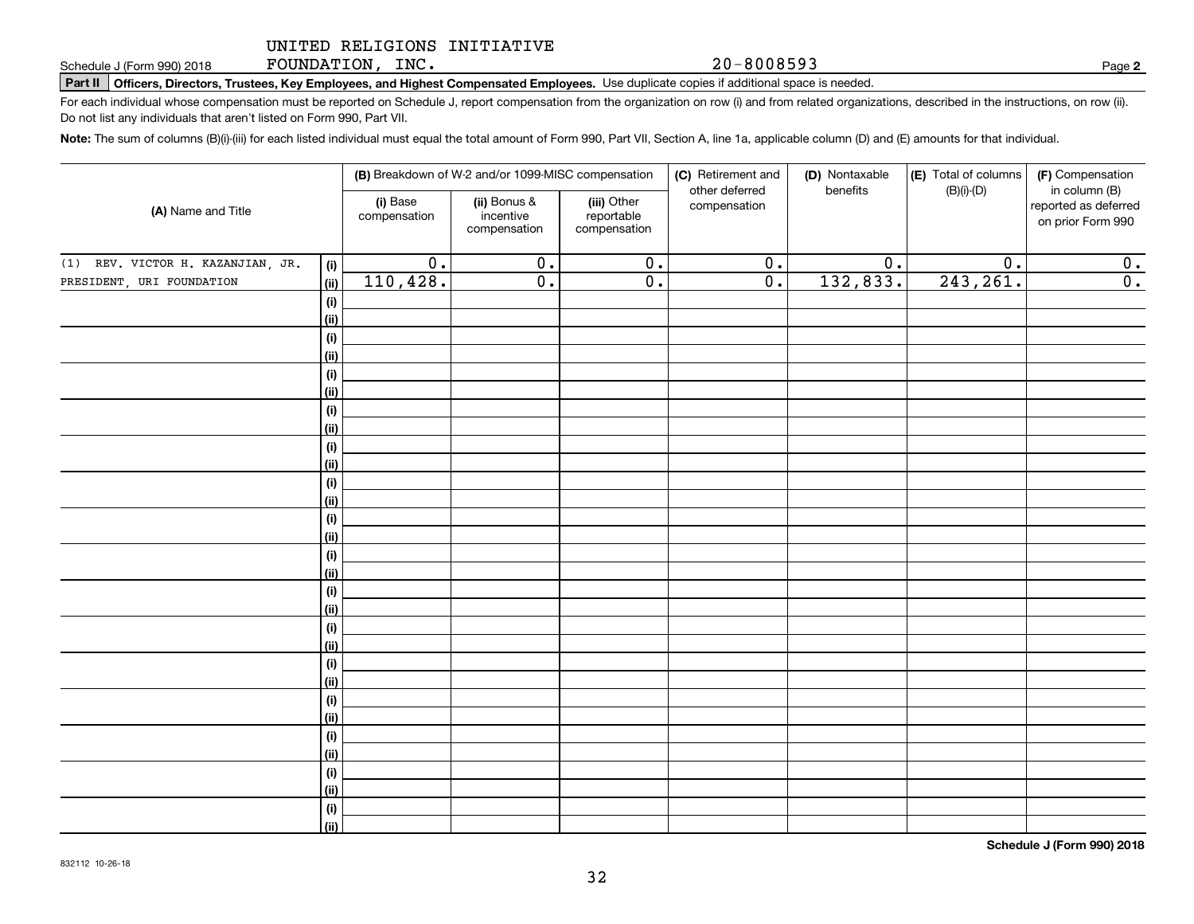UNITED RELIGIONS INITIATIVE FOUNDATION, INC. 20-8008593

Schedule J (Form 990) 2018

**Part II Officers, Directors, Trustees, Key Employees, and Highest Compensated Employees.** Use duplicate copies if additional space is needed.

For each individual whose compensation must be reported on Schedule J, report compensation from the organization on row (i) and from related organizations, described in the instructions, on row (ii). Do not list any individuals that aren't listed on Form 990, Part VII.

**Note:** The sum of columns (B)(i)-(iii) for each listed individual must equal the total amount of Form 990, Part VII, Section A, line 1a, applicable column (D) and (E) amounts for that individual.

| (A) Name and Title | | (B) Breakdown of W-2 and/or 1099-MISC compensation | | | (C) Retirement and other deferred compensation | (D) Nontaxable benefits | (E) Total of columns (B)(i)-(D) | (F) Compensation in column (B) reported as deferred on prior Form 990 |
|---|---|---|---|---|---|---|---|---|
| | | (i) Base compensation | (ii) Bonus & incentive compensation | (iii) Other reportable compensation | | | | |
| (1) REV. VICTOR H. KAZANJIAN, JR. | (i) | 0. | 0. | 0. | 0. | 0. | 0. | 0. |
| PRESIDENT, URI FOUNDATION | (ii) | 110,428. | 0. | 0. | 0. | 132,833. | 243,261. | 0. |

Schedule J (Form 990) 2018

832112 10-26-18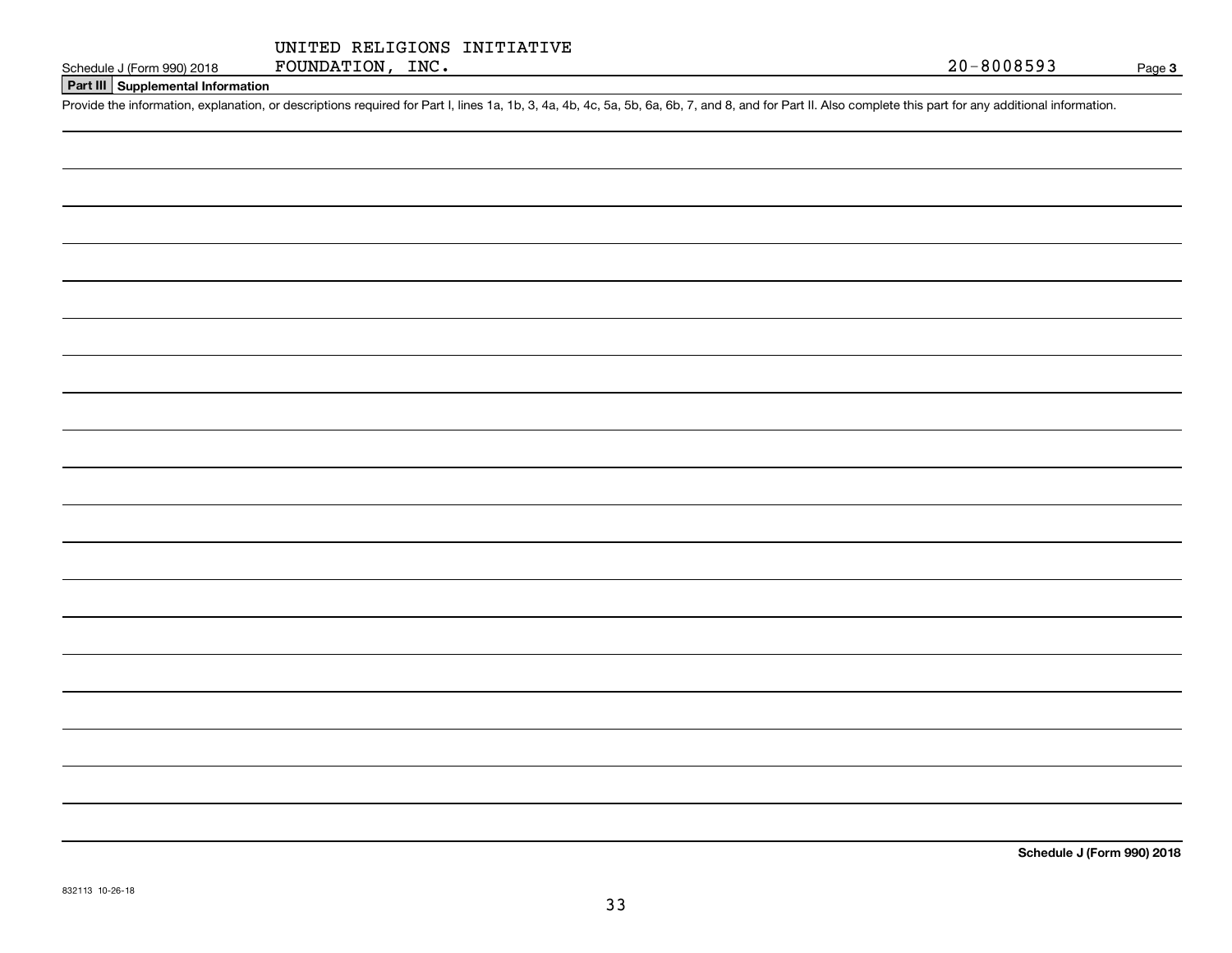UNITED RELIGIONS INITIATIVE FOUNDATION, INC. 20-8008593

Schedule J (Form 990) 2018

## Part III Supplemental Information

Provide the information, explanation, or descriptions required for Part I, lines 1a, 1b, 3, 4a, 4b, 4c, 5a, 5b, 6a, 6b, 7, and 8, and for Part II. Also complete this part for any additional information.

832113 10-26-18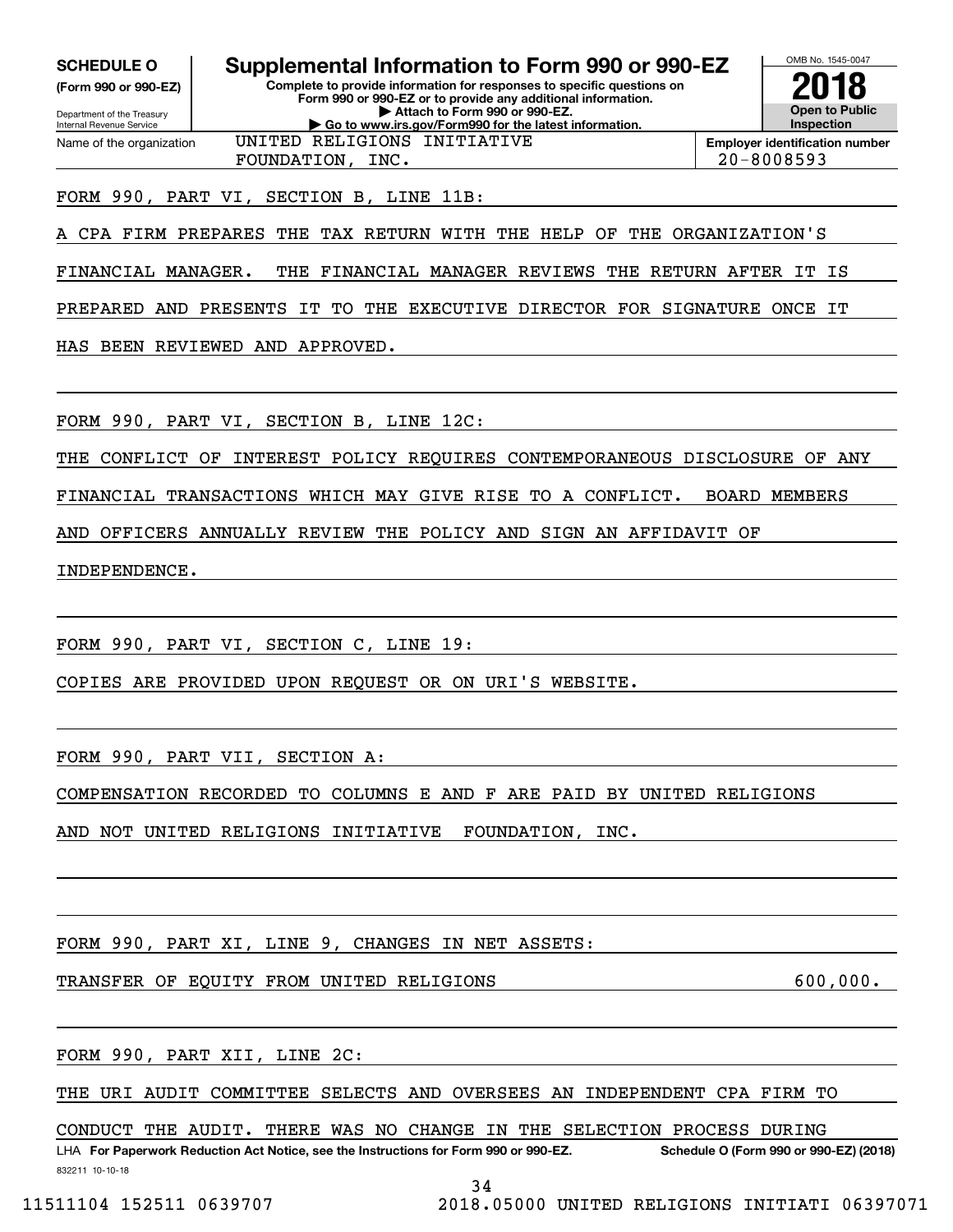**SCHEDULE O (Form 990 or 990-EZ)**

Department of the Treasury
Internal Revenue Service

# Supplemental Information to Form 990 or 990-EZ

**Complete to provide information for responses to specific questions on Form 990 or 990-EZ or to provide any additional information.**
**▶ Attach to Form 990 or 990-EZ.**
**▶ Go to www.irs.gov/Form990 for the latest information.**

OMB No. 1545-0047

**2018**

**Open to Public Inspection**

Name of the organization: UNITED RELIGIONS INITIATIVE FOUNDATION, INC.

**Employer identification number:** 20-8008593

FORM 990, PART VI, SECTION B, LINE 11B:

A CPA FIRM PREPARES THE TAX RETURN WITH THE HELP OF THE ORGANIZATION'S FINANCIAL MANAGER. THE FINANCIAL MANAGER REVIEWS THE RETURN AFTER IT IS PREPARED AND PRESENTS IT TO THE EXECUTIVE DIRECTOR FOR SIGNATURE ONCE IT HAS BEEN REVIEWED AND APPROVED.

FORM 990, PART VI, SECTION B, LINE 12C:

THE CONFLICT OF INTEREST POLICY REQUIRES CONTEMPORANEOUS DISCLOSURE OF ANY FINANCIAL TRANSACTIONS WHICH MAY GIVE RISE TO A CONFLICT. BOARD MEMBERS AND OFFICERS ANNUALLY REVIEW THE POLICY AND SIGN AN AFFIDAVIT OF INDEPENDENCE.

FORM 990, PART VI, SECTION C, LINE 19:

COPIES ARE PROVIDED UPON REQUEST OR ON URI'S WEBSITE.

FORM 990, PART VII, SECTION A:

COMPENSATION RECORDED TO COLUMNS E AND F ARE PAID BY UNITED RELIGIONS AND NOT UNITED RELIGIONS INITIATIVE FOUNDATION, INC.

FORM 990, PART XI, LINE 9, CHANGES IN NET ASSETS:

| | |
|---|---|
| TRANSFER OF EQUITY FROM UNITED RELIGIONS | 600,000. |

FORM 990, PART XII, LINE 2C:

THE URI AUDIT COMMITTEE SELECTS AND OVERSEES AN INDEPENDENT CPA FIRM TO CONDUCT THE AUDIT. THERE WAS NO CHANGE IN THE SELECTION PROCESS DURING

LHA **For Paperwork Reduction Act Notice, see the Instructions for Form 990 or 990-EZ.** **Schedule O (Form 990 or 990-EZ) (2018)**

832211 10-10-18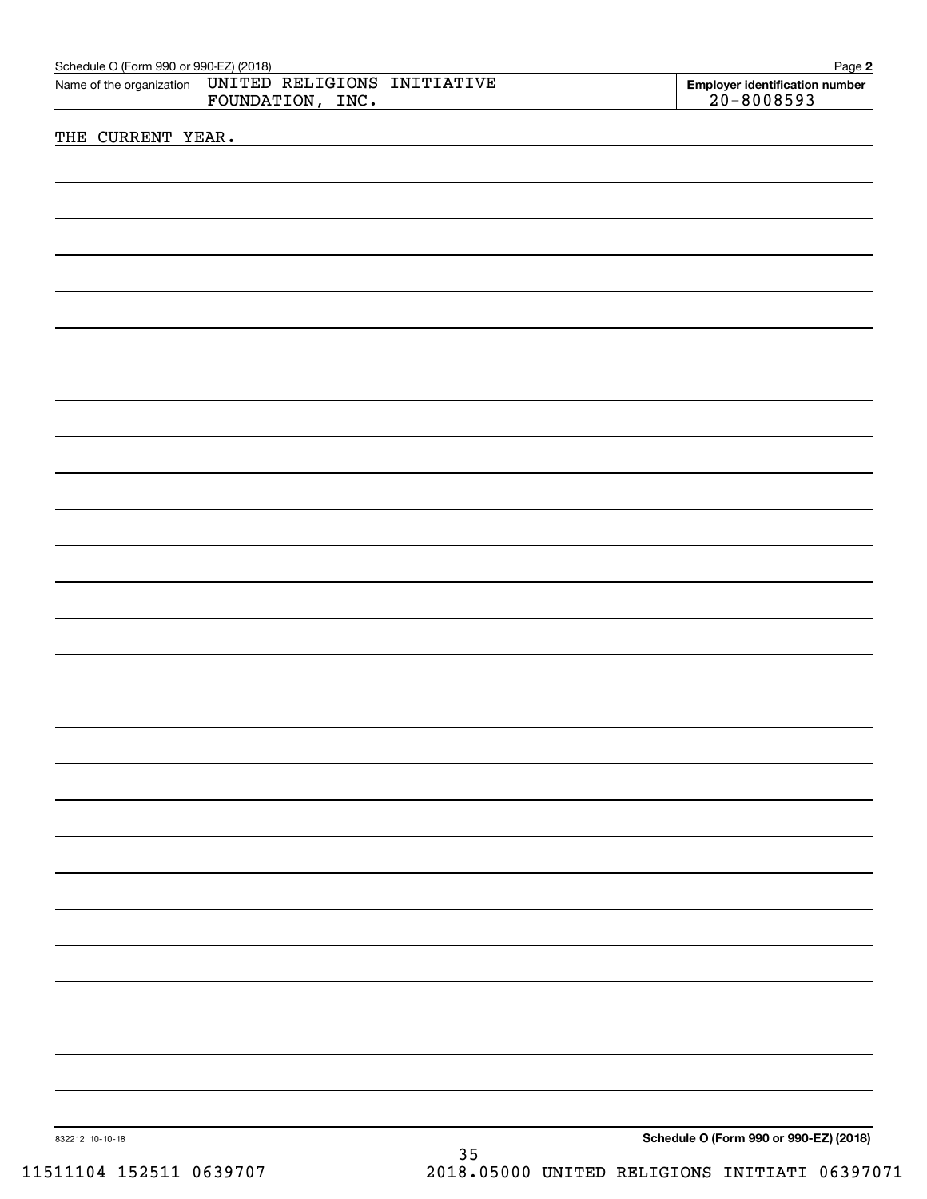Name of the organization UNITED RELIGIONS INITIATIVE FOUNDATION, INC.

Employer identification number 20-8008593

THE CURRENT YEAR.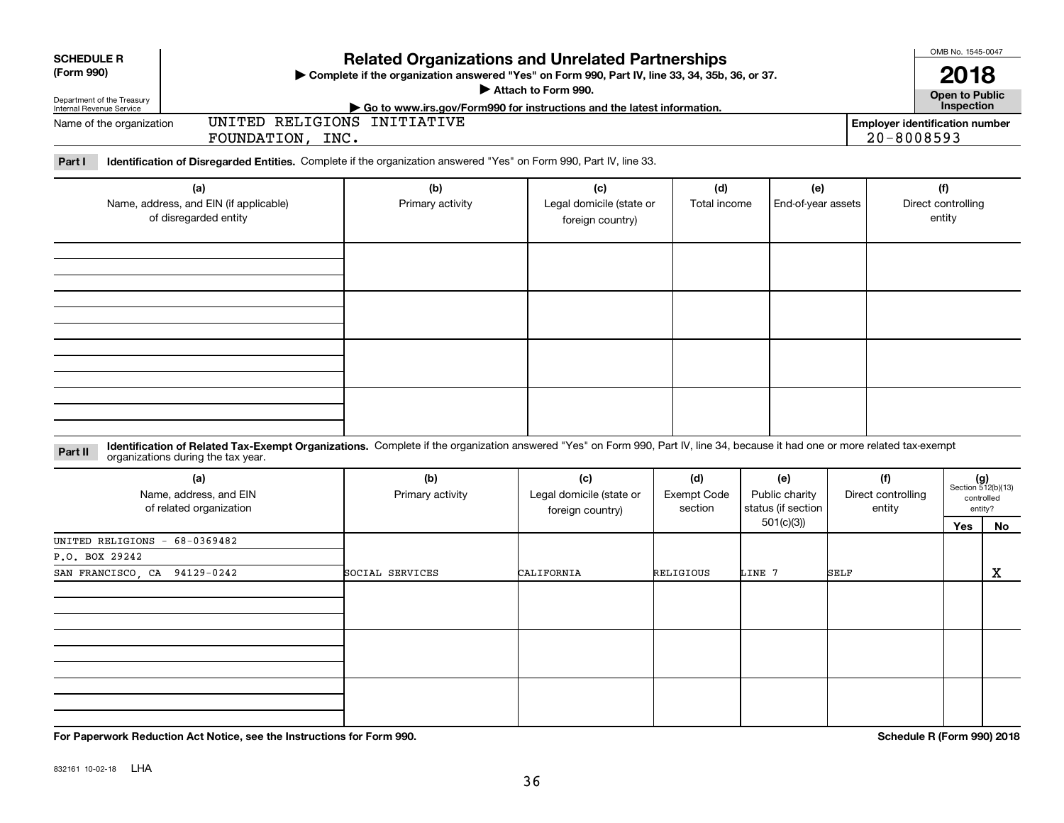**SCHEDULE R (Form 990)**

Department of the Treasury
Internal Revenue Service

# Related Organizations and Unrelated Partnerships

▶ Complete if the organization answered "Yes" on Form 990, Part IV, line 33, 34, 35b, 36, or 37.
▶ Attach to Form 990.
▶ Go to www.irs.gov/Form990 for instructions and the latest information.

OMB No. 1545-0047

**2018**

**Open to Public Inspection**

Name of the organization: UNITED RELIGIONS INITIATIVE FOUNDATION, INC.

**Employer identification number** 20-8008593

**Part I** **Identification of Disregarded Entities.** Complete if the organization answered "Yes" on Form 990, Part IV, line 33.

| (a) Name, address, and EIN (if applicable) of disregarded entity | (b) Primary activity | (c) Legal domicile (state or foreign country) | (d) Total income | (e) End-of-year assets | (f) Direct controlling entity |
|---|---|---|---|---|---|
| | | | | | |
| | | | | | |
| | | | | | |
| | | | | | |

**Part II** **Identification of Related Tax-Exempt Organizations.** Complete if the organization answered "Yes" on Form 990, Part IV, line 34, because it had one or more related tax-exempt organizations during the tax year.

| (a) Name, address, and EIN of related organization | (b) Primary activity | (c) Legal domicile (state or foreign country) | (d) Exempt Code section | (e) Public charity status (if section 501(c)(3)) | (f) Direct controlling entity | (g) Section 512(b)(13) controlled entity? Yes | No |
|---|---|---|---|---|---|---|---|
| UNITED RELIGIONS - 68-0369482<br>P.O. BOX 29242<br>SAN FRANCISCO, CA 94129-0242 | SOCIAL SERVICES | CALIFORNIA | RELIGIOUS | LINE 7 | SELF | | X |
| | | | | | | | |
| | | | | | | | |
| | | | | | | | |

**For Paperwork Reduction Act Notice, see the Instructions for Form 990.** **Schedule R (Form 990) 2018**

832161 10-02-18 LHA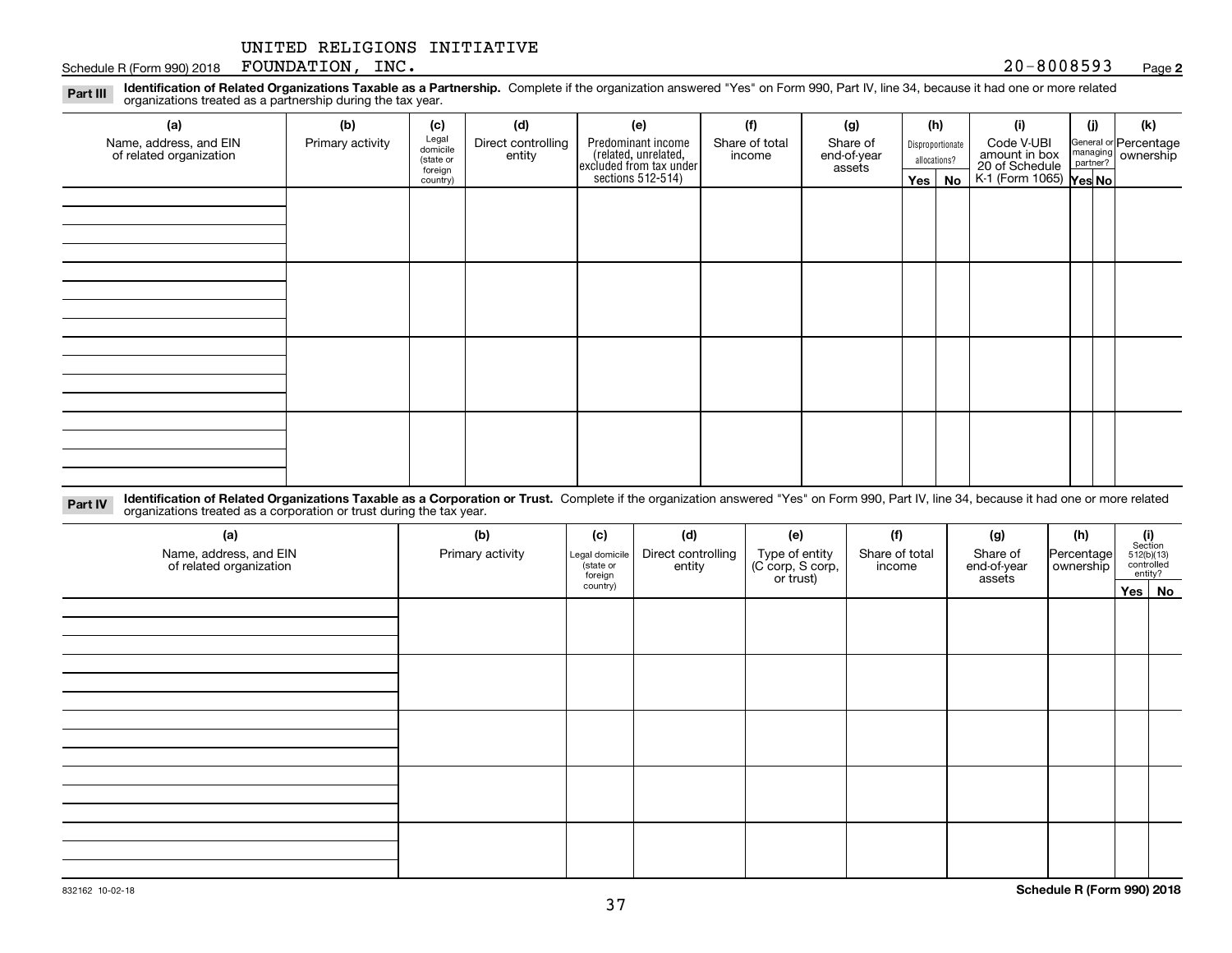UNITED RELIGIONS INITIATIVE FOUNDATION, INC. 20-8008593

Schedule R (Form 990) 2018

**Part III Identification of Related Organizations Taxable as a Partnership.** Complete if the organization answered "Yes" on Form 990, Part IV, line 34, because it had one or more related organizations treated as a partnership during the tax year.

| (a) Name, address, and EIN of related organization | (b) Primary activity | (c) Legal domicile (state or foreign country) | (d) Direct controlling entity | (e) Predominant income (related, unrelated, excluded from tax under sections 512-514) | (f) Share of total income | (g) Share of end-of-year assets | (h) Disproportionate allocations? Yes | (h) No | (i) Code V-UBI amount in box 20 of Schedule K-1 (Form 1065) | (j) General or managing partner? Yes | (j) No | (k) Percentage ownership |
|---|---|---|---|---|---|---|---|---|---|---|---|---|
| | | | | | | | | | | | | |
| | | | | | | | | | | | | |
| | | | | | | | | | | | | |
| | | | | | | | | | | | | |

**Part IV Identification of Related Organizations Taxable as a Corporation or Trust.** Complete if the organization answered "Yes" on Form 990, Part IV, line 34, because it had one or more related organizations treated as a corporation or trust during the tax year.

| (a) Name, address, and EIN of related organization | (b) Primary activity | (c) Legal domicile (state or foreign country) | (d) Direct controlling entity | (e) Type of entity (C corp, S corp, or trust) | (f) Share of total income | (g) Share of end-of-year assets | (h) Percentage ownership | (i) Section 512(b)(13) controlled entity? Yes | (i) No |
|---|---|---|---|---|---|---|---|---|---|
| | | | | | | | | | |
| | | | | | | | | | |
| | | | | | | | | | |
| | | | | | | | | | |
| | | | | | | | | | |

832162 10-02-18

**Schedule R (Form 990) 2018**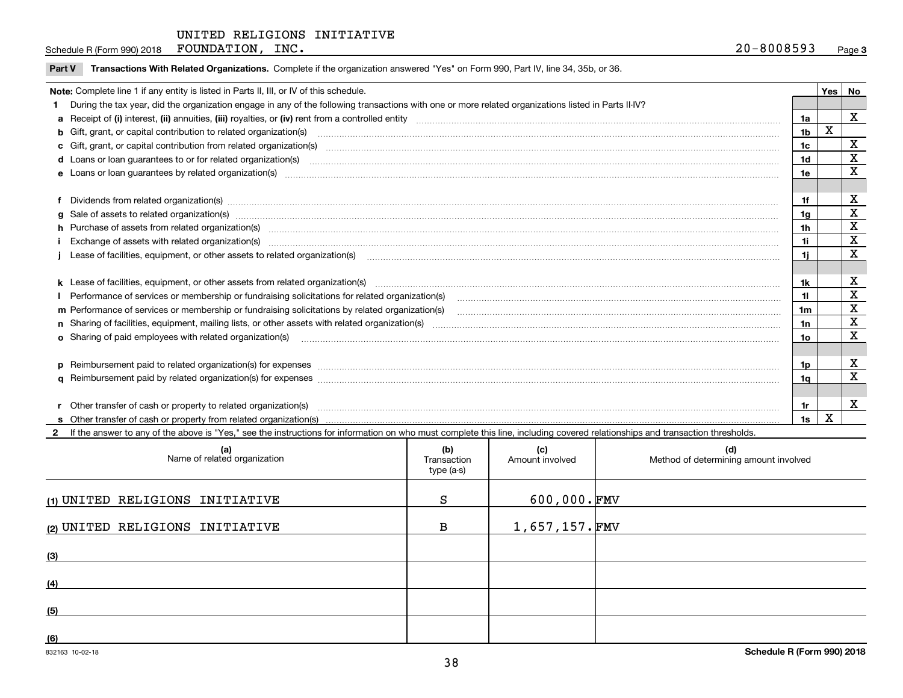UNITED RELIGIONS INITIATIVE FOUNDATION, INC. 20-8008593

Schedule R (Form 990) 2018 Page 3

**Part V Transactions With Related Organizations.** Complete if the organization answered "Yes" on Form 990, Part IV, line 34, 35b, or 36.

| **Note:** Complete line 1 if any entity is listed in Parts II, III, or IV of this schedule. | | Yes | No |
|---|---|---|---|
| **1** During the tax year, did the organization engage in any of the following transactions with one or more related organizations listed in Parts II-IV? | | | |
| **a** Receipt of **(i)** interest, **(ii)** annuities, **(iii)** royalties, or **(iv)** rent from a controlled entity | 1a | | X |
| **b** Gift, grant, or capital contribution to related organization(s) | 1b | X | |
| **c** Gift, grant, or capital contribution from related organization(s) | 1c | | X |
| **d** Loans or loan guarantees to or for related organization(s) | 1d | | X |
| **e** Loans or loan guarantees by related organization(s) | 1e | | X |
| **f** Dividends from related organization(s) | 1f | | X |
| **g** Sale of assets to related organization(s) | 1g | | X |
| **h** Purchase of assets from related organization(s) | 1h | | X |
| **i** Exchange of assets with related organization(s) | 1i | | X |
| **j** Lease of facilities, equipment, or other assets to related organization(s) | 1j | | X |
| **k** Lease of facilities, equipment, or other assets from related organization(s) | 1k | | X |
| **l** Performance of services or membership or fundraising solicitations for related organization(s) | 1l | | X |
| **m** Performance of services or membership or fundraising solicitations by related organization(s) | 1m | | X |
| **n** Sharing of facilities, equipment, mailing lists, or other assets with related organization(s) | 1n | | X |
| **o** Sharing of paid employees with related organization(s) | 1o | | X |
| **p** Reimbursement paid to related organization(s) for expenses | 1p | | X |
| **q** Reimbursement paid by related organization(s) for expenses | 1q | | X |
| **r** Other transfer of cash or property to related organization(s) | 1r | | X |
| **s** Other transfer of cash or property from related organization(s) | 1s | X | |

**2** If the answer to any of the above is "Yes," see the instructions for information on who must complete this line, including covered relationships and transaction thresholds.

| (a) Name of related organization | (b) Transaction type (a-s) | (c) Amount involved | (d) Method of determining amount involved |
|---|---|---|---|
| (1) UNITED RELIGIONS INITIATIVE | S | 600,000. | FMV |
| (2) UNITED RELIGIONS INITIATIVE | B | 1,657,157. | FMV |
| (3) | | | |
| (4) | | | |
| (5) | | | |
| (6) | | | |

832163 10-02-18 **Schedule R (Form 990) 2018**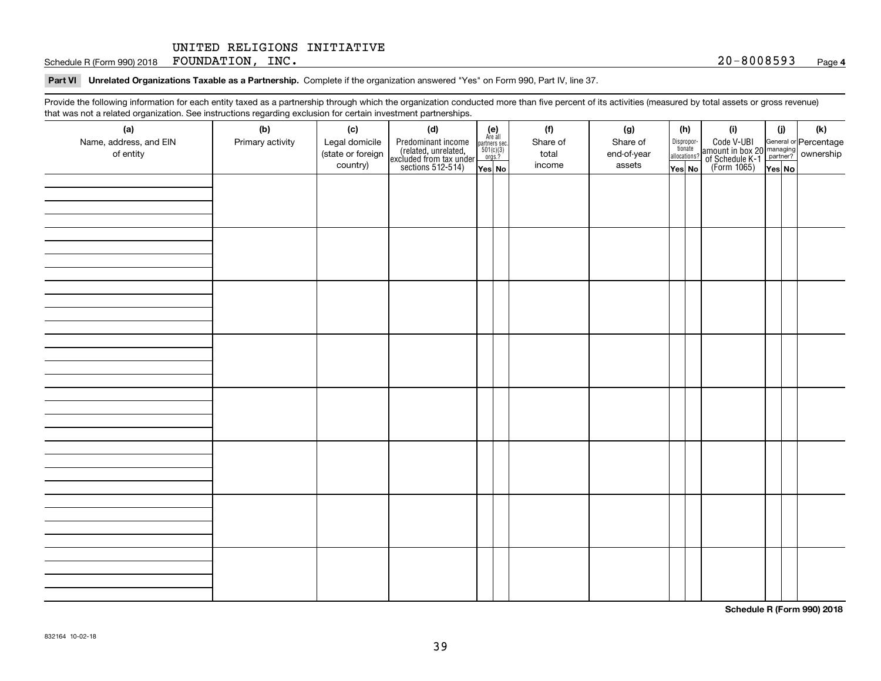Schedule R (Form 990) 2018 UNITED RELIGIONS INITIATIVE FOUNDATION, INC. 20-8008593 Page **4**

**Part VI Unrelated Organizations Taxable as a Partnership.** Complete if the organization answered "Yes" on Form 990, Part IV, line 37.

Provide the following information for each entity taxed as a partnership through which the organization conducted more than five percent of its activities (measured by total assets or gross revenue) that was not a related organization. See instructions regarding exclusion for certain investment partnerships.

| (a) Name, address, and EIN of entity | (b) Primary activity | (c) Legal domicile (state or foreign country) | (d) Predominant income (related, unrelated, excluded from tax under sections 512-514) | (e) Are all partners sec. 501(c)(3) orgs.? Yes | No | (f) Share of total income | (g) Share of end-of-year assets | (h) Disproportionate allocations? Yes | No | (i) Code V-UBI amount in box 20 of Schedule K-1 (Form 1065) | (j) General or managing partner? Yes | No | (k) Percentage ownership |
|---|---|---|---|---|---|---|---|---|---|---|---|---|---|
| | | | | | | | | | | | | | |
| | | | | | | | | | | | | | |
| | | | | | | | | | | | | | |
| | | | | | | | | | | | | | |
| | | | | | | | | | | | | | |
| | | | | | | | | | | | | | |
| | | | | | | | | | | | | | |
| | | | | | | | | | | | | | |

**Schedule R (Form 990) 2018**

832164 10-02-18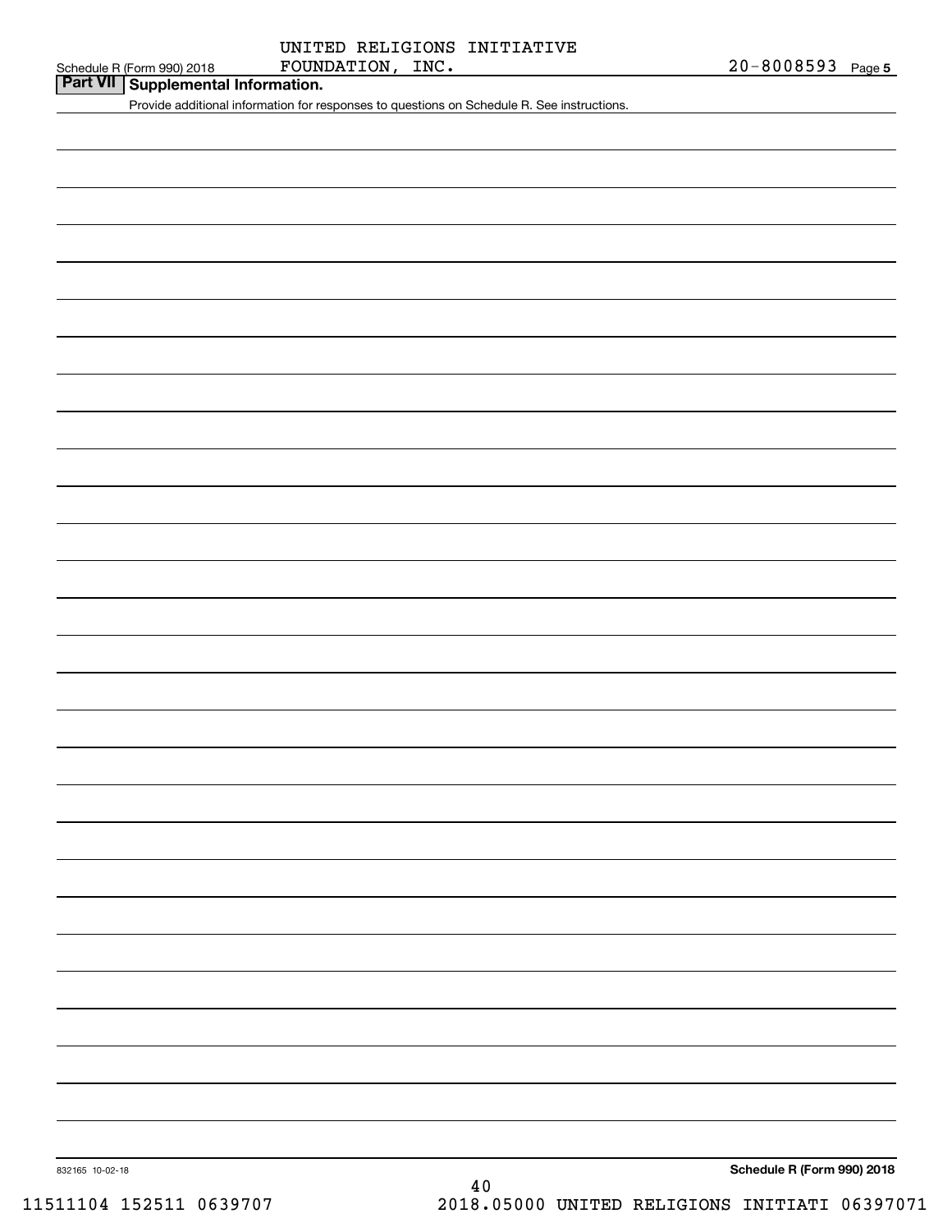UNITED RELIGIONS INITIATIVE FOUNDATION, INC. 20-8008593

## Part VII Supplemental Information.

Provide additional information for responses to questions on Schedule R. See instructions.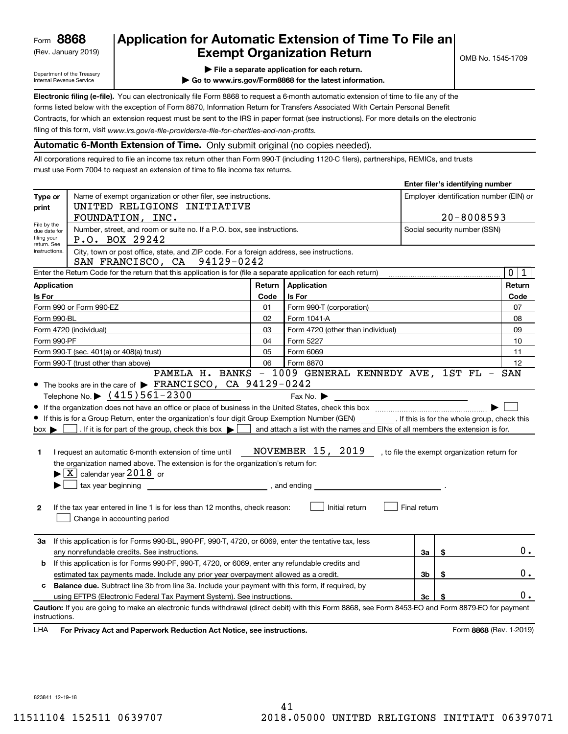Form **8868**
(Rev. January 2019)

Department of the Treasury
Internal Revenue Service

# Application for Automatic Extension of Time To File an Exempt Organization Return

OMB No. 1545-1709

▶ File a separate application for each return.

▶ Go to www.irs.gov/Form8868 for the latest information.

**Electronic filing (e-file).** You can electronically file Form 8868 to request a 6-month automatic extension of time to file any of the forms listed below with the exception of Form 8870, Information Return for Transfers Associated With Certain Personal Benefit Contracts, for which an extension request must be sent to the IRS in paper format (see instructions). For more details on the electronic filing of this form, visit *www.irs.gov/e-file-providers/e-file-for-charities-and-non-profits.*

**Automatic 6-Month Extension of Time.** Only submit original (no copies needed).

All corporations required to file an income tax return other than Form 990-T (including 1120-C filers), partnerships, REMICs, and trusts must use Form 7004 to request an extension of time to file income tax returns.

| | | Enter filer's identifying number |
|---|---|---|
| **Type or print** | Name of exempt organization or other filer, see instructions.<br>UNITED RELIGIONS INITIATIVE FOUNDATION, INC. | Employer identification number (EIN) or<br>20-8008593 |
| File by the due date for filing your return. See instructions. | Number, street, and room or suite no. If a P.O. box, see instructions.<br>P.O. BOX 29242 | Social security number (SSN) |
| | City, town or post office, state, and ZIP code. For a foreign address, see instructions.<br>SAN FRANCISCO, CA 94129-0242 | |

Enter the Return Code for the return that this application is for (file a separate application for each return) ..... 0 1

| Application Is For | Return Code | Application Is For | Return Code |
|---|---|---|---|
| Form 990 or Form 990-EZ | 01 | Form 990-T (corporation) | 07 |
| Form 990-BL | 02 | Form 1041-A | 08 |
| Form 4720 (individual) | 03 | Form 4720 (other than individual) | 09 |
| Form 990-PF | 04 | Form 5227 | 10 |
| Form 990-T (sec. 401(a) or 408(a) trust) | 05 | Form 6069 | 11 |
| Form 990-T (trust other than above) | 06 | Form 8870 | 12 |

- The books are in the care of ▶ PAMELA H. BANKS - 1009 GENERAL KENNEDY AVE, 1ST FL - SAN FRANCISCO, CA 94129-0242

  Telephone No. ▶ (415)561-2300   Fax No. ▶
- If the organization does not have an office or place of business in the United States, check this box ..... ▶ ☐
- If this is for a Group Return, enter the organization's four digit Group Exemption Number (GEN) ______ . If this is for the whole group, check this box ▶ ☐ . If it is for part of the group, check this box ▶ ☐ and attach a list with the names and EINs of all members the extension is for.

**1** I request an automatic 6-month extension of time until NOVEMBER 15, 2019 , to file the exempt organization return for the organization named above. The extension is for the organization's return for:

▶ ☒ calendar year 2018 or

▶ ☐ tax year beginning ______________ , and ending ______________ .

**2** If the tax year entered in line 1 is for less than 12 months, check reason: ☐ Initial return ☐ Final return
☐ Change in accounting period

| | | | |
|---|---|---|---|
| **3a** | If this application is for Forms 990-BL, 990-PF, 990-T, 4720, or 6069, enter the tentative tax, less any nonrefundable credits. See instructions. | 3a | $ 0. |
| **b** | If this application is for Forms 990-PF, 990-T, 4720, or 6069, enter any refundable credits and estimated tax payments made. Include any prior year overpayment allowed as a credit. | 3b | $ 0. |
| **c** | **Balance due.** Subtract line 3b from line 3a. Include your payment with this form, if required, by using EFTPS (Electronic Federal Tax Payment System). See instructions. | 3c | $ 0. |

**Caution:** If you are going to make an electronic funds withdrawal (direct debit) with this Form 8868, see Form 8453-EO and Form 8879-EO for payment instructions.

LHA **For Privacy Act and Paperwork Reduction Act Notice, see instructions.** Form **8868** (Rev. 1-2019)

823841 12-19-18

11511104 152511 0639707 2018.05000 UNITED RELIGIONS INITIATI 06397071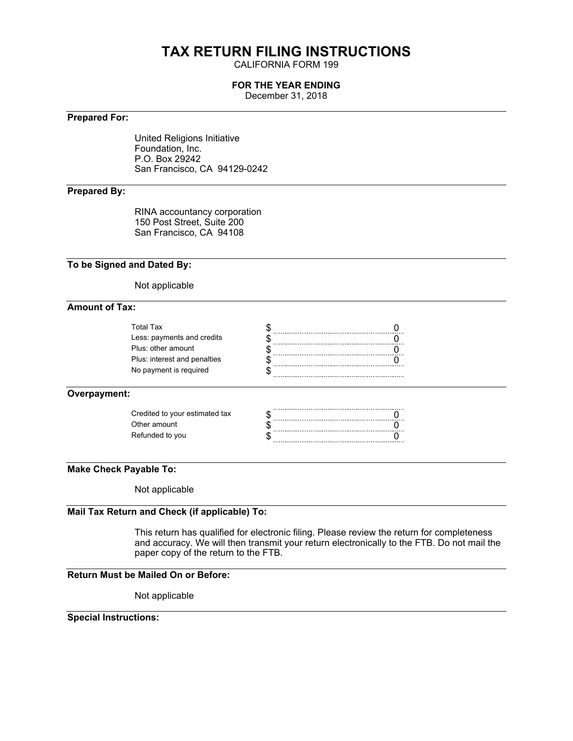# TAX RETURN FILING INSTRUCTIONS

CALIFORNIA FORM 199

**FOR THE YEAR ENDING**

December 31, 2018

**Prepared For:**

United Religions Initiative
Foundation, Inc.
P.O. Box 29242
San Francisco, CA 94129-0242

**Prepared By:**

RINA accountancy corporation
150 Post Street, Suite 200
San Francisco, CA 94108

**To be Signed and Dated By:**

Not applicable

**Amount of Tax:**

| | | |
|---|---|---|
| Total Tax | $ | 0 |
| Less: payments and credits | $ | 0 |
| Plus: other amount | $ | 0 |
| Plus: interest and penalties | $ | 0 |
| No payment is required | $ | |

**Overpayment:**

| | | |
|---|---|---|
| Credited to your estimated tax | $ | 0 |
| Other amount | $ | 0 |
| Refunded to you | $ | 0 |

**Make Check Payable To:**

Not applicable

**Mail Tax Return and Check (if applicable) To:**

This return has qualified for electronic filing. Please review the return for completeness and accuracy. We will then transmit your return electronically to the FTB. Do not mail the paper copy of the return to the FTB.

**Return Must be Mailed On or Before:**

Not applicable

**Special Instructions:**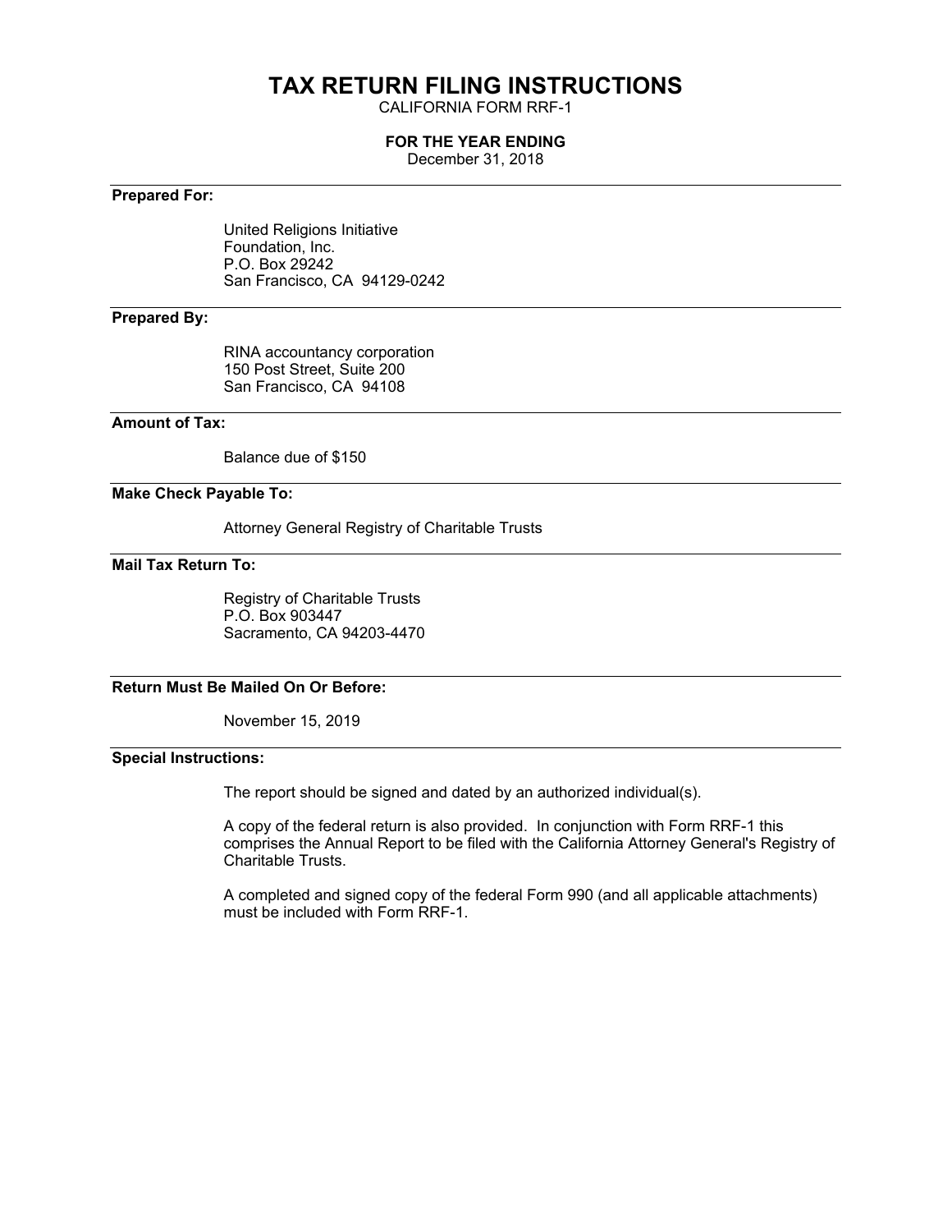# TAX RETURN FILING INSTRUCTIONS

CALIFORNIA FORM RRF-1

**FOR THE YEAR ENDING**

December 31, 2018

---

**Prepared For:**

United Religions Initiative
Foundation, Inc.
P.O. Box 29242
San Francisco, CA 94129-0242

---

**Prepared By:**

RINA accountancy corporation
150 Post Street, Suite 200
San Francisco, CA 94108

---

**Amount of Tax:**

Balance due of $150

---

**Make Check Payable To:**

Attorney General Registry of Charitable Trusts

---

**Mail Tax Return To:**

Registry of Charitable Trusts
P.O. Box 903447
Sacramento, CA 94203-4470

---

**Return Must Be Mailed On Or Before:**

November 15, 2019

---

**Special Instructions:**

The report should be signed and dated by an authorized individual(s).

A copy of the federal return is also provided. In conjunction with Form RRF-1 this comprises the Annual Report to be filed with the California Attorney General's Registry of Charitable Trusts.

A completed and signed copy of the federal Form 990 (and all applicable attachments) must be included with Form RRF-1.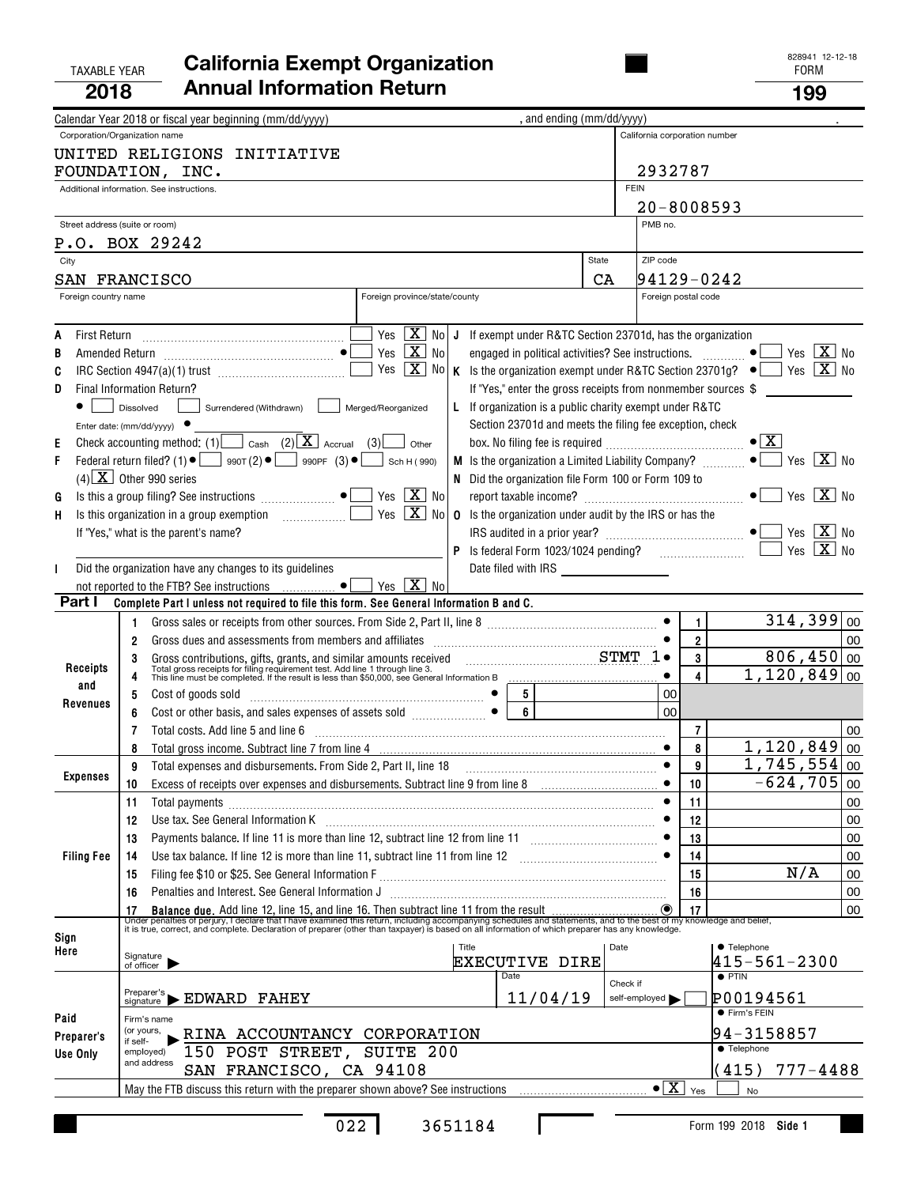TAXABLE YEAR **2018**

# California Exempt Organization Annual Information Return

828941 12-12-18

FORM **199**

Calendar Year 2018 or fiscal year beginning (mm/dd/yyyy) , and ending (mm/dd/yyyy) .

| Corporation/Organization name | California corporation number |
|---|---|
| UNITED RELIGIONS INITIATIVE FOUNDATION, INC. | 2932787 |
| Additional information. See instructions. | FEIN 20-8008593 |
| Street address (suite or room) P.O. BOX 29242 | PMB no. |
| City SAN FRANCISCO | State CA | ZIP code 94129-0242 |
| Foreign country name | Foreign province/state/county | Foreign postal code |

- **A** First Return: Yes [ ] No [X]
- **B** Amended Return: Yes [ ] No [X]
- **C** IRC Section 4947(a)(1) trust: Yes [ ] No [X]
- **D** Final Information Return? [ ] Dissolved [ ] Surrendered (Withdrawn) [ ] Merged/Reorganized
  Enter date: (mm/dd/yyyy)
- **E** Check accounting method: (1) [ ] Cash (2) [X] Accrual (3) [ ] Other
- **F** Federal return filed? (1) [ ] 990T (2) [ ] 990PF (3) [ ] Sch H (990) (4) [X] Other 990 series
- **G** Is this a group filing? See instructions: Yes [ ] No [X]
- **H** Is this organization in a group exemption: Yes [ ] No [X]
  If "Yes," what is the parent's name?
- **I** Did the organization have any changes to its guidelines not reported to the FTB? See instructions: Yes [ ] No [X]
- **J** If exempt under R&TC Section 23701d, has the organization engaged in political activities? See instructions: Yes [ ] No [X]
- **K** Is the organization exempt under R&TC Section 23701g? Yes [ ] No [X]
  If "Yes," enter the gross receipts from nonmember sources $
- **L** If organization is a public charity exempt under R&TC Section 23701d and meets the filing fee exception, check box. No filing fee is required: [X]
- **M** Is the organization a Limited Liability Company? Yes [ ] No [X]
- **N** Did the organization file Form 100 or Form 109 to report taxable income? Yes [ ] No [X]
- **O** Is the organization under audit by the IRS or has the IRS audited in a prior year? Yes [ ] No [X]
- **P** Is federal Form 1023/1024 pending? Yes [ ] No [X]
  Date filed with IRS

## Part I Complete Part I unless not required to file this form. See General Information B and C.

| Section | Line | Description | | Amount |
|---|---|---|---|---|
| Receipts and Revenues | 1 | Gross sales or receipts from other sources. From Side 2, Part II, line 8 | 1 | 314,399 00 |
| | 2 | Gross dues and assessments from members and affiliates | 2 | 00 |
| | 3 | Gross contributions, gifts, grants, and similar amounts received STMT 1 | 3 | 806,450 00 |
| | 4 | Total gross receipts for filing requirement test. Add line 1 through line 3. This line must be completed. If the result is less than $50,000, see General Information B | 4 | 1,120,849 00 |
| | 5 | Cost of goods sold | 5 | 00 |
| | 6 | Cost or other basis, and sales expenses of assets sold | 6 | 00 |
| | 7 | Total costs. Add line 5 and line 6 | 7 | 00 |
| | 8 | Total gross income. Subtract line 7 from line 4 | 8 | 1,120,849 00 |
| Expenses | 9 | Total expenses and disbursements. From Side 2, Part II, line 18 | 9 | 1,745,554 00 |
| | 10 | Excess of receipts over expenses and disbursements. Subtract line 9 from line 8 | 10 | -624,705 00 |
| Filing Fee | 11 | Total payments | 11 | 00 |
| | 12 | Use tax. See General Information K | 12 | 00 |
| | 13 | Payments balance. If line 11 is more than line 12, subtract line 12 from line 11 | 13 | 00 |
| | 14 | Use tax balance. If line 12 is more than line 11, subtract line 11 from line 12 | 14 | 00 |
| | 15 | Filing fee $10 or $25. See General Information F | 15 | N/A 00 |
| | 16 | Penalties and Interest. See General Information J | 16 | 00 |
| | 17 | **Balance due.** Add line 12, line 15, and line 16. Then subtract line 11 from the result | 17 | 00 |

Under penalties of perjury, I declare that I have examined this return, including accompanying schedules and statements, and to the best of my knowledge and belief, it is true, correct, and complete. Declaration of preparer (other than taxpayer) is based on all information of which preparer has any knowledge.

| Sign Here | Signature of officer | Title: EXECUTIVE DIRE | Date | Telephone: 415-561-2300 |
|---|---|---|---|---|
| Paid Preparer's Use Only | Preparer's signature: EDWARD FAHEY | Date: 11/04/19 | Check if self-employed [ ] | PTIN: P00194561 |
| | Firm's name (or yours, if self-employed) and address: RINA ACCOUNTANCY CORPORATION, 150 POST STREET, SUITE 200, SAN FRANCISCO, CA 94108 | | | Firm's FEIN: 94-3158857; Telephone: (415) 777-4488 |

May the FTB discuss this return with the preparer shown above? See instructions: [X] Yes [ ] No

022 3651184

Form 199 2018 Side 1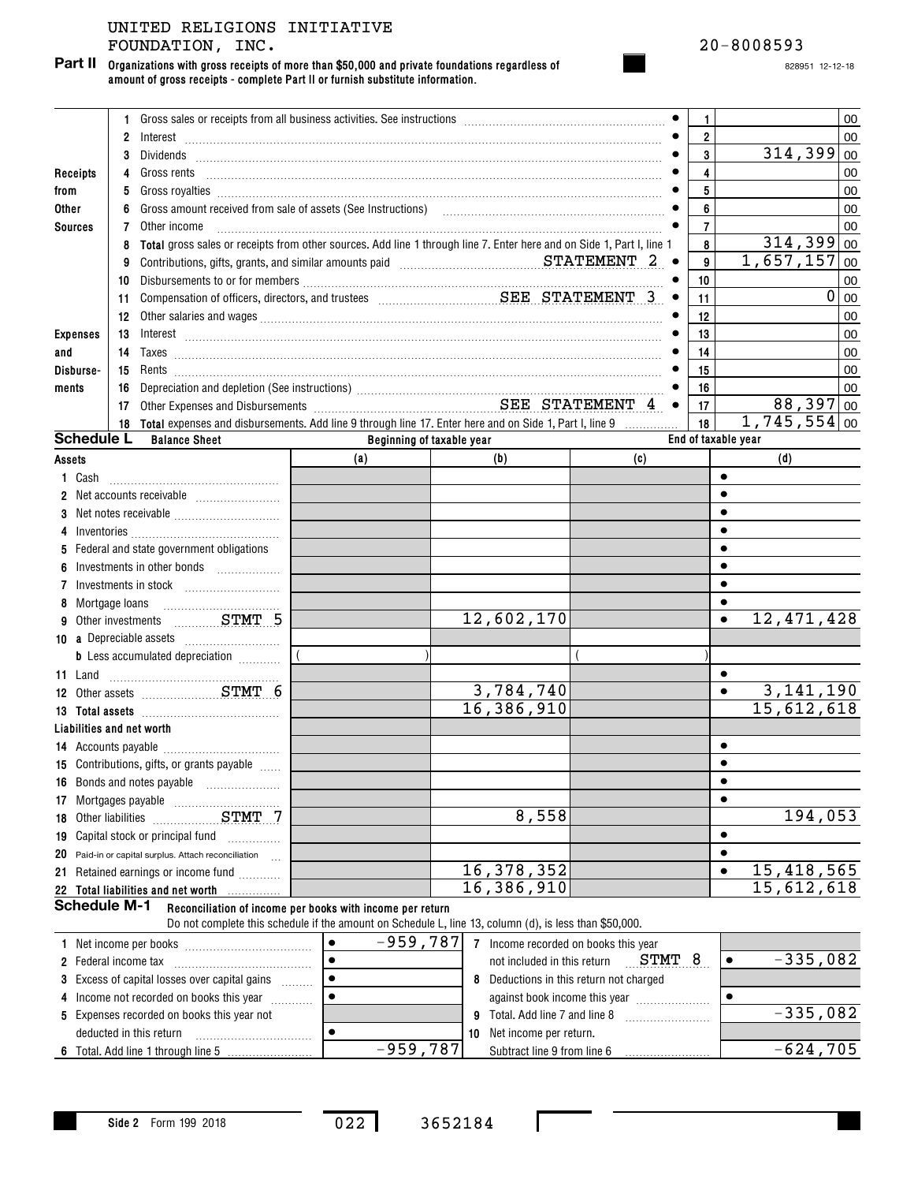UNITED RELIGIONS INITIATIVE FOUNDATION, INC.

20-8008593

828951 12-12-18

**Part II** **Organizations with gross receipts of more than $50,000 and private foundations regardless of amount of gross receipts - complete Part II or furnish substitute information.**

| Section | Line | Description | Line No. | Amount |
|---|---|---|---|---|
| Receipts from Other Sources | 1 | Gross sales or receipts from all business activities. See instructions | 1 | 00 |
| | 2 | Interest | 2 | 00 |
| | 3 | Dividends | 3 | 314,399 00 |
| | 4 | Gross rents | 4 | 00 |
| | 5 | Gross royalties | 5 | 00 |
| | 6 | Gross amount received from sale of assets (See Instructions) | 6 | 00 |
| | 7 | Other income | 7 | 00 |
| | 8 | **Total** gross sales or receipts from other sources. Add line 1 through line 7. Enter here and on Side 1, Part I, line 1 | 8 | 314,399 00 |
| Expenses and Disbursements | 9 | Contributions, gifts, grants, and similar amounts paid STATEMENT 2 | 9 | 1,657,157 00 |
| | 10 | Disbursements to or for members | 10 | 00 |
| | 11 | Compensation of officers, directors, and trustees SEE STATEMENT 3 | 11 | 0 00 |
| | 12 | Other salaries and wages | 12 | 00 |
| | 13 | Interest | 13 | 00 |
| | 14 | Taxes | 14 | 00 |
| | 15 | Rents | 15 | 00 |
| | 16 | Depreciation and depletion (See instructions) | 16 | 00 |
| | 17 | Other Expenses and Disbursements SEE STATEMENT 4 | 17 | 88,397 00 |
| | 18 | **Total** expenses and disbursements. Add line 9 through line 17. Enter here and on Side 1, Part I, line 9 | 18 | 1,745,554 00 |

**Schedule L** Balance Sheet

| | Beginning of taxable year (a) | (b) | End of taxable year (c) | (d) |
|---|---|---|---|---|
| **Assets** | | | | |
| 1 Cash | | | | |
| 2 Net accounts receivable | | | | |
| 3 Net notes receivable | | | | |
| 4 Inventories | | | | |
| 5 Federal and state government obligations | | | | |
| 6 Investments in other bonds | | | | |
| 7 Investments in stock | | | | |
| 8 Mortgage loans | | | | |
| 9 Other investments STMT 5 | | 12,602,170 | | 12,471,428 |
| 10 a Depreciable assets | | | | |
| b Less accumulated depreciation | ( ) | | ( ) | |
| 11 Land | | | | |
| 12 Other assets STMT 6 | | 3,784,740 | | 3,141,190 |
| 13 Total assets | | 16,386,910 | | 15,612,618 |
| **Liabilities and net worth** | | | | |
| 14 Accounts payable | | | | |
| 15 Contributions, gifts, or grants payable | | | | |
| 16 Bonds and notes payable | | | | |
| 17 Mortgages payable | | | | |
| 18 Other liabilities STMT 7 | | 8,558 | | 194,053 |
| 19 Capital stock or principal fund | | | | |
| 20 Paid-in or capital surplus. Attach reconciliation | | | | |
| 21 Retained earnings or income fund | | 16,378,352 | | 15,418,565 |
| 22 Total liabilities and net worth | | 16,386,910 | | 15,612,618 |

**Schedule M-1** **Reconciliation of income per books with income per return**

Do not complete this schedule if the amount on Schedule L, line 13, column (d), is less than $50,000.

| | | | |
|---|---|---|---|
| 1 Net income per books | -959,787 | 7 Income recorded on books this year not included in this return STMT 8 | -335,082 |
| 2 Federal income tax | | 8 Deductions in this return not charged against book income this year | |
| 3 Excess of capital losses over capital gains | | | |
| 4 Income not recorded on books this year | | | |
| 5 Expenses recorded on books this year not deducted in this return | | 9 Total. Add line 7 and line 8 | -335,082 |
| 6 Total. Add line 1 through line 5 | -959,787 | 10 Net income per return. Subtract line 9 from line 6 | -624,705 |

Side 2 Form 199 2018

022 3652184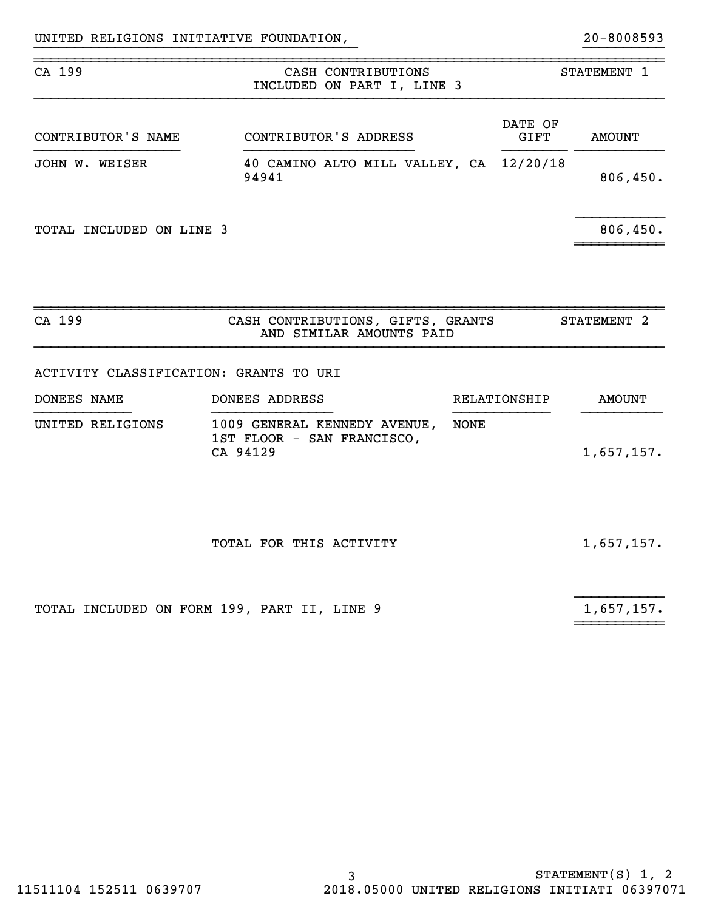UNITED RELIGIONS INITIATIVE FOUNDATION, 20-8008593

| CA 199 | CASH CONTRIBUTIONS INCLUDED ON PART I, LINE 3 | | STATEMENT 1 |
|---|---|---|---|
| CONTRIBUTOR'S NAME | CONTRIBUTOR'S ADDRESS | DATE OF GIFT | AMOUNT |
| JOHN W. WEISER | 40 CAMINO ALTO MILL VALLEY, CA 94941 | 12/20/18 | 806,450. |
| TOTAL INCLUDED ON LINE 3 | | | 806,450. |

| CA 199 | CASH CONTRIBUTIONS, GIFTS, GRANTS AND SIMILAR AMOUNTS PAID | | STATEMENT 2 |
|---|---|---|---|
| ACTIVITY CLASSIFICATION: GRANTS TO URI | | | |
| DONEES NAME | DONEES ADDRESS | RELATIONSHIP | AMOUNT |
| UNITED RELIGIONS | 1009 GENERAL KENNEDY AVENUE, 1ST FLOOR - SAN FRANCISCO, CA 94129 | NONE | 1,657,157. |
| | TOTAL FOR THIS ACTIVITY | | 1,657,157. |
| TOTAL INCLUDED ON FORM 199, PART II, LINE 9 | | | 1,657,157. |

STATEMENT(S) 1, 2

11511104 152511 0639707 2018.05000 UNITED RELIGIONS INITIATI 06397071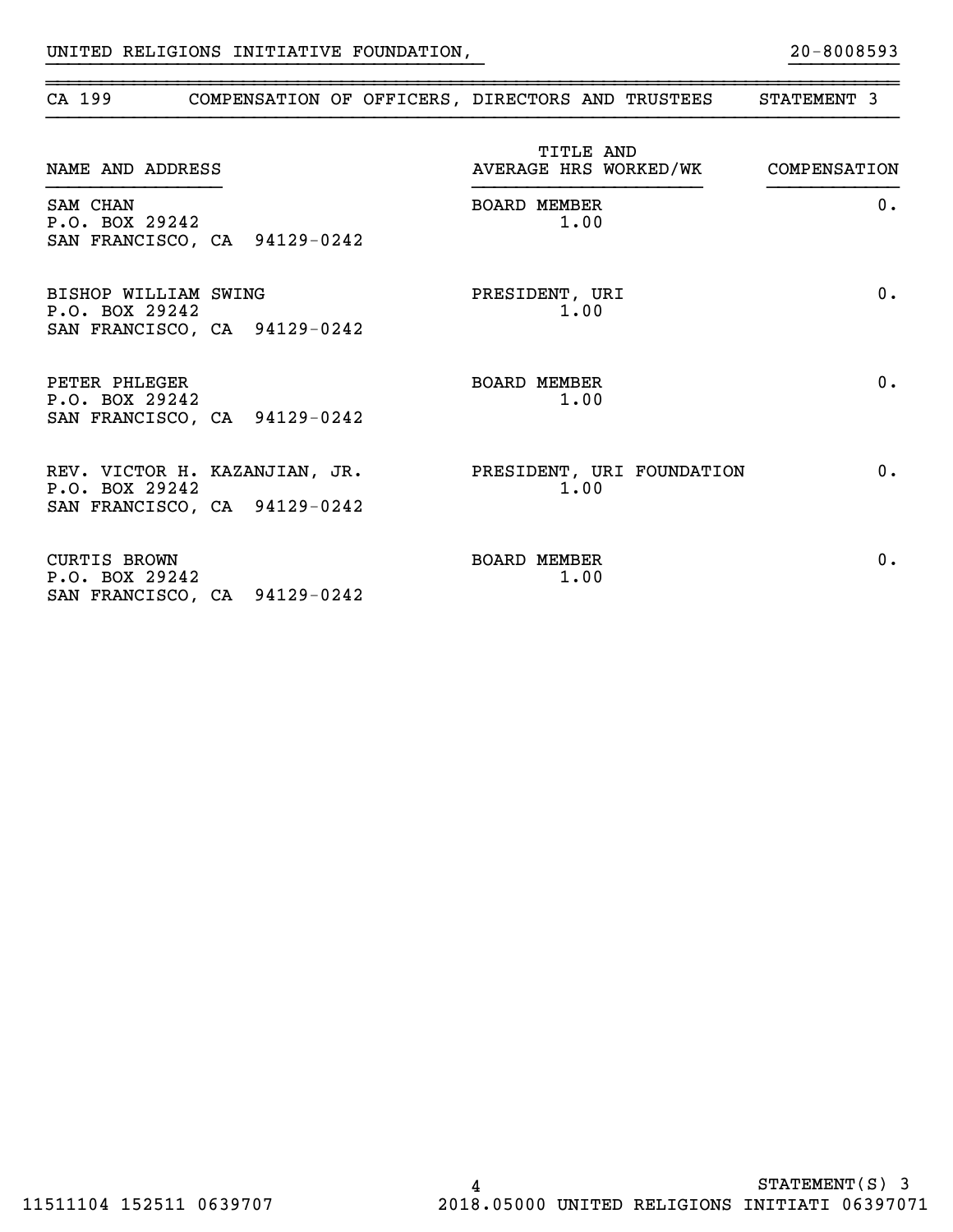UNITED RELIGIONS INITIATIVE FOUNDATION, 20-8008593

## CA 199 COMPENSATION OF OFFICERS, DIRECTORS AND TRUSTEES STATEMENT 3

| NAME AND ADDRESS | TITLE AND AVERAGE HRS WORKED/WK | COMPENSATION |
|---|---|---|
| SAM CHAN<br>P.O. BOX 29242<br>SAN FRANCISCO, CA 94129-0242 | BOARD MEMBER<br>1.00 | 0. |
| BISHOP WILLIAM SWING<br>P.O. BOX 29242<br>SAN FRANCISCO, CA 94129-0242 | PRESIDENT, URI<br>1.00 | 0. |
| PETER PHLEGER<br>P.O. BOX 29242<br>SAN FRANCISCO, CA 94129-0242 | BOARD MEMBER<br>1.00 | 0. |
| REV. VICTOR H. KAZANJIAN, JR.<br>P.O. BOX 29242<br>SAN FRANCISCO, CA 94129-0242 | PRESIDENT, URI FOUNDATION<br>1.00 | 0. |
| CURTIS BROWN<br>P.O. BOX 29242<br>SAN FRANCISCO, CA 94129-0242 | BOARD MEMBER<br>1.00 | 0. |

STATEMENT(S) 3

11511104 152511 0639707 2018.05000 UNITED RELIGIONS INITIATI 06397071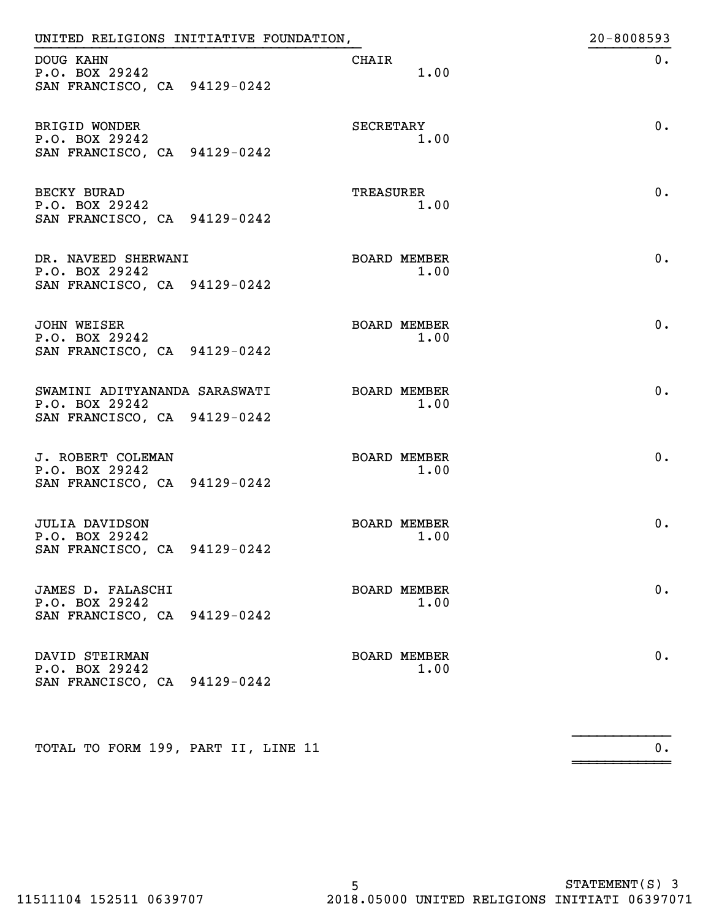UNITED RELIGIONS INITIATIVE FOUNDATION, 20-8008593

| Name and Address | Title / Hours | Compensation |
|---|---|---|
| DOUG KAHN<br>P.O. BOX 29242<br>SAN FRANCISCO, CA 94129-0242 | CHAIR<br>1.00 | 0. |
| BRIGID WONDER<br>P.O. BOX 29242<br>SAN FRANCISCO, CA 94129-0242 | SECRETARY<br>1.00 | 0. |
| BECKY BURAD<br>P.O. BOX 29242<br>SAN FRANCISCO, CA 94129-0242 | TREASURER<br>1.00 | 0. |
| DR. NAVEED SHERWANI<br>P.O. BOX 29242<br>SAN FRANCISCO, CA 94129-0242 | BOARD MEMBER<br>1.00 | 0. |
| JOHN WEISER<br>P.O. BOX 29242<br>SAN FRANCISCO, CA 94129-0242 | BOARD MEMBER<br>1.00 | 0. |
| SWAMINI ADITYANANDA SARASWATI<br>P.O. BOX 29242<br>SAN FRANCISCO, CA 94129-0242 | BOARD MEMBER<br>1.00 | 0. |
| J. ROBERT COLEMAN<br>P.O. BOX 29242<br>SAN FRANCISCO, CA 94129-0242 | BOARD MEMBER<br>1.00 | 0. |
| JULIA DAVIDSON<br>P.O. BOX 29242<br>SAN FRANCISCO, CA 94129-0242 | BOARD MEMBER<br>1.00 | 0. |
| JAMES D. FALASCHI<br>P.O. BOX 29242<br>SAN FRANCISCO, CA 94129-0242 | BOARD MEMBER<br>1.00 | 0. |
| DAVID STEIRMAN<br>P.O. BOX 29242<br>SAN FRANCISCO, CA 94129-0242 | BOARD MEMBER<br>1.00 | 0. |
| TOTAL TO FORM 199, PART II, LINE 11 | | 0. |

STATEMENT(S) 3

11511104 152511 0639707 2018.05000 UNITED RELIGIONS INITIATI 06397071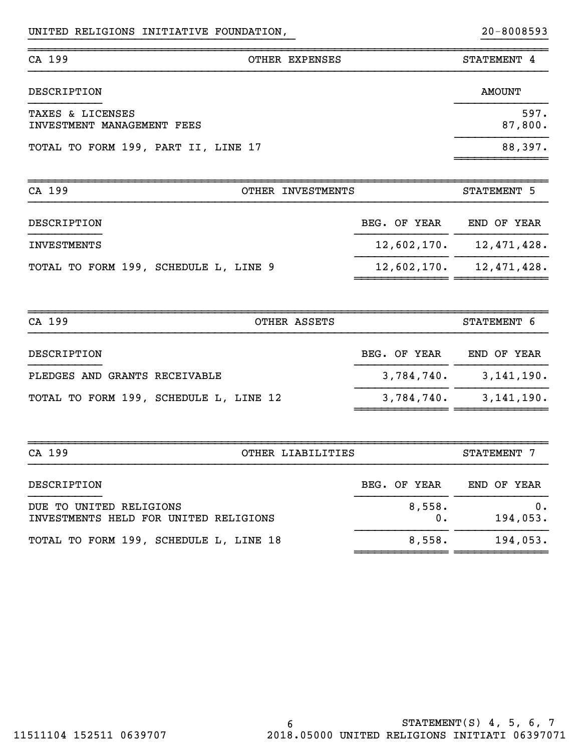UNITED RELIGIONS INITIATIVE FOUNDATION, 20-8008593

| CA 199 | OTHER EXPENSES | STATEMENT 4 |
|---|---|---|

| DESCRIPTION | AMOUNT |
|---|---|
| TAXES & LICENSES | 597. |
| INVESTMENT MANAGEMENT FEES | 87,800. |
| TOTAL TO FORM 199, PART II, LINE 17 | 88,397. |

| CA 199 | OTHER INVESTMENTS | STATEMENT 5 |
|---|---|---|

| DESCRIPTION | BEG. OF YEAR | END OF YEAR |
|---|---|---|
| INVESTMENTS | 12,602,170. | 12,471,428. |
| TOTAL TO FORM 199, SCHEDULE L, LINE 9 | 12,602,170. | 12,471,428. |

| CA 199 | OTHER ASSETS | STATEMENT 6 |
|---|---|---|

| DESCRIPTION | BEG. OF YEAR | END OF YEAR |
|---|---|---|
| PLEDGES AND GRANTS RECEIVABLE | 3,784,740. | 3,141,190. |
| TOTAL TO FORM 199, SCHEDULE L, LINE 12 | 3,784,740. | 3,141,190. |

| CA 199 | OTHER LIABILITIES | STATEMENT 7 |
|---|---|---|

| DESCRIPTION | BEG. OF YEAR | END OF YEAR |
|---|---|---|
| DUE TO UNITED RELIGIONS | 8,558. | 0. |
| INVESTMENTS HELD FOR UNITED RELIGIONS | 0. | 194,053. |
| TOTAL TO FORM 199, SCHEDULE L, LINE 18 | 8,558. | 194,053. |

STATEMENT(S) 4, 5, 6, 7

11511104 152511 0639707 2018.05000 UNITED RELIGIONS INITIATI 06397071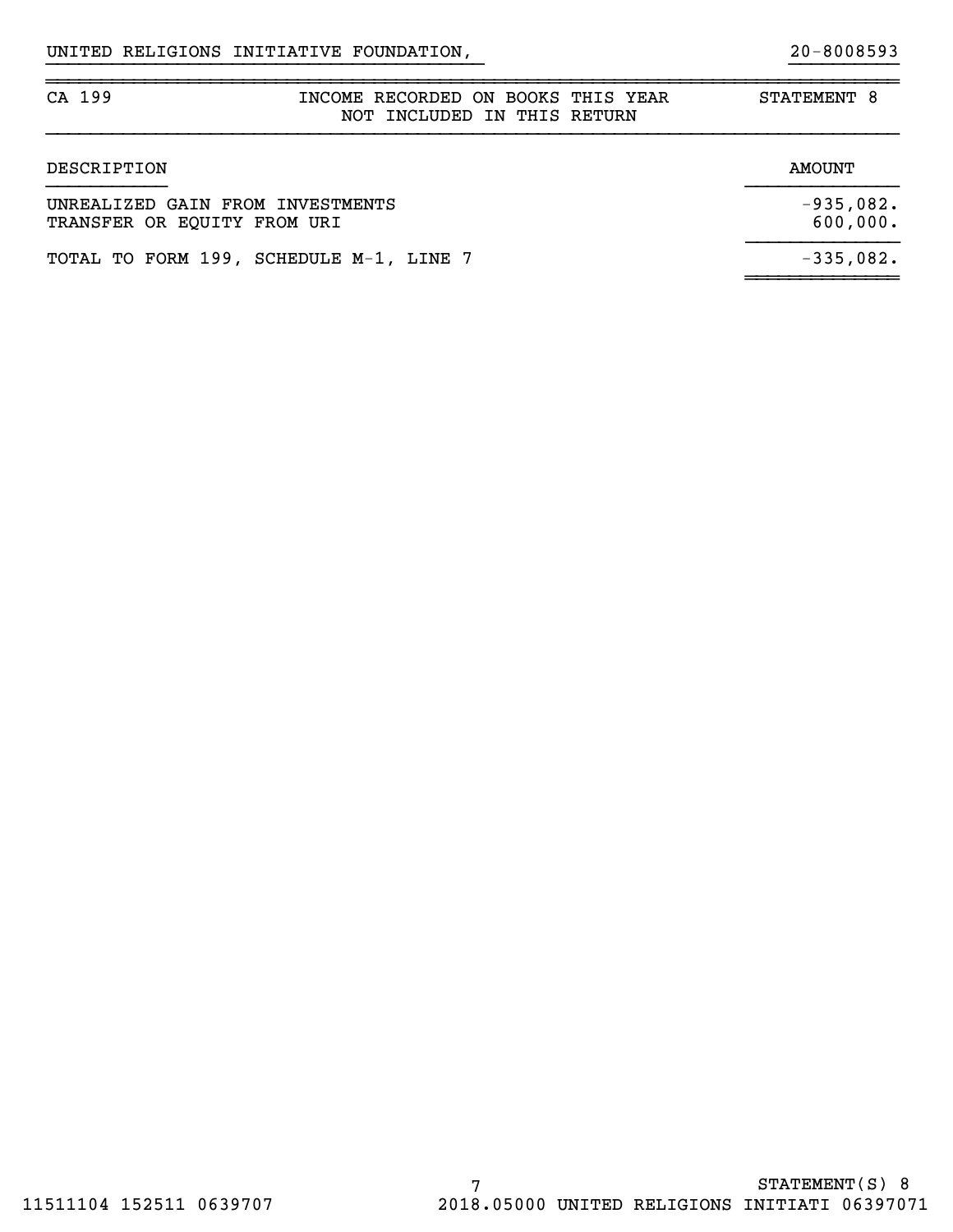UNITED RELIGIONS INITIATIVE FOUNDATION, 20-8008593

| CA 199 | INCOME RECORDED ON BOOKS THIS YEAR NOT INCLUDED IN THIS RETURN | STATEMENT 8 |
|---|---|---|

| DESCRIPTION | AMOUNT |
|---|---|
| UNREALIZED GAIN FROM INVESTMENTS | -935,082. |
| TRANSFER OR EQUITY FROM URI | 600,000. |
| TOTAL TO FORM 199, SCHEDULE M-1, LINE 7 | -335,082. |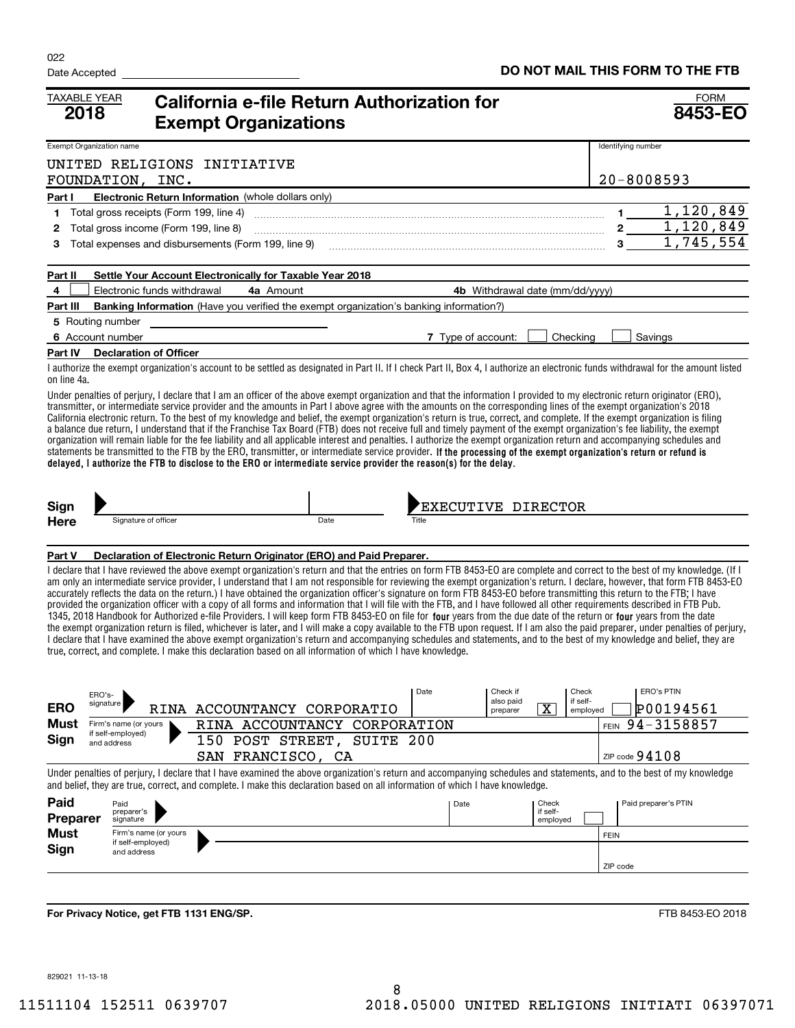022

Date Accepted

**DO NOT MAIL THIS FORM TO THE FTB**

# TAXABLE YEAR 2018 — California e-file Return Authorization for Exempt Organizations — FORM 8453-EO

| Exempt Organization name | Identifying number |
|---|---|
| UNITED RELIGIONS INITIATIVE FOUNDATION, INC. | 20-8008593 |

**Part I Electronic Return Information** (whole dollars only)

| | | | |
|---|---|---|---|
| 1 | Total gross receipts (Form 199, line 4) | 1 | 1,120,849 |
| 2 | Total gross income (Form 199, line 8) | 2 | 1,120,849 |
| 3 | Total expenses and disbursements (Form 199, line 9) | 3 | 1,745,554 |

**Part II Settle Your Account Electronically for Taxable Year 2018**

4 ☐ Electronic funds withdrawal 4a Amount _______ 4b Withdrawal date (mm/dd/yyyy) _______

**Part III Banking Information** (Have you verified the exempt organization's banking information?)

5 Routing number _______

6 Account number _______ 7 Type of account: ☐ Checking ☐ Savings

**Part IV Declaration of Officer**

I authorize the exempt organization's account to be settled as designated in Part II. If I check Part II, Box 4, I authorize an electronic funds withdrawal for the amount listed on line 4a.

Under penalties of perjury, I declare that I am an officer of the above exempt organization and that the information I provided to my electronic return originator (ERO), transmitter, or intermediate service provider and the amounts in Part I above agree with the amounts on the corresponding lines of the exempt organization's 2018 California electronic return. To the best of my knowledge and belief, the exempt organization's return is true, correct, and complete. If the exempt organization is filing a balance due return, I understand that if the Franchise Tax Board (FTB) does not receive full and timely payment of the exempt organization's fee liability, the exempt organization will remain liable for the fee liability and all applicable interest and penalties. I authorize the exempt organization return and accompanying schedules and statements be transmitted to the FTB by the ERO, transmitter, or intermediate service provider. **If the processing of the exempt organization's return or refund is delayed, I authorize the FTB to disclose to the ERO or intermediate service provider the reason(s) for the delay.**

**Sign Here** Signature of officer _______ Date _______ Title: EXECUTIVE DIRECTOR

**Part V Declaration of Electronic Return Originator (ERO) and Paid Preparer.**

I declare that I have reviewed the above exempt organization's return and that the entries on form FTB 8453-EO are complete and correct to the best of my knowledge. (If I am only an intermediate service provider, I understand that I am not responsible for reviewing the exempt organization's return. I declare, however, that form FTB 8453-EO accurately reflects the data on the return.) I have obtained the organization officer's signature on form FTB 8453-EO before transmitting this return to the FTB; I have provided the organization officer with a copy of all forms and information that I will file with the FTB, and I have followed all other requirements described in FTB Pub. 1345, 2018 Handbook for Authorized e-file Providers. I will keep form FTB 8453-EO on file for **four** years from the due date of the return or **four** years from the date the exempt organization return is filed, whichever is later, and I will make a copy available to the FTB upon request. If I am also the paid preparer, under penalties of perjury, I declare that I have examined the above exempt organization's return and accompanying schedules and statements, and to the best of my knowledge and belief, they are true, correct, and complete. I make this declaration based on all information of which I have knowledge.

**ERO Must Sign**

| | | |
|---|---|---|
| ERO's signature | RINA ACCOUNTANCY CORPORATIO | Date: ___ Check if also paid preparer: X Check if self-employed: ☐ ERO's PTIN: P00194561 |
| Firm's name (or yours if self-employed) and address | RINA ACCOUNTANCY CORPORATION<br>150 POST STREET, SUITE 200<br>SAN FRANCISCO, CA | FEIN 94-3158857<br>ZIP code 94108 |

Under penalties of perjury, I declare that I have examined the above organization's return and accompanying schedules and statements, and to the best of my knowledge and belief, they are true, correct, and complete. I make this declaration based on all information of which I have knowledge.

**Paid Preparer Must Sign**

| | | |
|---|---|---|
| Paid preparer's signature | | Date ___ Check if self-employed ☐ Paid preparer's PTIN |
| Firm's name (or yours if self-employed) and address | | FEIN<br>ZIP code |

**For Privacy Notice, get FTB 1131 ENG/SP.**

FTB 8453-EO 2018

829021 11-13-18

11511104 152511 0639707 2018.05000 UNITED RELIGIONS INITIATI 06397071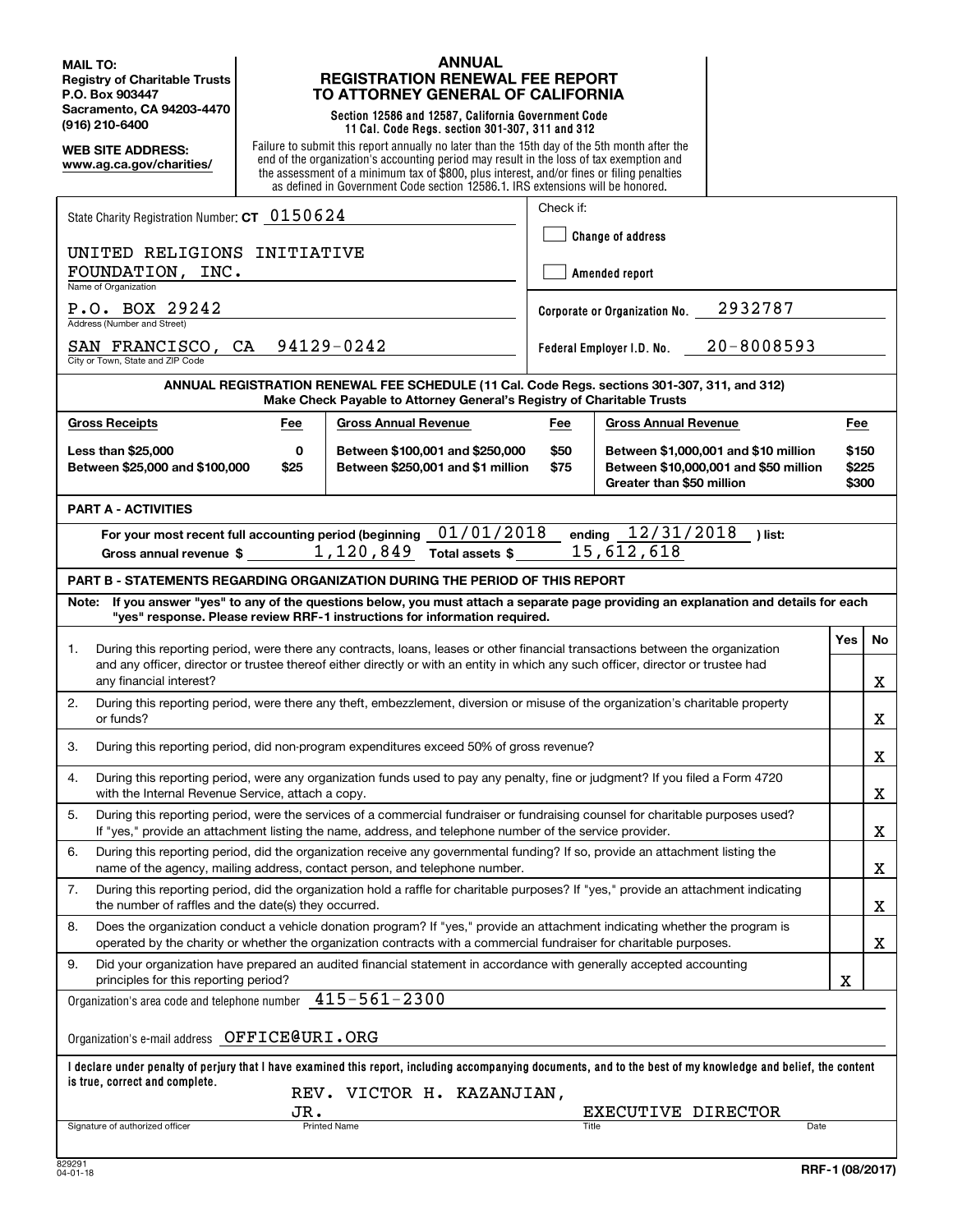**MAIL TO:**
**Registry of Charitable Trusts**
**P.O. Box 903447**
**Sacramento, CA 94203-4470**
**(916) 210-6400**

**WEB SITE ADDRESS:**
**www.ag.ca.gov/charities/**

# ANNUAL REGISTRATION RENEWAL FEE REPORT TO ATTORNEY GENERAL OF CALIFORNIA

**Section 12586 and 12587, California Government Code**
**11 Cal. Code Regs. section 301-307, 311 and 312**

Failure to submit this report annually no later than the 15th day of the 5th month after the end of the organization's accounting period may result in the loss of tax exemption and the assessment of a minimum tax of $800, plus interest, and/or fines or filing penalties as defined in Government Code section 12586.1. IRS extensions will be honored.

State Charity Registration Number: **CT** 0150624

UNITED RELIGIONS INITIATIVE FOUNDATION, INC.
Name of Organization

P.O. BOX 29242
Address (Number and Street)

SAN FRANCISCO, CA 94129-0242
City or Town, State and ZIP Code

Check if:

☐ **Change of address**

☐ **Amended report**

**Corporate or Organization No.** 2932787

**Federal Employer I.D. No.** 20-8008593

**ANNUAL REGISTRATION RENEWAL FEE SCHEDULE (11 Cal. Code Regs. sections 301-307, 311, and 312)**
**Make Check Payable to Attorney General's Registry of Charitable Trusts**

| Gross Receipts | Fee | Gross Annual Revenue | Fee | Gross Annual Revenue | Fee |
|---|---|---|---|---|---|
| Less than $25,000 | 0 | Between $100,001 and $250,000 | $50 | Between $1,000,001 and $10 million | $150 |
| Between $25,000 and $100,000 | $25 | Between $250,001 and $1 million | $75 | Between $10,000,001 and $50 million | $225 |
| | | | | Greater than $50 million | $300 |

## PART A - ACTIVITIES

For your most recent full accounting period (beginning 01/01/2018 ending 12/31/2018 ) list:
Gross annual revenue $ 1,120,849 Total assets $ 15,612,618

## PART B - STATEMENTS REGARDING ORGANIZATION DURING THE PERIOD OF THIS REPORT

**Note: If you answer "yes" to any of the questions below, you must attach a separate page providing an explanation and details for each "yes" response. Please review RRF-1 instructions for information required.**

| | | Yes | No |
|---|---|---|---|
| 1. | During this reporting period, were there any contracts, loans, leases or other financial transactions between the organization and any officer, director or trustee thereof either directly or with an entity in which any such officer, director or trustee had any financial interest? | | X |
| 2. | During this reporting period, were there any theft, embezzlement, diversion or misuse of the organization's charitable property or funds? | | X |
| 3. | During this reporting period, did non-program expenditures exceed 50% of gross revenue? | | X |
| 4. | During this reporting period, were any organization funds used to pay any penalty, fine or judgment? If you filed a Form 4720 with the Internal Revenue Service, attach a copy. | | X |
| 5. | During this reporting period, were the services of a commercial fundraiser or fundraising counsel for charitable purposes used? If "yes," provide an attachment listing the name, address, and telephone number of the service provider. | | X |
| 6. | During this reporting period, did the organization receive any governmental funding? If so, provide an attachment listing the name of the agency, mailing address, contact person, and telephone number. | | X |
| 7. | During this reporting period, did the organization hold a raffle for charitable purposes? If "yes," provide an attachment indicating the number of raffles and the date(s) they occurred. | | X |
| 8. | Does the organization conduct a vehicle donation program? If "yes," provide an attachment indicating whether the program is operated by the charity or whether the organization contracts with a commercial fundraiser for charitable purposes. | | X |
| 9. | Did your organization have prepared an audited financial statement in accordance with generally accepted accounting principles for this reporting period? | X | |

Organization's area code and telephone number 415-561-2300

Organization's e-mail address OFFICE@URI.ORG

**I declare under penalty of perjury that I have examined this report, including accompanying documents, and to the best of my knowledge and belief, the content is true, correct and complete.**

| Signature of authorized officer | Printed Name | Title | Date |
|---|---|---|---|
| | REV. VICTOR H. KAZANJIAN, JR. | EXECUTIVE DIRECTOR | |

829291
04-01-18

RRF-1 (08/2017)